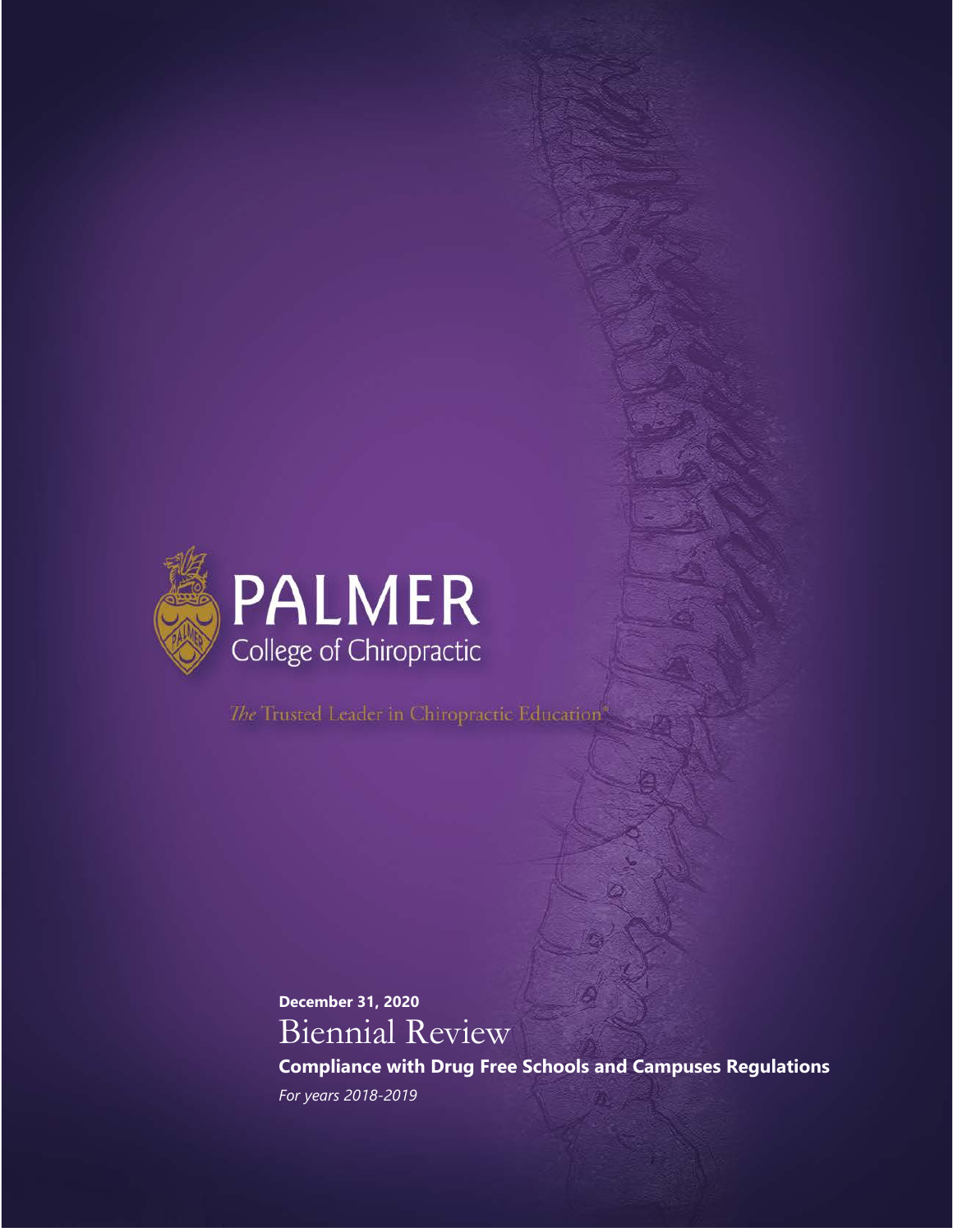PALMER

College of Chiropractic

*The* Trusted Leader in Chiropractic Education®

**December 31, 2020**

# Biennial Review

**Compliance with Drug Free Schools and Campuses Regulations**

*For years 2018-2019*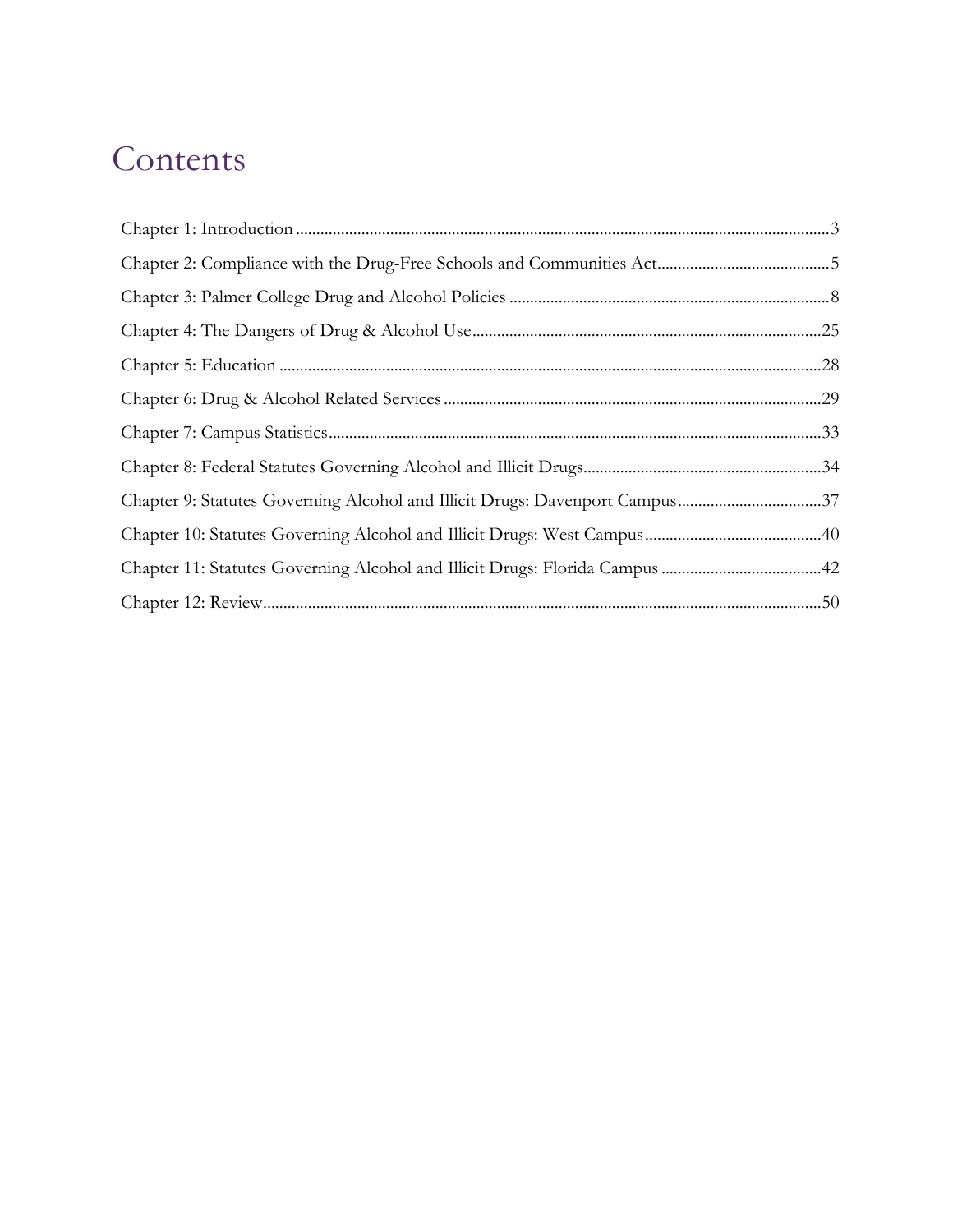# Contents

Chapter 1: Introduction ........................................................................................................................3

Chapter 2: Compliance with the Drug-Free Schools and Communities Act..........................................5

Chapter 3: Palmer College Drug and Alcohol Policies ...........................................................................8

Chapter 4: The Dangers of Drug & Alcohol Use..................................................................................25

Chapter 5: Education ..........................................................................................................................28

Chapter 6: Drug & Alcohol Related Services .......................................................................................29

Chapter 7: Campus Statistics...............................................................................................................33

Chapter 8: Federal Statutes Governing Alcohol and Illicit Drugs..........................................................34

Chapter 9: Statutes Governing Alcohol and Illicit Drugs: Davenport Campus......................................37

Chapter 10: Statutes Governing Alcohol and Illicit Drugs: West Campus............................................40

Chapter 11: Statutes Governing Alcohol and Illicit Drugs: Florida Campus ........................................42

Chapter 12: Review.............................................................................................................................50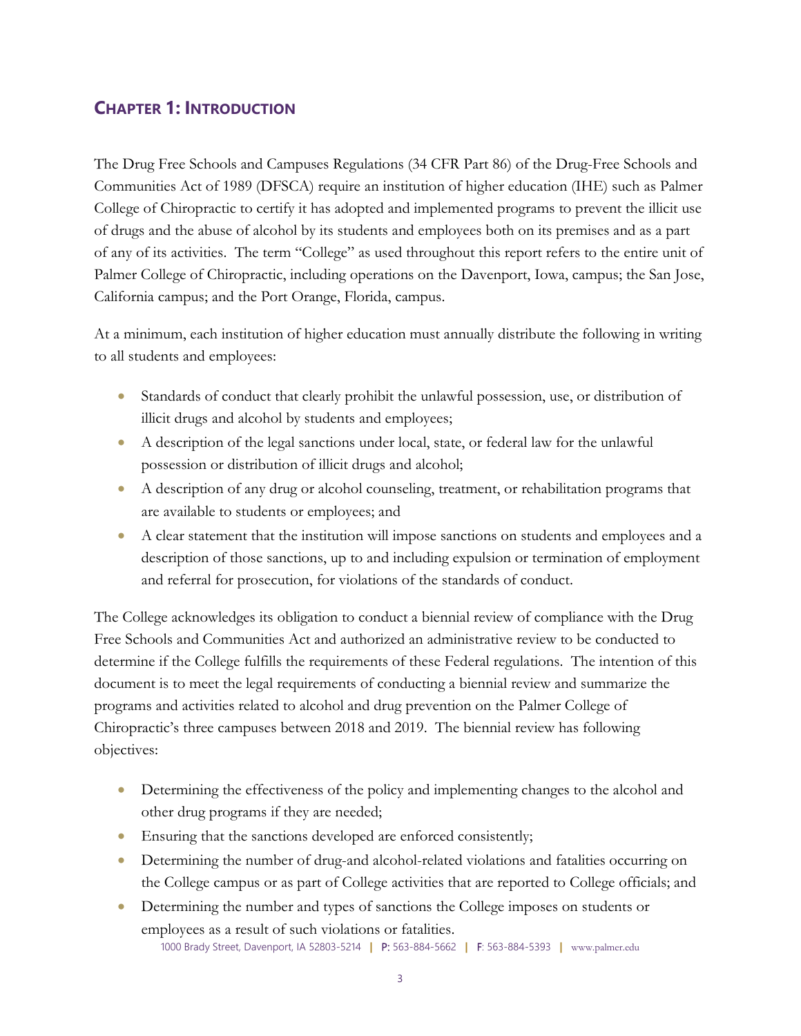## Chapter 1: Introduction

The Drug Free Schools and Campuses Regulations (34 CFR Part 86) of the Drug-Free Schools and Communities Act of 1989 (DFSCA) require an institution of higher education (IHE) such as Palmer College of Chiropractic to certify it has adopted and implemented programs to prevent the illicit use of drugs and the abuse of alcohol by its students and employees both on its premises and as a part of any of its activities. The term "College" as used throughout this report refers to the entire unit of Palmer College of Chiropractic, including operations on the Davenport, Iowa, campus; the San Jose, California campus; and the Port Orange, Florida, campus.

At a minimum, each institution of higher education must annually distribute the following in writing to all students and employees:

- Standards of conduct that clearly prohibit the unlawful possession, use, or distribution of illicit drugs and alcohol by students and employees;
- A description of the legal sanctions under local, state, or federal law for the unlawful possession or distribution of illicit drugs and alcohol;
- A description of any drug or alcohol counseling, treatment, or rehabilitation programs that are available to students or employees; and
- A clear statement that the institution will impose sanctions on students and employees and a description of those sanctions, up to and including expulsion or termination of employment and referral for prosecution, for violations of the standards of conduct.

The College acknowledges its obligation to conduct a biennial review of compliance with the Drug Free Schools and Communities Act and authorized an administrative review to be conducted to determine if the College fulfills the requirements of these Federal regulations. The intention of this document is to meet the legal requirements of conducting a biennial review and summarize the programs and activities related to alcohol and drug prevention on the Palmer College of Chiropractic's three campuses between 2018 and 2019. The biennial review has following objectives:

- Determining the effectiveness of the policy and implementing changes to the alcohol and other drug programs if they are needed;
- Ensuring that the sanctions developed are enforced consistently;
- Determining the number of drug-and alcohol-related violations and fatalities occurring on the College campus or as part of College activities that are reported to College officials; and
- Determining the number and types of sanctions the College imposes on students or employees as a result of such violations or fatalities.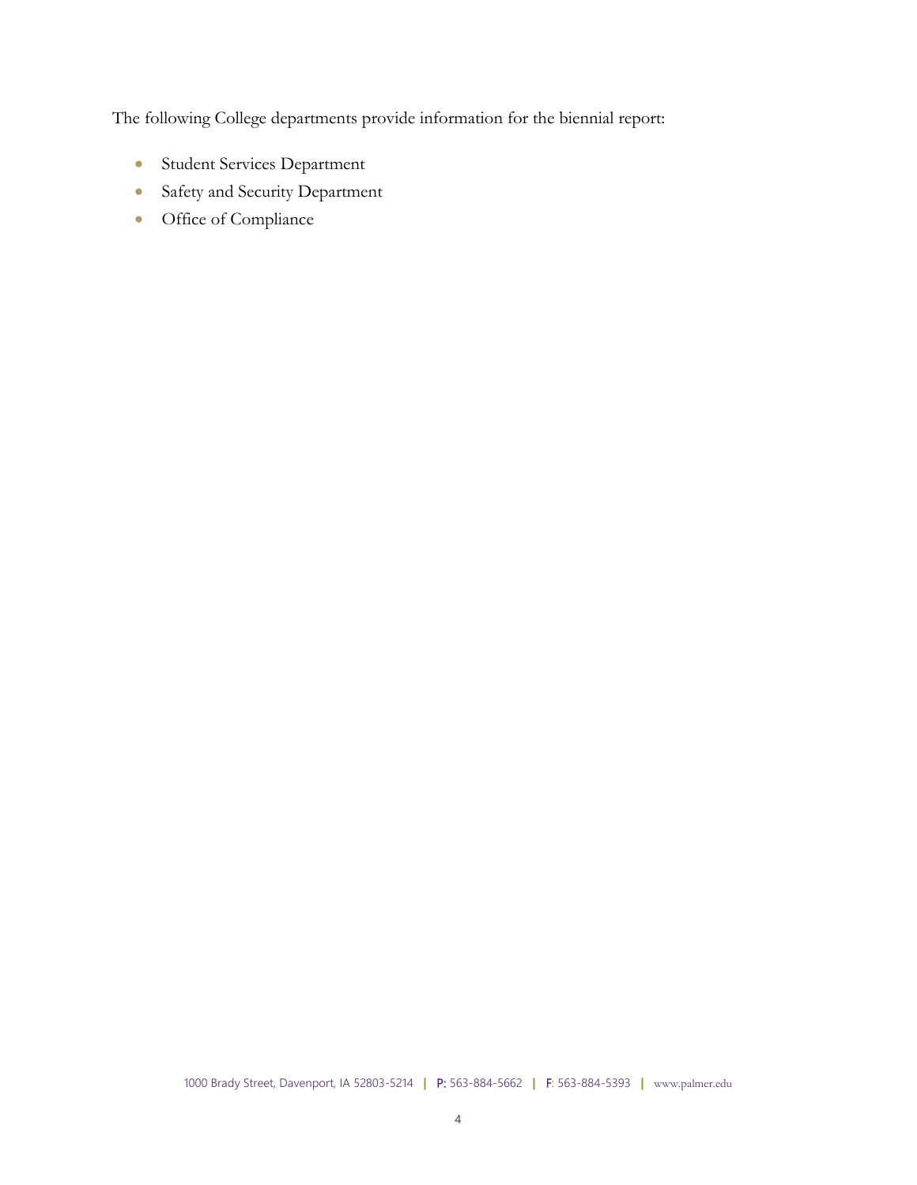The following College departments provide information for the biennial report:

- Student Services Department
- Safety and Security Department
- Office of Compliance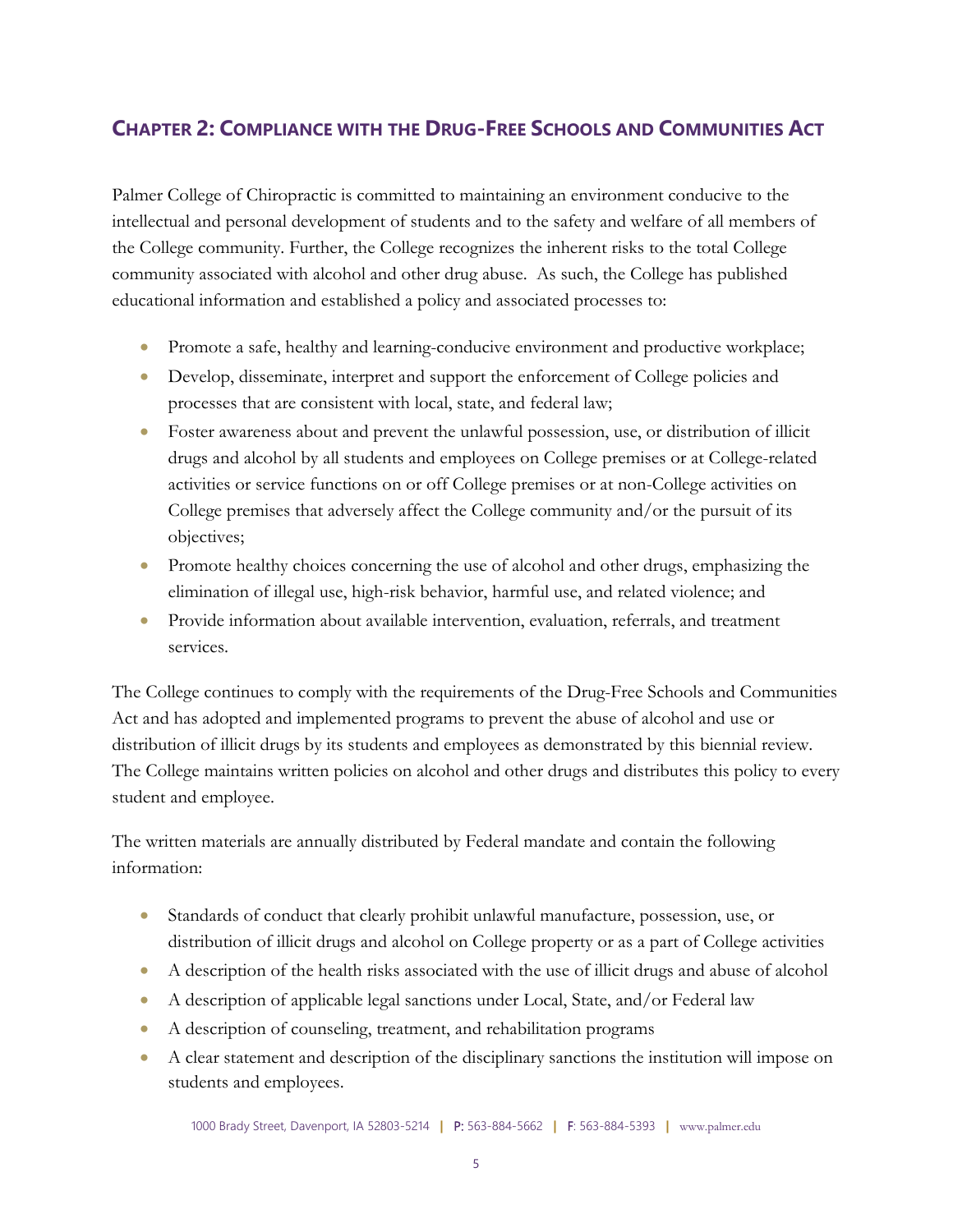## Chapter 2: Compliance with the Drug-Free Schools and Communities Act

Palmer College of Chiropractic is committed to maintaining an environment conducive to the intellectual and personal development of students and to the safety and welfare of all members of the College community. Further, the College recognizes the inherent risks to the total College community associated with alcohol and other drug abuse. As such, the College has published educational information and established a policy and associated processes to:

- Promote a safe, healthy and learning-conducive environment and productive workplace;
- Develop, disseminate, interpret and support the enforcement of College policies and processes that are consistent with local, state, and federal law;
- Foster awareness about and prevent the unlawful possession, use, or distribution of illicit drugs and alcohol by all students and employees on College premises or at College-related activities or service functions on or off College premises or at non-College activities on College premises that adversely affect the College community and/or the pursuit of its objectives;
- Promote healthy choices concerning the use of alcohol and other drugs, emphasizing the elimination of illegal use, high-risk behavior, harmful use, and related violence; and
- Provide information about available intervention, evaluation, referrals, and treatment services.

The College continues to comply with the requirements of the Drug-Free Schools and Communities Act and has adopted and implemented programs to prevent the abuse of alcohol and use or distribution of illicit drugs by its students and employees as demonstrated by this biennial review. The College maintains written policies on alcohol and other drugs and distributes this policy to every student and employee.

The written materials are annually distributed by Federal mandate and contain the following information:

- Standards of conduct that clearly prohibit unlawful manufacture, possession, use, or distribution of illicit drugs and alcohol on College property or as a part of College activities
- A description of the health risks associated with the use of illicit drugs and abuse of alcohol
- A description of applicable legal sanctions under Local, State, and/or Federal law
- A description of counseling, treatment, and rehabilitation programs
- A clear statement and description of the disciplinary sanctions the institution will impose on students and employees.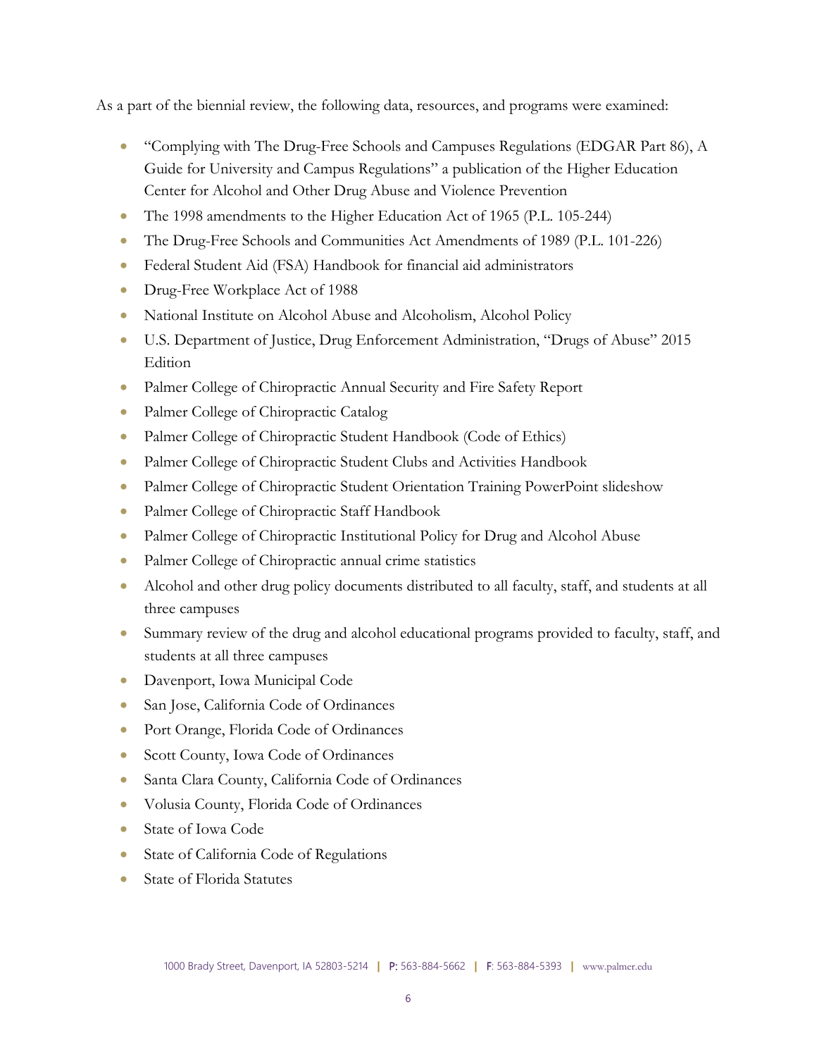As a part of the biennial review, the following data, resources, and programs were examined:

- "Complying with The Drug-Free Schools and Campuses Regulations (EDGAR Part 86), A Guide for University and Campus Regulations" a publication of the Higher Education Center for Alcohol and Other Drug Abuse and Violence Prevention
- The 1998 amendments to the Higher Education Act of 1965 (P.L. 105-244)
- The Drug-Free Schools and Communities Act Amendments of 1989 (P.L. 101-226)
- Federal Student Aid (FSA) Handbook for financial aid administrators
- Drug-Free Workplace Act of 1988
- National Institute on Alcohol Abuse and Alcoholism, Alcohol Policy
- U.S. Department of Justice, Drug Enforcement Administration, "Drugs of Abuse" 2015 Edition
- Palmer College of Chiropractic Annual Security and Fire Safety Report
- Palmer College of Chiropractic Catalog
- Palmer College of Chiropractic Student Handbook (Code of Ethics)
- Palmer College of Chiropractic Student Clubs and Activities Handbook
- Palmer College of Chiropractic Student Orientation Training PowerPoint slideshow
- Palmer College of Chiropractic Staff Handbook
- Palmer College of Chiropractic Institutional Policy for Drug and Alcohol Abuse
- Palmer College of Chiropractic annual crime statistics
- Alcohol and other drug policy documents distributed to all faculty, staff, and students at all three campuses
- Summary review of the drug and alcohol educational programs provided to faculty, staff, and students at all three campuses
- Davenport, Iowa Municipal Code
- San Jose, California Code of Ordinances
- Port Orange, Florida Code of Ordinances
- Scott County, Iowa Code of Ordinances
- Santa Clara County, California Code of Ordinances
- Volusia County, Florida Code of Ordinances
- State of Iowa Code
- State of California Code of Regulations
- State of Florida Statutes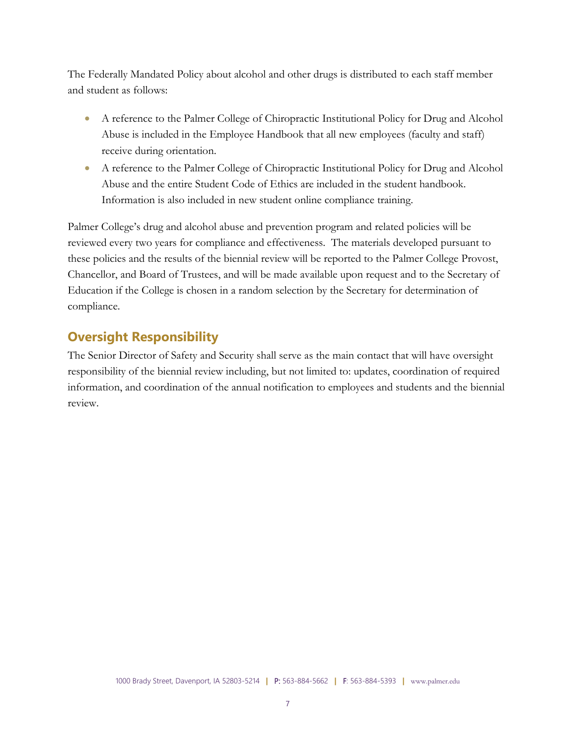The Federally Mandated Policy about alcohol and other drugs is distributed to each staff member and student as follows:

- A reference to the Palmer College of Chiropractic Institutional Policy for Drug and Alcohol Abuse is included in the Employee Handbook that all new employees (faculty and staff) receive during orientation.
- A reference to the Palmer College of Chiropractic Institutional Policy for Drug and Alcohol Abuse and the entire Student Code of Ethics are included in the student handbook. Information is also included in new student online compliance training.

Palmer College's drug and alcohol abuse and prevention program and related policies will be reviewed every two years for compliance and effectiveness. The materials developed pursuant to these policies and the results of the biennial review will be reported to the Palmer College Provost, Chancellor, and Board of Trustees, and will be made available upon request and to the Secretary of Education if the College is chosen in a random selection by the Secretary for determination of compliance.

## Oversight Responsibility

The Senior Director of Safety and Security shall serve as the main contact that will have oversight responsibility of the biennial review including, but not limited to: updates, coordination of required information, and coordination of the annual notification to employees and students and the biennial review.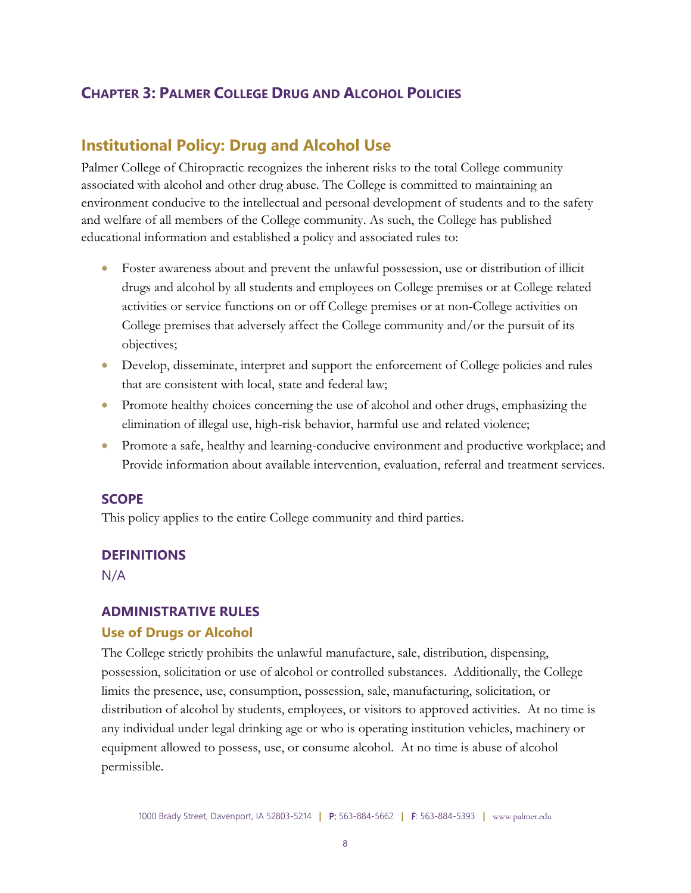# CHAPTER 3: PALMER COLLEGE DRUG AND ALCOHOL POLICIES

## Institutional Policy: Drug and Alcohol Use

Palmer College of Chiropractic recognizes the inherent risks to the total College community associated with alcohol and other drug abuse. The College is committed to maintaining an environment conducive to the intellectual and personal development of students and to the safety and welfare of all members of the College community. As such, the College has published educational information and established a policy and associated rules to:

- Foster awareness about and prevent the unlawful possession, use or distribution of illicit drugs and alcohol by all students and employees on College premises or at College related activities or service functions on or off College premises or at non-College activities on College premises that adversely affect the College community and/or the pursuit of its objectives;
- Develop, disseminate, interpret and support the enforcement of College policies and rules that are consistent with local, state and federal law;
- Promote healthy choices concerning the use of alcohol and other drugs, emphasizing the elimination of illegal use, high-risk behavior, harmful use and related violence;
- Promote a safe, healthy and learning-conducive environment and productive workplace; and Provide information about available intervention, evaluation, referral and treatment services.

### SCOPE

This policy applies to the entire College community and third parties.

### DEFINITIONS

N/A

### ADMINISTRATIVE RULES

#### Use of Drugs or Alcohol

The College strictly prohibits the unlawful manufacture, sale, distribution, dispensing, possession, solicitation or use of alcohol or controlled substances. Additionally, the College limits the presence, use, consumption, possession, sale, manufacturing, solicitation, or distribution of alcohol by students, employees, or visitors to approved activities. At no time is any individual under legal drinking age or who is operating institution vehicles, machinery or equipment allowed to possess, use, or consume alcohol. At no time is abuse of alcohol permissible.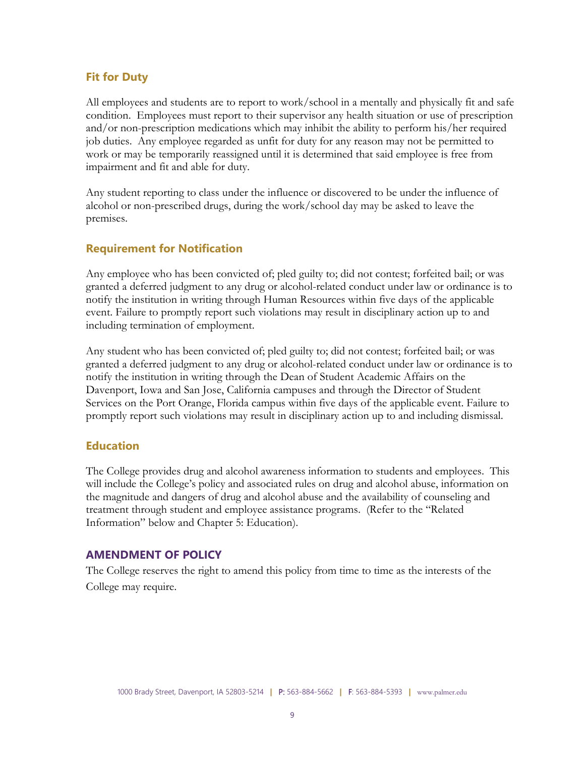### Fit for Duty

All employees and students are to report to work/school in a mentally and physically fit and safe condition. Employees must report to their supervisor any health situation or use of prescription and/or non-prescription medications which may inhibit the ability to perform his/her required job duties. Any employee regarded as unfit for duty for any reason may not be permitted to work or may be temporarily reassigned until it is determined that said employee is free from impairment and fit and able for duty.

Any student reporting to class under the influence or discovered to be under the influence of alcohol or non-prescribed drugs, during the work/school day may be asked to leave the premises.

### Requirement for Notification

Any employee who has been convicted of; pled guilty to; did not contest; forfeited bail; or was granted a deferred judgment to any drug or alcohol-related conduct under law or ordinance is to notify the institution in writing through Human Resources within five days of the applicable event. Failure to promptly report such violations may result in disciplinary action up to and including termination of employment.

Any student who has been convicted of; pled guilty to; did not contest; forfeited bail; or was granted a deferred judgment to any drug or alcohol-related conduct under law or ordinance is to notify the institution in writing through the Dean of Student Academic Affairs on the Davenport, Iowa and San Jose, California campuses and through the Director of Student Services on the Port Orange, Florida campus within five days of the applicable event. Failure to promptly report such violations may result in disciplinary action up to and including dismissal.

### Education

The College provides drug and alcohol awareness information to students and employees. This will include the College's policy and associated rules on drug and alcohol abuse, information on the magnitude and dangers of drug and alcohol abuse and the availability of counseling and treatment through student and employee assistance programs. (Refer to the "Related Information" below and Chapter 5: Education).

## AMENDMENT OF POLICY

The College reserves the right to amend this policy from time to time as the interests of the College may require.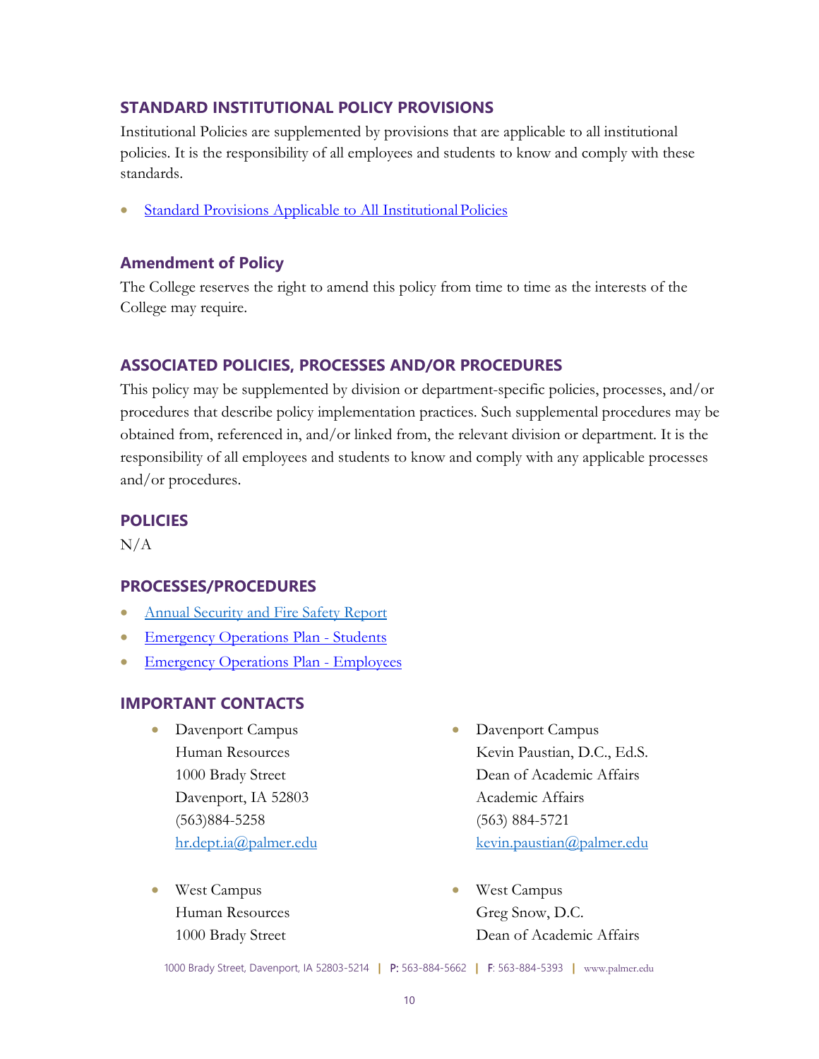## STANDARD INSTITUTIONAL POLICY PROVISIONS

Institutional Policies are supplemented by provisions that are applicable to all institutional policies. It is the responsibility of all employees and students to know and comply with these standards.

- Standard Provisions Applicable to All Institutional Policies

### Amendment of Policy

The College reserves the right to amend this policy from time to time as the interests of the College may require.

## ASSOCIATED POLICIES, PROCESSES AND/OR PROCEDURES

This policy may be supplemented by division or department-specific policies, processes, and/or procedures that describe policy implementation practices. Such supplemental procedures may be obtained from, referenced in, and/or linked from, the relevant division or department. It is the responsibility of all employees and students to know and comply with any applicable processes and/or procedures.

## POLICIES

N/A

## PROCESSES/PROCEDURES

- Annual Security and Fire Safety Report
- Emergency Operations Plan - Students
- Emergency Operations Plan - Employees

## IMPORTANT CONTACTS

- Davenport Campus
  Human Resources
  1000 Brady Street
  Davenport, IA 52803
  (563)884-5258
  hr.dept.ia@palmer.edu

- West Campus
  Human Resources
  1000 Brady Street

- Davenport Campus
  Kevin Paustian, D.C., Ed.S.
  Dean of Academic Affairs
  Academic Affairs
  (563) 884-5721
  kevin.paustian@palmer.edu

- West Campus
  Greg Snow, D.C.
  Dean of Academic Affairs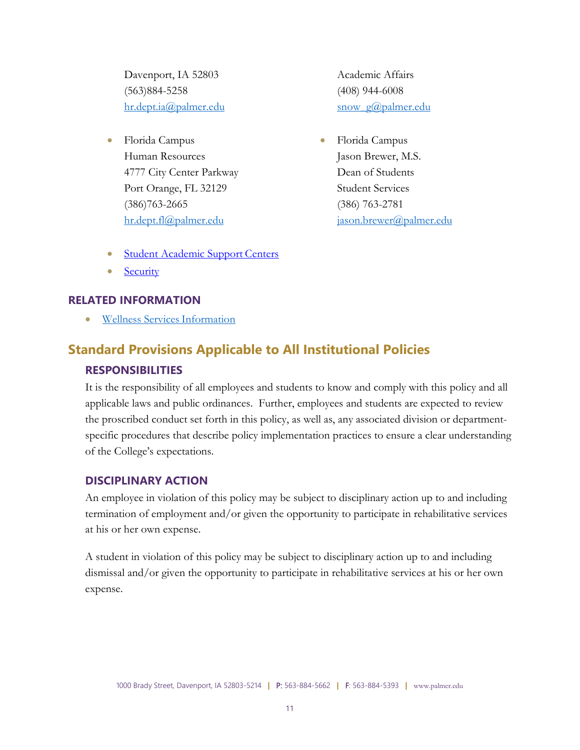Davenport, IA 52803
(563)884-5258
[hr.dept.ia@palmer.edu](mailto:hr.dept.ia@palmer.edu)

- Florida Campus
  Human Resources
  4777 City Center Parkway
  Port Orange, FL 32129
  (386)763-2665
  [hr.dept.fl@palmer.edu](mailto:hr.dept.fl@palmer.edu)

Academic Affairs
(408) 944-6008
[snow_g@palmer.edu](mailto:snow_g@palmer.edu)

- Florida Campus
  Jason Brewer, M.S.
  Dean of Students
  Student Services
  (386) 763-2781
  [jason.brewer@palmer.edu](mailto:jason.brewer@palmer.edu)

- Student Academic Support Centers
- Security

### RELATED INFORMATION

- Wellness Services Information

## Standard Provisions Applicable to All Institutional Policies

### RESPONSIBILITIES

It is the responsibility of all employees and students to know and comply with this policy and all applicable laws and public ordinances. Further, employees and students are expected to review the proscribed conduct set forth in this policy, as well as, any associated division or department-specific procedures that describe policy implementation practices to ensure a clear understanding of the College's expectations.

### DISCIPLINARY ACTION

An employee in violation of this policy may be subject to disciplinary action up to and including termination of employment and/or given the opportunity to participate in rehabilitative services at his or her own expense.

A student in violation of this policy may be subject to disciplinary action up to and including dismissal and/or given the opportunity to participate in rehabilitative services at his or her own expense.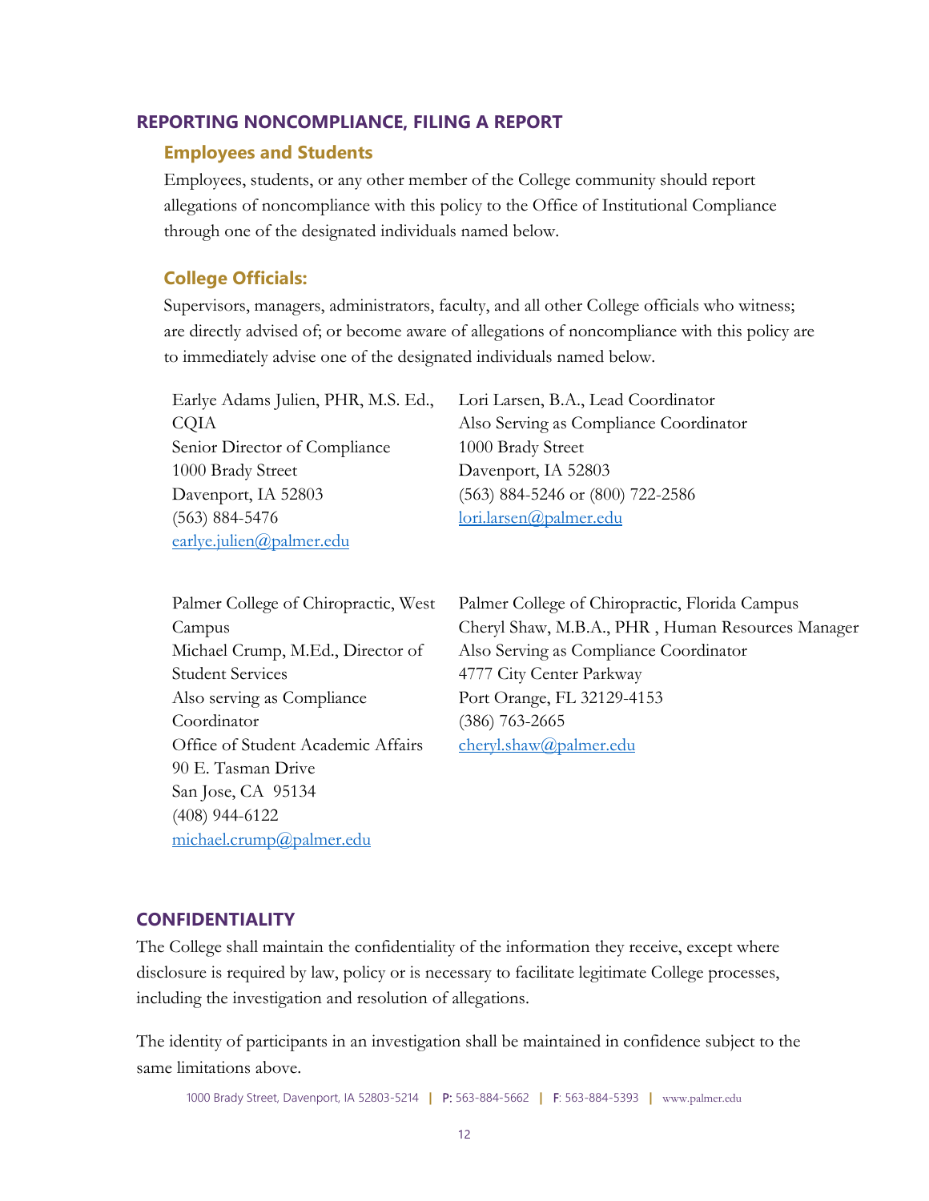## REPORTING NONCOMPLIANCE, FILING A REPORT

### Employees and Students

Employees, students, or any other member of the College community should report allegations of noncompliance with this policy to the Office of Institutional Compliance through one of the designated individuals named below.

### College Officials:

Supervisors, managers, administrators, faculty, and all other College officials who witness; are directly advised of; or become aware of allegations of noncompliance with this policy are to immediately advise one of the designated individuals named below.

Earlye Adams Julien, PHR, M.S. Ed., CQIA
Senior Director of Compliance
1000 Brady Street
Davenport, IA 52803
(563) 884-5476
earlye.julien@palmer.edu

Lori Larsen, B.A., Lead Coordinator
Also Serving as Compliance Coordinator
1000 Brady Street
Davenport, IA 52803
(563) 884-5246 or (800) 722-2586
lori.larsen@palmer.edu

Palmer College of Chiropractic, West Campus
Michael Crump, M.Ed., Director of Student Services
Also serving as Compliance Coordinator
Office of Student Academic Affairs
90 E. Tasman Drive
San Jose, CA 95134
(408) 944-6122
michael.crump@palmer.edu

Palmer College of Chiropractic, Florida Campus
Cheryl Shaw, M.B.A., PHR , Human Resources Manager
Also Serving as Compliance Coordinator
4777 City Center Parkway
Port Orange, FL 32129-4153
(386) 763-2665
cheryl.shaw@palmer.edu

## CONFIDENTIALITY

The College shall maintain the confidentiality of the information they receive, except where disclosure is required by law, policy or is necessary to facilitate legitimate College processes, including the investigation and resolution of allegations.

The identity of participants in an investigation shall be maintained in confidence subject to the same limitations above.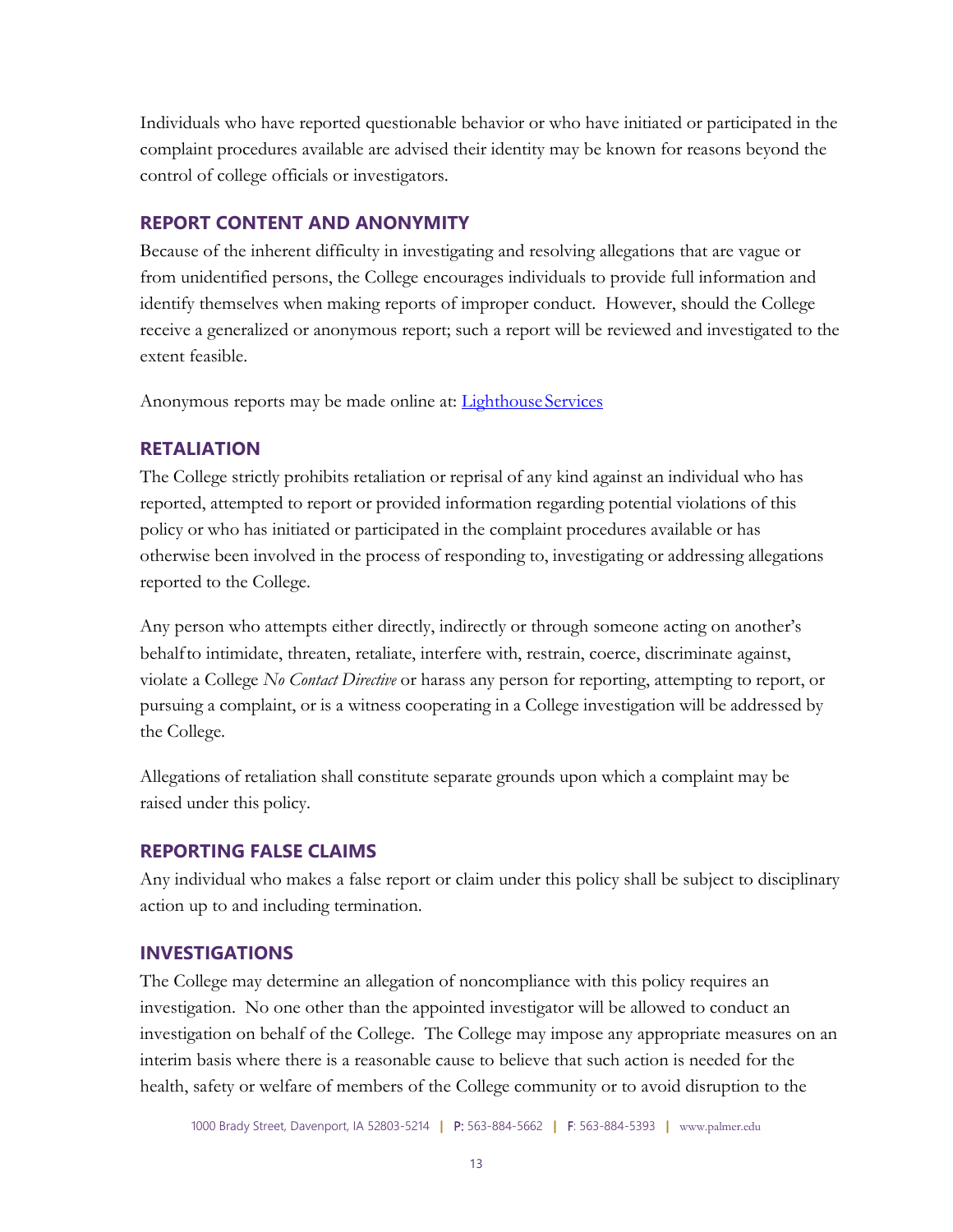Individuals who have reported questionable behavior or who have initiated or participated in the complaint procedures available are advised their identity may be known for reasons beyond the control of college officials or investigators.

## REPORT CONTENT AND ANONYMITY

Because of the inherent difficulty in investigating and resolving allegations that are vague or from unidentified persons, the College encourages individuals to provide full information and identify themselves when making reports of improper conduct. However, should the College receive a generalized or anonymous report; such a report will be reviewed and investigated to the extent feasible.

Anonymous reports may be made online at: Lighthouse Services

## RETALIATION

The College strictly prohibits retaliation or reprisal of any kind against an individual who has reported, attempted to report or provided information regarding potential violations of this policy or who has initiated or participated in the complaint procedures available or has otherwise been involved in the process of responding to, investigating or addressing allegations reported to the College.

Any person who attempts either directly, indirectly or through someone acting on another's behalf to intimidate, threaten, retaliate, interfere with, restrain, coerce, discriminate against, violate a College *No Contact Directive* or harass any person for reporting, attempting to report, or pursuing a complaint, or is a witness cooperating in a College investigation will be addressed by the College.

Allegations of retaliation shall constitute separate grounds upon which a complaint may be raised under this policy.

## REPORTING FALSE CLAIMS

Any individual who makes a false report or claim under this policy shall be subject to disciplinary action up to and including termination.

## INVESTIGATIONS

The College may determine an allegation of noncompliance with this policy requires an investigation. No one other than the appointed investigator will be allowed to conduct an investigation on behalf of the College. The College may impose any appropriate measures on an interim basis where there is a reasonable cause to believe that such action is needed for the health, safety or welfare of members of the College community or to avoid disruption to the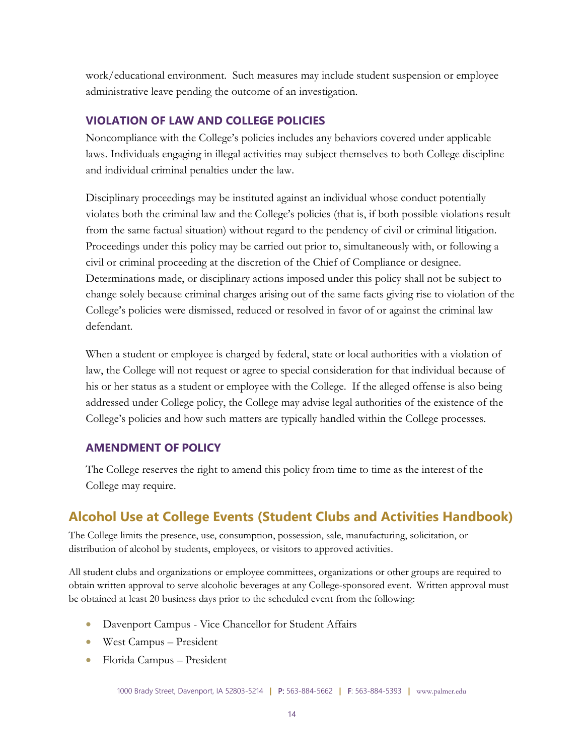work/educational environment. Such measures may include student suspension or employee administrative leave pending the outcome of an investigation.

### VIOLATION OF LAW AND COLLEGE POLICIES

Noncompliance with the College's policies includes any behaviors covered under applicable laws. Individuals engaging in illegal activities may subject themselves to both College discipline and individual criminal penalties under the law.

Disciplinary proceedings may be instituted against an individual whose conduct potentially violates both the criminal law and the College's policies (that is, if both possible violations result from the same factual situation) without regard to the pendency of civil or criminal litigation. Proceedings under this policy may be carried out prior to, simultaneously with, or following a civil or criminal proceeding at the discretion of the Chief of Compliance or designee. Determinations made, or disciplinary actions imposed under this policy shall not be subject to change solely because criminal charges arising out of the same facts giving rise to violation of the College's policies were dismissed, reduced or resolved in favor of or against the criminal law defendant.

When a student or employee is charged by federal, state or local authorities with a violation of law, the College will not request or agree to special consideration for that individual because of his or her status as a student or employee with the College. If the alleged offense is also being addressed under College policy, the College may advise legal authorities of the existence of the College's policies and how such matters are typically handled within the College processes.

### AMENDMENT OF POLICY

The College reserves the right to amend this policy from time to time as the interest of the College may require.

## Alcohol Use at College Events (Student Clubs and Activities Handbook)

The College limits the presence, use, consumption, possession, sale, manufacturing, solicitation, or distribution of alcohol by students, employees, or visitors to approved activities.

All student clubs and organizations or employee committees, organizations or other groups are required to obtain written approval to serve alcoholic beverages at any College-sponsored event. Written approval must be obtained at least 20 business days prior to the scheduled event from the following:

- Davenport Campus - Vice Chancellor for Student Affairs
- West Campus – President
- Florida Campus – President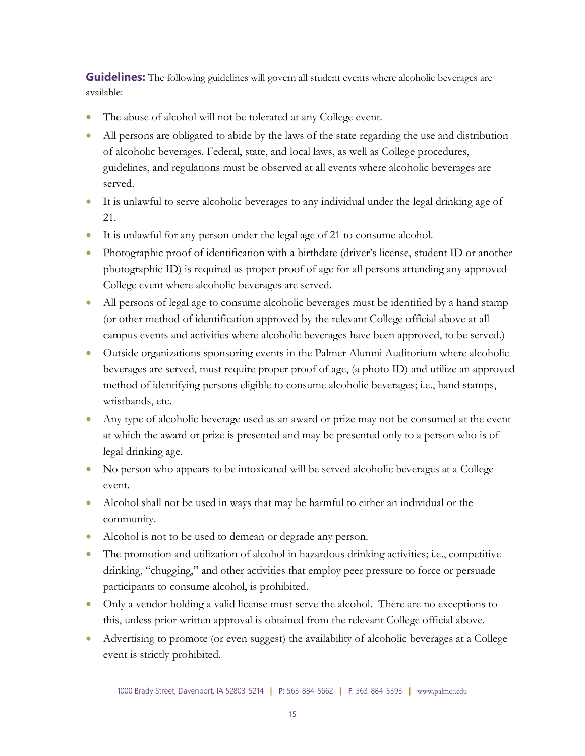**Guidelines:** The following guidelines will govern all student events where alcoholic beverages are available:

- The abuse of alcohol will not be tolerated at any College event.
- All persons are obligated to abide by the laws of the state regarding the use and distribution of alcoholic beverages. Federal, state, and local laws, as well as College procedures, guidelines, and regulations must be observed at all events where alcoholic beverages are served.
- It is unlawful to serve alcoholic beverages to any individual under the legal drinking age of 21.
- It is unlawful for any person under the legal age of 21 to consume alcohol.
- Photographic proof of identification with a birthdate (driver's license, student ID or another photographic ID) is required as proper proof of age for all persons attending any approved College event where alcoholic beverages are served.
- All persons of legal age to consume alcoholic beverages must be identified by a hand stamp (or other method of identification approved by the relevant College official above at all campus events and activities where alcoholic beverages have been approved, to be served.)
- Outside organizations sponsoring events in the Palmer Alumni Auditorium where alcoholic beverages are served, must require proper proof of age, (a photo ID) and utilize an approved method of identifying persons eligible to consume alcoholic beverages; i.e., hand stamps, wristbands, etc.
- Any type of alcoholic beverage used as an award or prize may not be consumed at the event at which the award or prize is presented and may be presented only to a person who is of legal drinking age.
- No person who appears to be intoxicated will be served alcoholic beverages at a College event.
- Alcohol shall not be used in ways that may be harmful to either an individual or the community.
- Alcohol is not to be used to demean or degrade any person.
- The promotion and utilization of alcohol in hazardous drinking activities; i.e., competitive drinking, "chugging," and other activities that employ peer pressure to force or persuade participants to consume alcohol, is prohibited.
- Only a vendor holding a valid license must serve the alcohol. There are no exceptions to this, unless prior written approval is obtained from the relevant College official above.
- Advertising to promote (or even suggest) the availability of alcoholic beverages at a College event is strictly prohibited.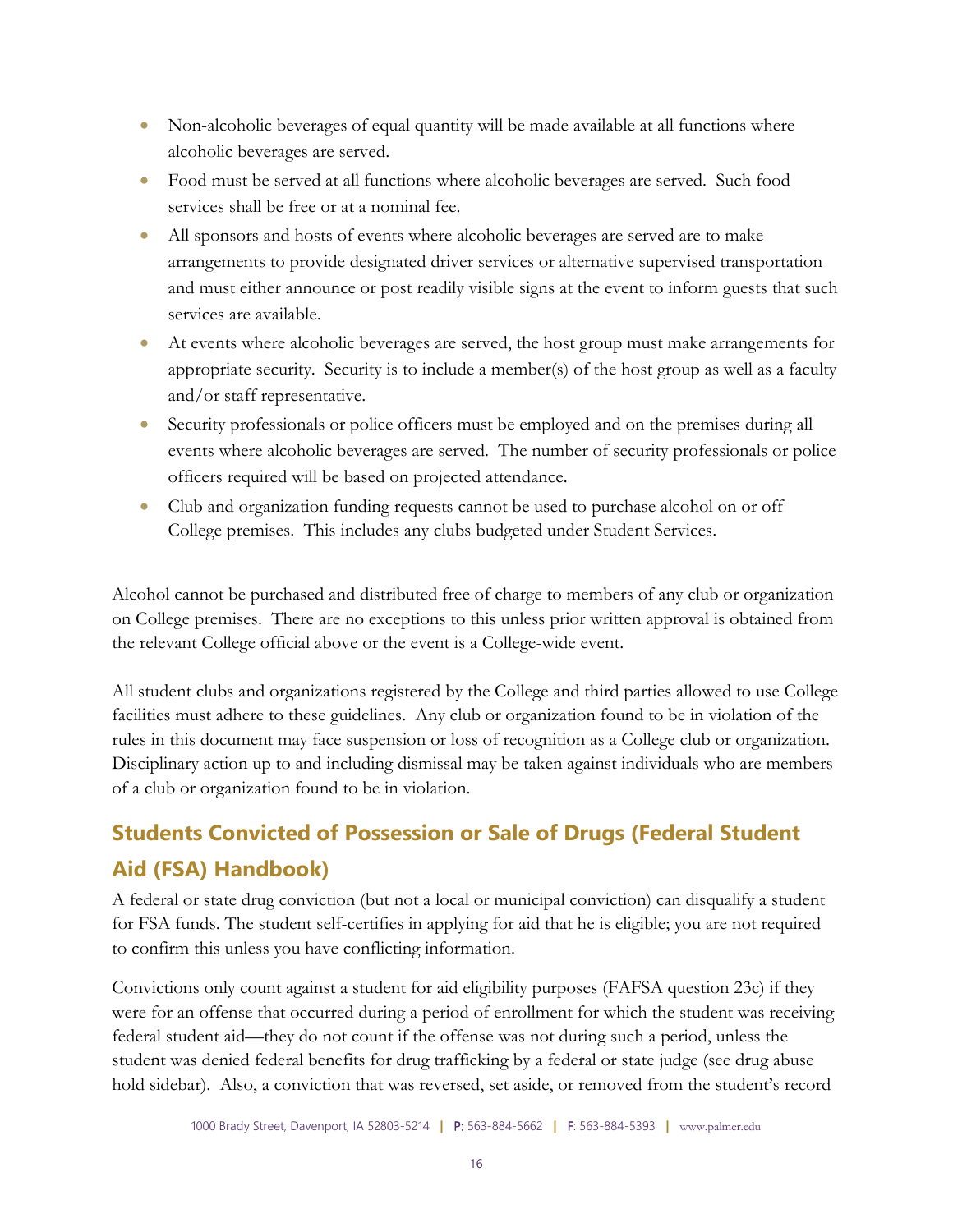- Non-alcoholic beverages of equal quantity will be made available at all functions where alcoholic beverages are served.
- Food must be served at all functions where alcoholic beverages are served. Such food services shall be free or at a nominal fee.
- All sponsors and hosts of events where alcoholic beverages are served are to make arrangements to provide designated driver services or alternative supervised transportation and must either announce or post readily visible signs at the event to inform guests that such services are available.
- At events where alcoholic beverages are served, the host group must make arrangements for appropriate security. Security is to include a member(s) of the host group as well as a faculty and/or staff representative.
- Security professionals or police officers must be employed and on the premises during all events where alcoholic beverages are served. The number of security professionals or police officers required will be based on projected attendance.
- Club and organization funding requests cannot be used to purchase alcohol on or off College premises. This includes any clubs budgeted under Student Services.

Alcohol cannot be purchased and distributed free of charge to members of any club or organization on College premises. There are no exceptions to this unless prior written approval is obtained from the relevant College official above or the event is a College-wide event.

All student clubs and organizations registered by the College and third parties allowed to use College facilities must adhere to these guidelines. Any club or organization found to be in violation of the rules in this document may face suspension or loss of recognition as a College club or organization. Disciplinary action up to and including dismissal may be taken against individuals who are members of a club or organization found to be in violation.

## Students Convicted of Possession or Sale of Drugs (Federal Student Aid (FSA) Handbook)

A federal or state drug conviction (but not a local or municipal conviction) can disqualify a student for FSA funds. The student self-certifies in applying for aid that he is eligible; you are not required to confirm this unless you have conflicting information.

Convictions only count against a student for aid eligibility purposes (FAFSA question 23c) if they were for an offense that occurred during a period of enrollment for which the student was receiving federal student aid—they do not count if the offense was not during such a period, unless the student was denied federal benefits for drug trafficking by a federal or state judge (see drug abuse hold sidebar). Also, a conviction that was reversed, set aside, or removed from the student's record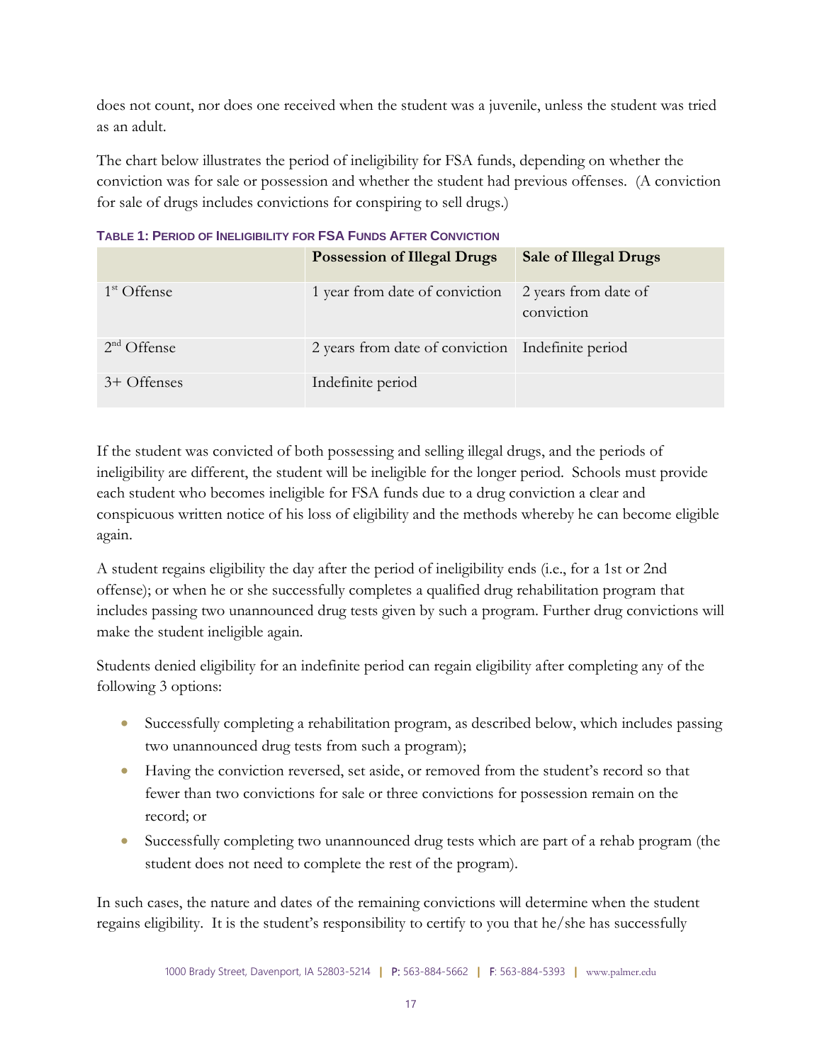does not count, nor does one received when the student was a juvenile, unless the student was tried as an adult.

The chart below illustrates the period of ineligibility for FSA funds, depending on whether the conviction was for sale or possession and whether the student had previous offenses.  (A conviction for sale of drugs includes convictions for conspiring to sell drugs.)

**TABLE 1: PERIOD OF INELIGIBILITY FOR FSA FUNDS AFTER CONVICTION**

| | **Possession of Illegal Drugs** | **Sale of Illegal Drugs** |
|---|---|---|
| 1st Offense | 1 year from date of conviction | 2 years from date of conviction |
| 2nd Offense | 2 years from date of conviction | Indefinite period |
| 3+ Offenses | Indefinite period | |

If the student was convicted of both possessing and selling illegal drugs, and the periods of ineligibility are different, the student will be ineligible for the longer period.  Schools must provide each student who becomes ineligible for FSA funds due to a drug conviction a clear and conspicuous written notice of his loss of eligibility and the methods whereby he can become eligible again.

A student regains eligibility the day after the period of ineligibility ends (i.e., for a 1st or 2nd offense); or when he or she successfully completes a qualified drug rehabilitation program that includes passing two unannounced drug tests given by such a program. Further drug convictions will make the student ineligible again.

Students denied eligibility for an indefinite period can regain eligibility after completing any of the following 3 options:

- Successfully completing a rehabilitation program, as described below, which includes passing two unannounced drug tests from such a program);
- Having the conviction reversed, set aside, or removed from the student's record so that fewer than two convictions for sale or three convictions for possession remain on the record; or
- Successfully completing two unannounced drug tests which are part of a rehab program (the student does not need to complete the rest of the program).

In such cases, the nature and dates of the remaining convictions will determine when the student regains eligibility.  It is the student's responsibility to certify to you that he/she has successfully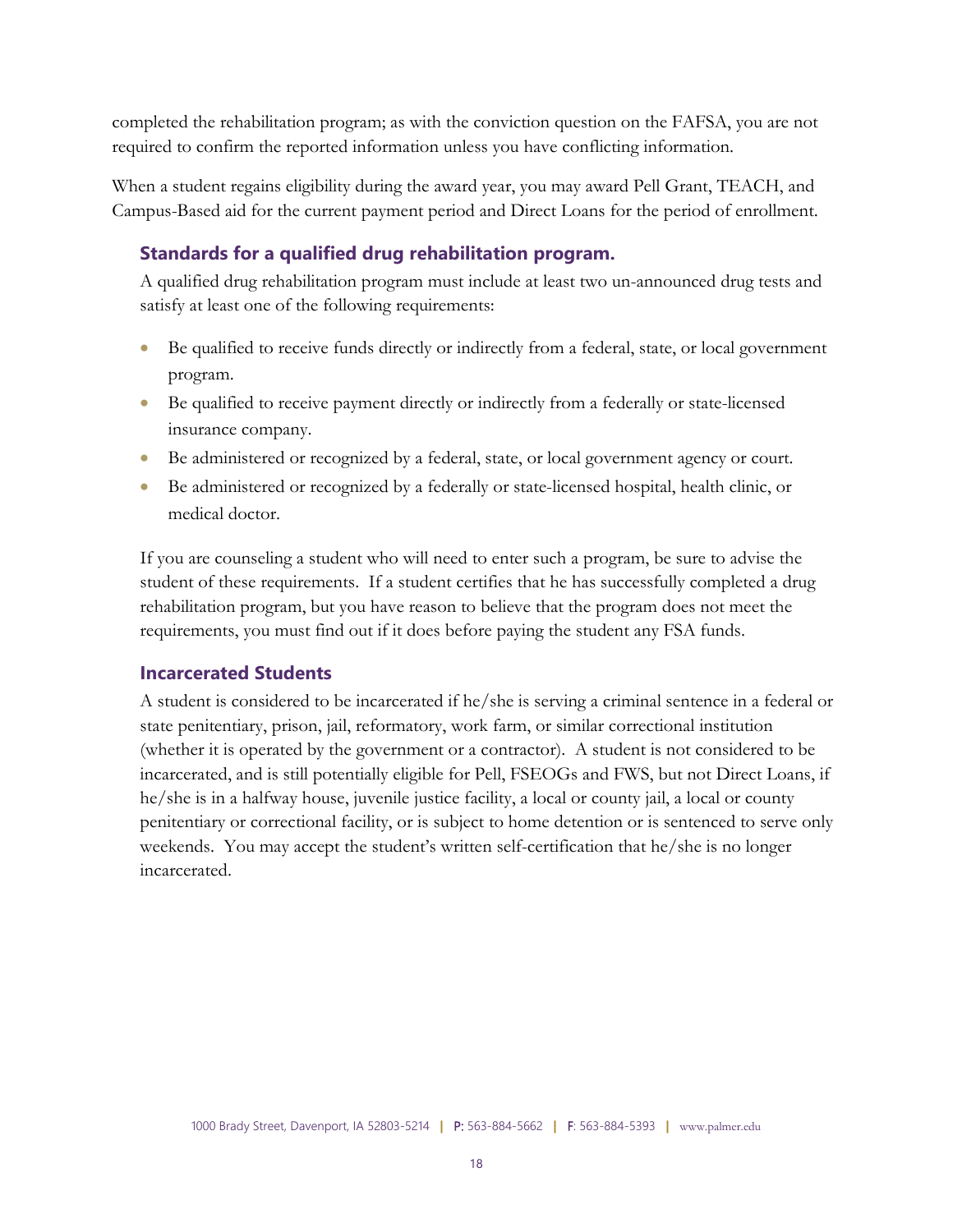completed the rehabilitation program; as with the conviction question on the FAFSA, you are not required to confirm the reported information unless you have conflicting information.

When a student regains eligibility during the award year, you may award Pell Grant, TEACH, and Campus-Based aid for the current payment period and Direct Loans for the period of enrollment.

### Standards for a qualified drug rehabilitation program.

A qualified drug rehabilitation program must include at least two un-announced drug tests and satisfy at least one of the following requirements:

- Be qualified to receive funds directly or indirectly from a federal, state, or local government program.
- Be qualified to receive payment directly or indirectly from a federally or state-licensed insurance company.
- Be administered or recognized by a federal, state, or local government agency or court.
- Be administered or recognized by a federally or state-licensed hospital, health clinic, or medical doctor.

If you are counseling a student who will need to enter such a program, be sure to advise the student of these requirements. If a student certifies that he has successfully completed a drug rehabilitation program, but you have reason to believe that the program does not meet the requirements, you must find out if it does before paying the student any FSA funds.

### Incarcerated Students

A student is considered to be incarcerated if he/she is serving a criminal sentence in a federal or state penitentiary, prison, jail, reformatory, work farm, or similar correctional institution (whether it is operated by the government or a contractor). A student is not considered to be incarcerated, and is still potentially eligible for Pell, FSEOGs and FWS, but not Direct Loans, if he/she is in a halfway house, juvenile justice facility, a local or county jail, a local or county penitentiary or correctional facility, or is subject to home detention or is sentenced to serve only weekends. You may accept the student's written self-certification that he/she is no longer incarcerated.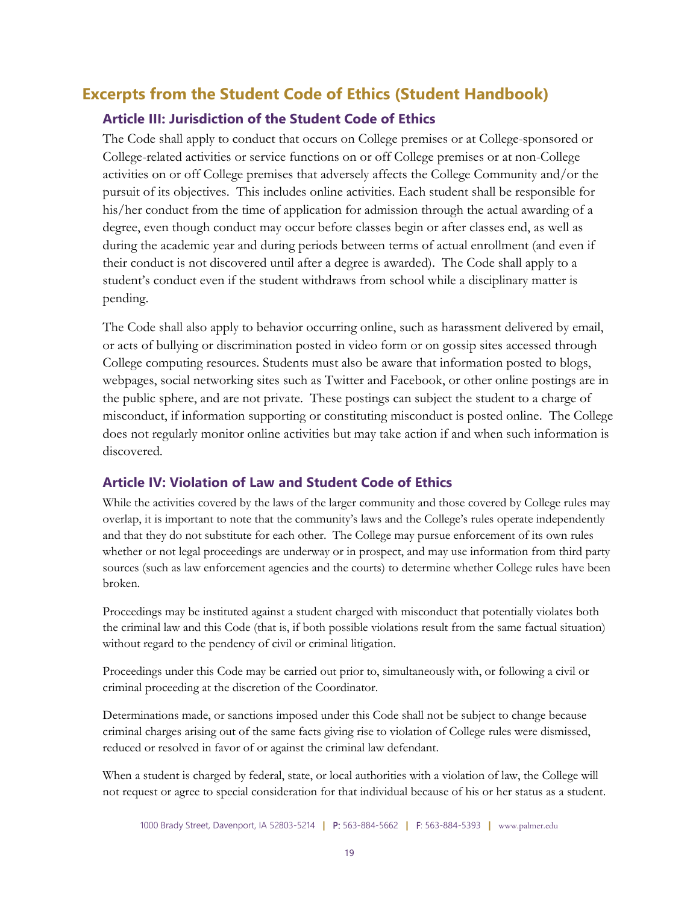## Excerpts from the Student Code of Ethics (Student Handbook)

### Article III: Jurisdiction of the Student Code of Ethics

The Code shall apply to conduct that occurs on College premises or at College-sponsored or College-related activities or service functions on or off College premises or at non-College activities on or off College premises that adversely affects the College Community and/or the pursuit of its objectives. This includes online activities. Each student shall be responsible for his/her conduct from the time of application for admission through the actual awarding of a degree, even though conduct may occur before classes begin or after classes end, as well as during the academic year and during periods between terms of actual enrollment (and even if their conduct is not discovered until after a degree is awarded). The Code shall apply to a student's conduct even if the student withdraws from school while a disciplinary matter is pending.

The Code shall also apply to behavior occurring online, such as harassment delivered by email, or acts of bullying or discrimination posted in video form or on gossip sites accessed through College computing resources. Students must also be aware that information posted to blogs, webpages, social networking sites such as Twitter and Facebook, or other online postings are in the public sphere, and are not private. These postings can subject the student to a charge of misconduct, if information supporting or constituting misconduct is posted online. The College does not regularly monitor online activities but may take action if and when such information is discovered.

### Article IV: Violation of Law and Student Code of Ethics

While the activities covered by the laws of the larger community and those covered by College rules may overlap, it is important to note that the community's laws and the College's rules operate independently and that they do not substitute for each other. The College may pursue enforcement of its own rules whether or not legal proceedings are underway or in prospect, and may use information from third party sources (such as law enforcement agencies and the courts) to determine whether College rules have been broken.

Proceedings may be instituted against a student charged with misconduct that potentially violates both the criminal law and this Code (that is, if both possible violations result from the same factual situation) without regard to the pendency of civil or criminal litigation.

Proceedings under this Code may be carried out prior to, simultaneously with, or following a civil or criminal proceeding at the discretion of the Coordinator.

Determinations made, or sanctions imposed under this Code shall not be subject to change because criminal charges arising out of the same facts giving rise to violation of College rules were dismissed, reduced or resolved in favor of or against the criminal law defendant.

When a student is charged by federal, state, or local authorities with a violation of law, the College will not request or agree to special consideration for that individual because of his or her status as a student.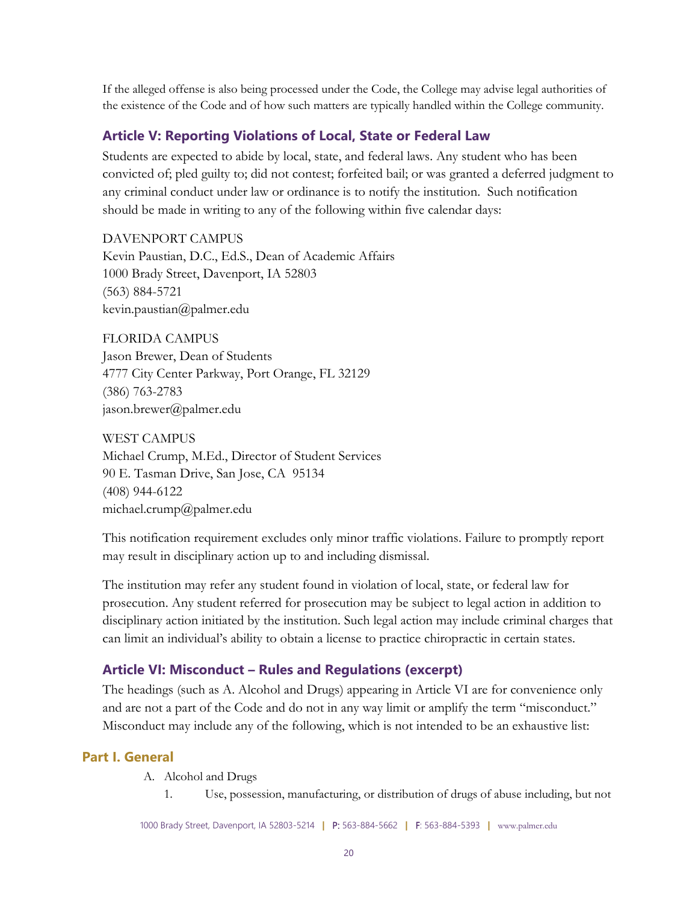If the alleged offense is also being processed under the Code, the College may advise legal authorities of the existence of the Code and of how such matters are typically handled within the College community.

## Article V: Reporting Violations of Local, State or Federal Law

Students are expected to abide by local, state, and federal laws. Any student who has been convicted of; pled guilty to; did not contest; forfeited bail; or was granted a deferred judgment to any criminal conduct under law or ordinance is to notify the institution. Such notification should be made in writing to any of the following within five calendar days:

DAVENPORT CAMPUS
Kevin Paustian, D.C., Ed.S., Dean of Academic Affairs
1000 Brady Street, Davenport, IA 52803
(563) 884-5721
kevin.paustian@palmer.edu

FLORIDA CAMPUS
Jason Brewer, Dean of Students
4777 City Center Parkway, Port Orange, FL 32129
(386) 763-2783
jason.brewer@palmer.edu

WEST CAMPUS
Michael Crump, M.Ed., Director of Student Services
90 E. Tasman Drive, San Jose, CA 95134
(408) 944-6122
michael.crump@palmer.edu

This notification requirement excludes only minor traffic violations. Failure to promptly report may result in disciplinary action up to and including dismissal.

The institution may refer any student found in violation of local, state, or federal law for prosecution. Any student referred for prosecution may be subject to legal action in addition to disciplinary action initiated by the institution. Such legal action may include criminal charges that can limit an individual's ability to obtain a license to practice chiropractic in certain states.

## Article VI: Misconduct – Rules and Regulations (excerpt)

The headings (such as A. Alcohol and Drugs) appearing in Article VI are for convenience only and are not a part of the Code and do not in any way limit or amplify the term "misconduct." Misconduct may include any of the following, which is not intended to be an exhaustive list:

### Part I. General

A. Alcohol and Drugs

1. Use, possession, manufacturing, or distribution of drugs of abuse including, but not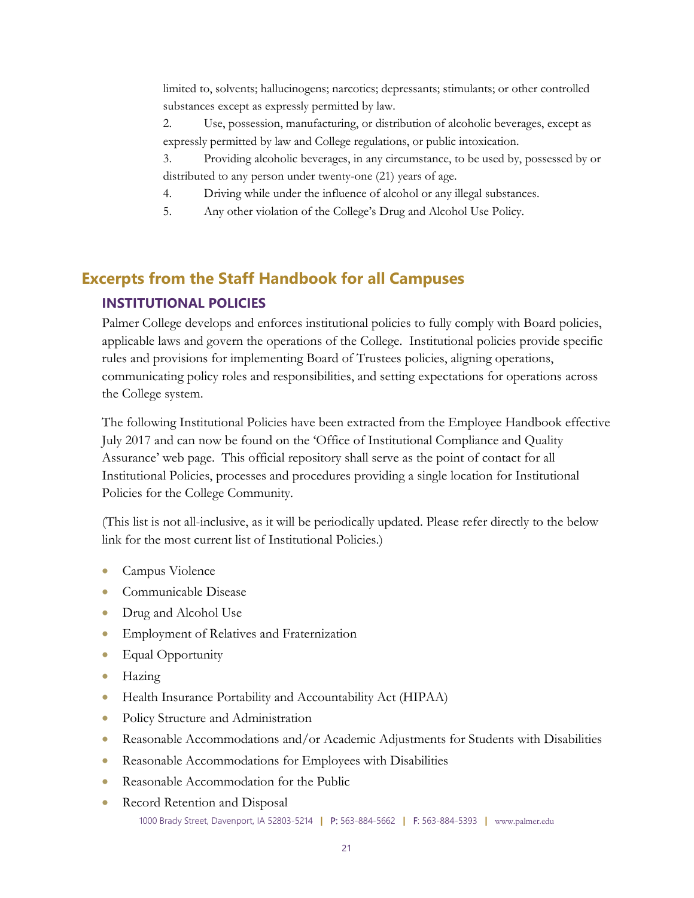limited to, solvents; hallucinogens; narcotics; depressants; stimulants; or other controlled substances except as expressly permitted by law.

2. Use, possession, manufacturing, or distribution of alcoholic beverages, except as expressly permitted by law and College regulations, or public intoxication.

3. Providing alcoholic beverages, in any circumstance, to be used by, possessed by or distributed to any person under twenty-one (21) years of age.

4. Driving while under the influence of alcohol or any illegal substances.

5. Any other violation of the College's Drug and Alcohol Use Policy.

## Excerpts from the Staff Handbook for all Campuses

### INSTITUTIONAL POLICIES

Palmer College develops and enforces institutional policies to fully comply with Board policies, applicable laws and govern the operations of the College. Institutional policies provide specific rules and provisions for implementing Board of Trustees policies, aligning operations, communicating policy roles and responsibilities, and setting expectations for operations across the College system.

The following Institutional Policies have been extracted from the Employee Handbook effective July 2017 and can now be found on the 'Office of Institutional Compliance and Quality Assurance' web page. This official repository shall serve as the point of contact for all Institutional Policies, processes and procedures providing a single location for Institutional Policies for the College Community.

(This list is not all-inclusive, as it will be periodically updated. Please refer directly to the below link for the most current list of Institutional Policies.)

- Campus Violence
- Communicable Disease
- Drug and Alcohol Use
- Employment of Relatives and Fraternization
- Equal Opportunity
- Hazing
- Health Insurance Portability and Accountability Act (HIPAA)
- Policy Structure and Administration
- Reasonable Accommodations and/or Academic Adjustments for Students with Disabilities
- Reasonable Accommodations for Employees with Disabilities
- Reasonable Accommodation for the Public
- Record Retention and Disposal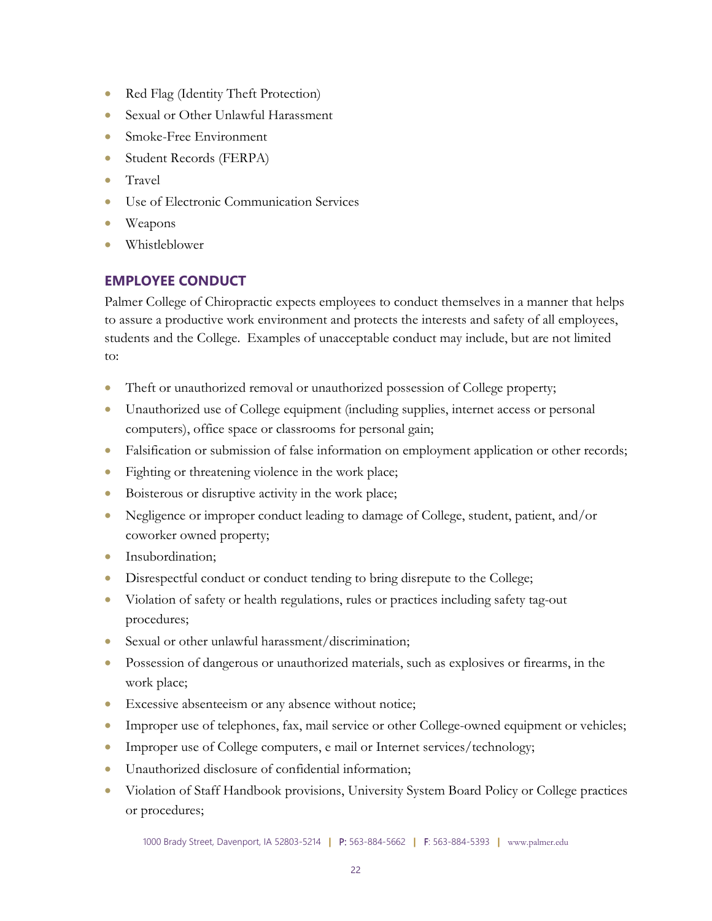- Red Flag (Identity Theft Protection)
- Sexual or Other Unlawful Harassment
- Smoke-Free Environment
- Student Records (FERPA)
- Travel
- Use of Electronic Communication Services
- Weapons
- Whistleblower

## EMPLOYEE CONDUCT

Palmer College of Chiropractic expects employees to conduct themselves in a manner that helps to assure a productive work environment and protects the interests and safety of all employees, students and the College. Examples of unacceptable conduct may include, but are not limited to:

- Theft or unauthorized removal or unauthorized possession of College property;
- Unauthorized use of College equipment (including supplies, internet access or personal computers), office space or classrooms for personal gain;
- Falsification or submission of false information on employment application or other records;
- Fighting or threatening violence in the work place;
- Boisterous or disruptive activity in the work place;
- Negligence or improper conduct leading to damage of College, student, patient, and/or coworker owned property;
- Insubordination;
- Disrespectful conduct or conduct tending to bring disrepute to the College;
- Violation of safety or health regulations, rules or practices including safety tag-out procedures;
- Sexual or other unlawful harassment/discrimination;
- Possession of dangerous or unauthorized materials, such as explosives or firearms, in the work place;
- Excessive absenteeism or any absence without notice;
- Improper use of telephones, fax, mail service or other College-owned equipment or vehicles;
- Improper use of College computers, e mail or Internet services/technology;
- Unauthorized disclosure of confidential information;
- Violation of Staff Handbook provisions, University System Board Policy or College practices or procedures;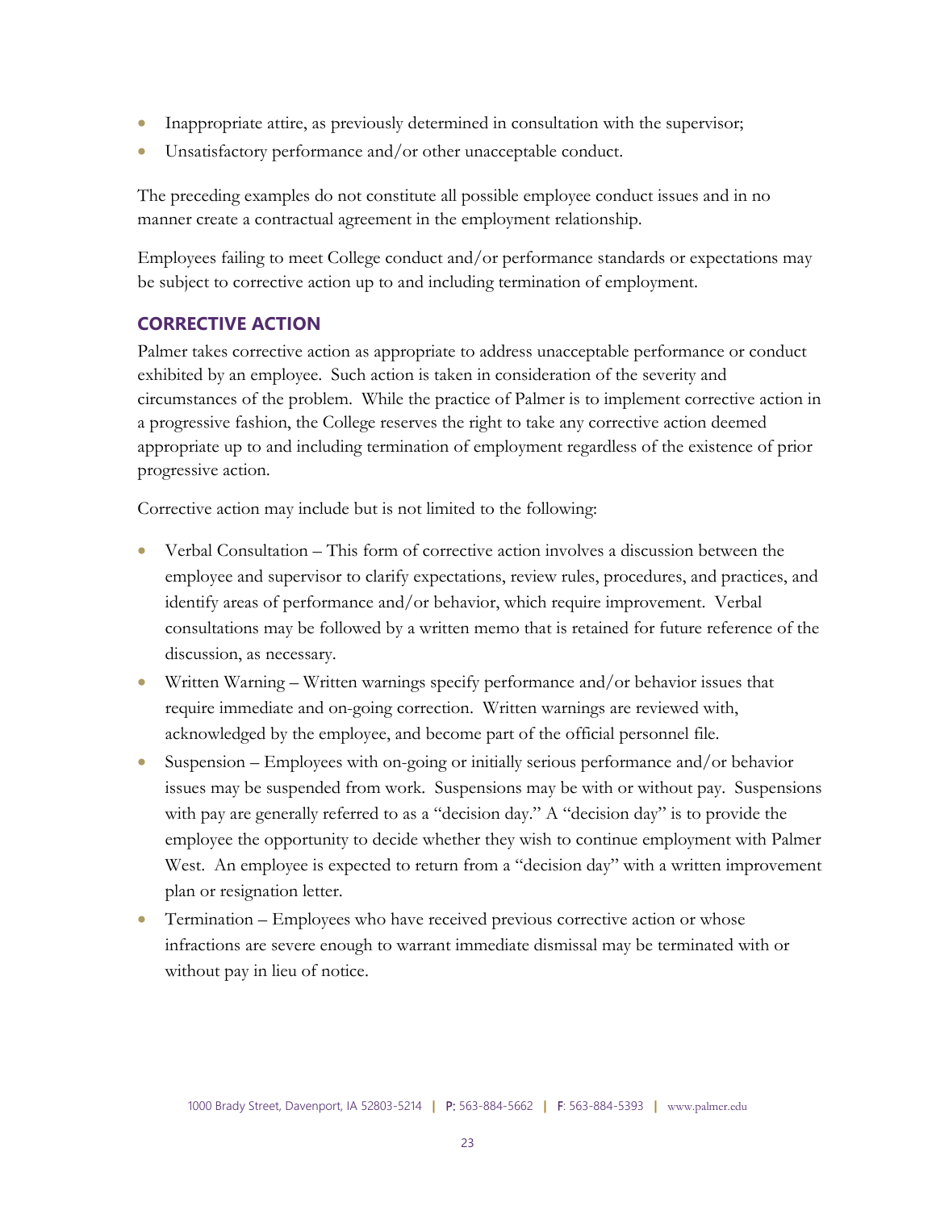- Inappropriate attire, as previously determined in consultation with the supervisor;
- Unsatisfactory performance and/or other unacceptable conduct.

The preceding examples do not constitute all possible employee conduct issues and in no manner create a contractual agreement in the employment relationship.

Employees failing to meet College conduct and/or performance standards or expectations may be subject to corrective action up to and including termination of employment.

## CORRECTIVE ACTION

Palmer takes corrective action as appropriate to address unacceptable performance or conduct exhibited by an employee. Such action is taken in consideration of the severity and circumstances of the problem. While the practice of Palmer is to implement corrective action in a progressive fashion, the College reserves the right to take any corrective action deemed appropriate up to and including termination of employment regardless of the existence of prior progressive action.

Corrective action may include but is not limited to the following:

- Verbal Consultation – This form of corrective action involves a discussion between the employee and supervisor to clarify expectations, review rules, procedures, and practices, and identify areas of performance and/or behavior, which require improvement. Verbal consultations may be followed by a written memo that is retained for future reference of the discussion, as necessary.
- Written Warning – Written warnings specify performance and/or behavior issues that require immediate and on-going correction. Written warnings are reviewed with, acknowledged by the employee, and become part of the official personnel file.
- Suspension – Employees with on-going or initially serious performance and/or behavior issues may be suspended from work. Suspensions may be with or without pay. Suspensions with pay are generally referred to as a "decision day." A "decision day" is to provide the employee the opportunity to decide whether they wish to continue employment with Palmer West. An employee is expected to return from a "decision day" with a written improvement plan or resignation letter.
- Termination – Employees who have received previous corrective action or whose infractions are severe enough to warrant immediate dismissal may be terminated with or without pay in lieu of notice.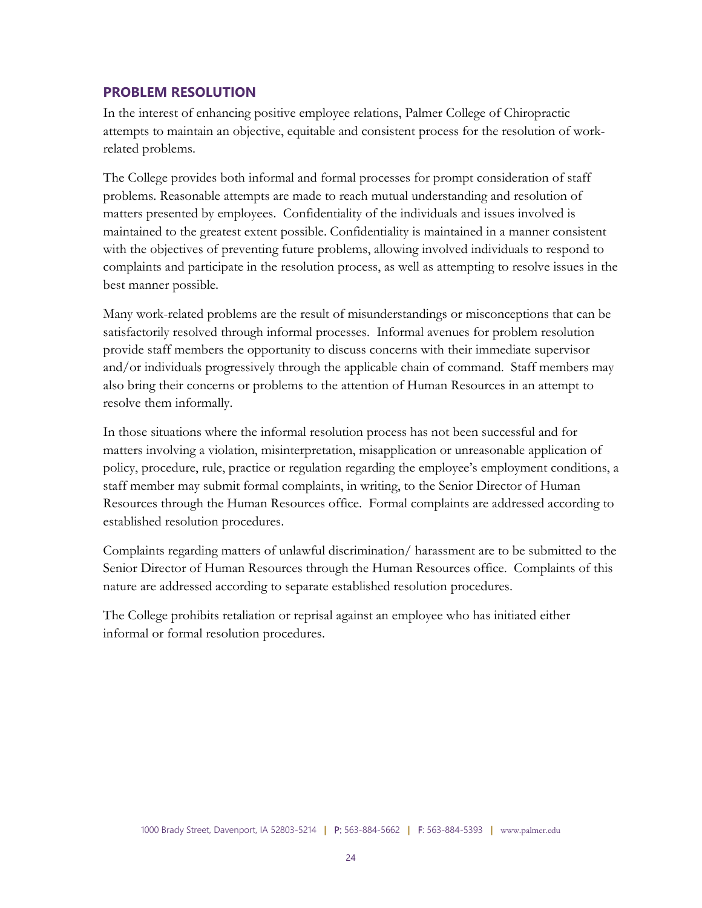## PROBLEM RESOLUTION

In the interest of enhancing positive employee relations, Palmer College of Chiropractic attempts to maintain an objective, equitable and consistent process for the resolution of work-related problems.

The College provides both informal and formal processes for prompt consideration of staff problems. Reasonable attempts are made to reach mutual understanding and resolution of matters presented by employees. Confidentiality of the individuals and issues involved is maintained to the greatest extent possible. Confidentiality is maintained in a manner consistent with the objectives of preventing future problems, allowing involved individuals to respond to complaints and participate in the resolution process, as well as attempting to resolve issues in the best manner possible.

Many work-related problems are the result of misunderstandings or misconceptions that can be satisfactorily resolved through informal processes. Informal avenues for problem resolution provide staff members the opportunity to discuss concerns with their immediate supervisor and/or individuals progressively through the applicable chain of command. Staff members may also bring their concerns or problems to the attention of Human Resources in an attempt to resolve them informally.

In those situations where the informal resolution process has not been successful and for matters involving a violation, misinterpretation, misapplication or unreasonable application of policy, procedure, rule, practice or regulation regarding the employee's employment conditions, a staff member may submit formal complaints, in writing, to the Senior Director of Human Resources through the Human Resources office. Formal complaints are addressed according to established resolution procedures.

Complaints regarding matters of unlawful discrimination/ harassment are to be submitted to the Senior Director of Human Resources through the Human Resources office. Complaints of this nature are addressed according to separate established resolution procedures.

The College prohibits retaliation or reprisal against an employee who has initiated either informal or formal resolution procedures.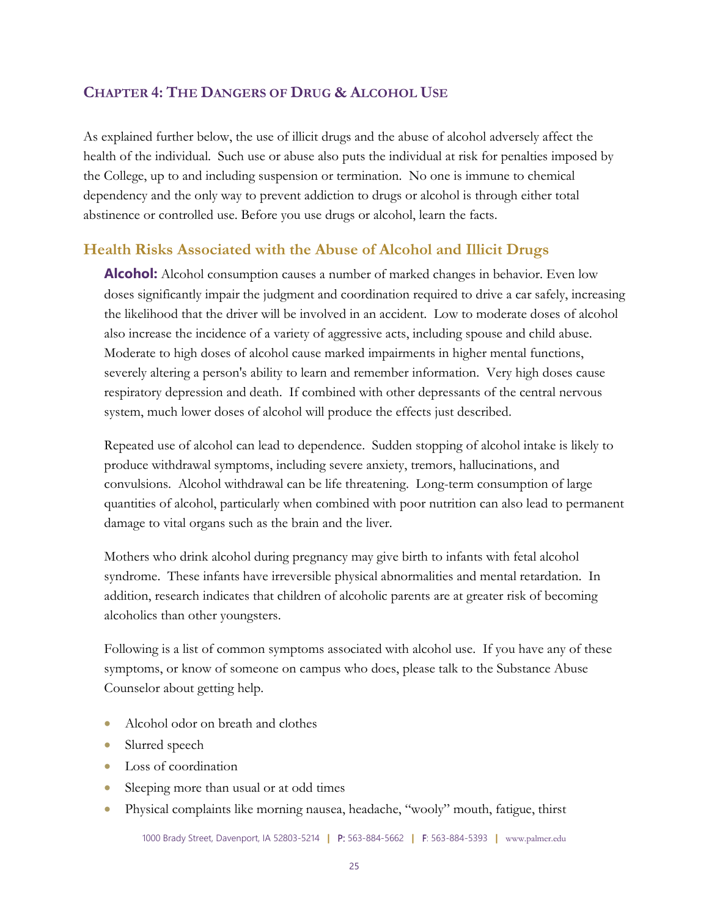## Chapter 4: The Dangers of Drug & Alcohol Use

As explained further below, the use of illicit drugs and the abuse of alcohol adversely affect the health of the individual. Such use or abuse also puts the individual at risk for penalties imposed by the College, up to and including suspension or termination. No one is immune to chemical dependency and the only way to prevent addiction to drugs or alcohol is through either total abstinence or controlled use. Before you use drugs or alcohol, learn the facts.

### Health Risks Associated with the Abuse of Alcohol and Illicit Drugs

**Alcohol:** Alcohol consumption causes a number of marked changes in behavior. Even low doses significantly impair the judgment and coordination required to drive a car safely, increasing the likelihood that the driver will be involved in an accident. Low to moderate doses of alcohol also increase the incidence of a variety of aggressive acts, including spouse and child abuse. Moderate to high doses of alcohol cause marked impairments in higher mental functions, severely altering a person's ability to learn and remember information. Very high doses cause respiratory depression and death. If combined with other depressants of the central nervous system, much lower doses of alcohol will produce the effects just described.

Repeated use of alcohol can lead to dependence. Sudden stopping of alcohol intake is likely to produce withdrawal symptoms, including severe anxiety, tremors, hallucinations, and convulsions. Alcohol withdrawal can be life threatening. Long-term consumption of large quantities of alcohol, particularly when combined with poor nutrition can also lead to permanent damage to vital organs such as the brain and the liver.

Mothers who drink alcohol during pregnancy may give birth to infants with fetal alcohol syndrome. These infants have irreversible physical abnormalities and mental retardation. In addition, research indicates that children of alcoholic parents are at greater risk of becoming alcoholics than other youngsters.

Following is a list of common symptoms associated with alcohol use. If you have any of these symptoms, or know of someone on campus who does, please talk to the Substance Abuse Counselor about getting help.

- Alcohol odor on breath and clothes
- Slurred speech
- Loss of coordination
- Sleeping more than usual or at odd times
- Physical complaints like morning nausea, headache, "wooly" mouth, fatigue, thirst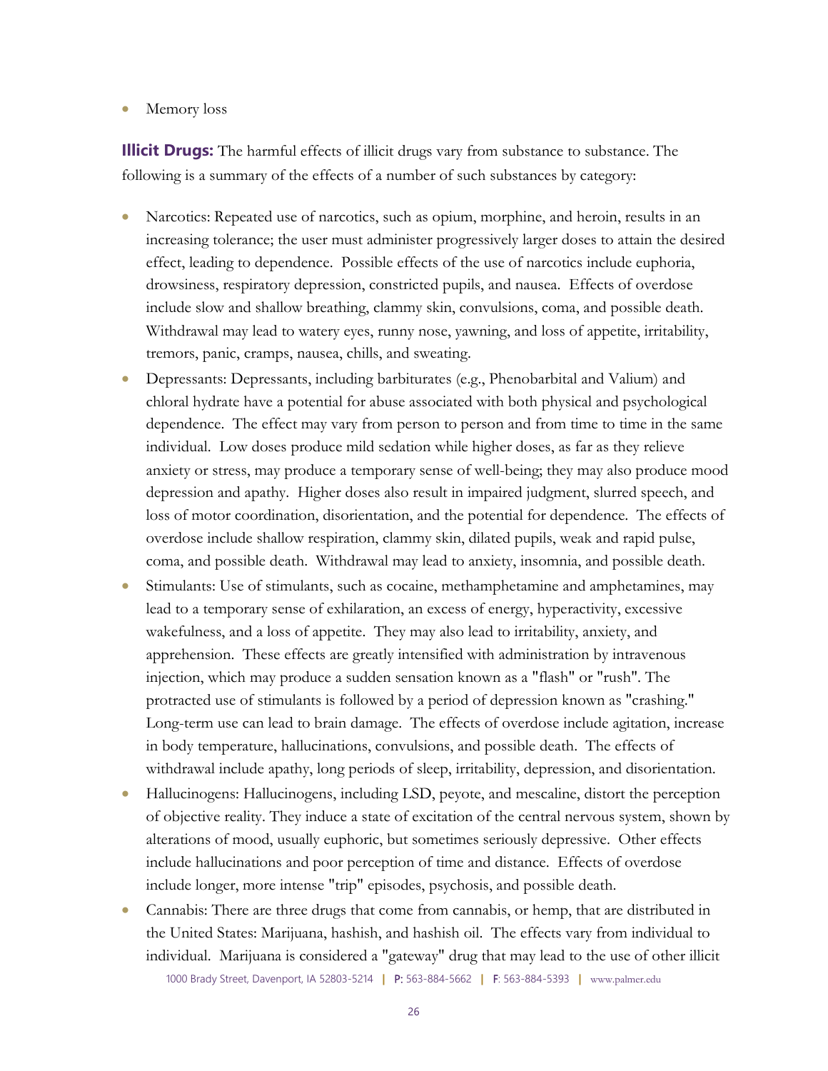- Memory loss

**Illicit Drugs:** The harmful effects of illicit drugs vary from substance to substance. The following is a summary of the effects of a number of such substances by category:

- Narcotics: Repeated use of narcotics, such as opium, morphine, and heroin, results in an increasing tolerance; the user must administer progressively larger doses to attain the desired effect, leading to dependence. Possible effects of the use of narcotics include euphoria, drowsiness, respiratory depression, constricted pupils, and nausea. Effects of overdose include slow and shallow breathing, clammy skin, convulsions, coma, and possible death. Withdrawal may lead to watery eyes, runny nose, yawning, and loss of appetite, irritability, tremors, panic, cramps, nausea, chills, and sweating.
- Depressants: Depressants, including barbiturates (e.g., Phenobarbital and Valium) and chloral hydrate have a potential for abuse associated with both physical and psychological dependence. The effect may vary from person to person and from time to time in the same individual. Low doses produce mild sedation while higher doses, as far as they relieve anxiety or stress, may produce a temporary sense of well-being; they may also produce mood depression and apathy. Higher doses also result in impaired judgment, slurred speech, and loss of motor coordination, disorientation, and the potential for dependence. The effects of overdose include shallow respiration, clammy skin, dilated pupils, weak and rapid pulse, coma, and possible death. Withdrawal may lead to anxiety, insomnia, and possible death.
- Stimulants: Use of stimulants, such as cocaine, methamphetamine and amphetamines, may lead to a temporary sense of exhilaration, an excess of energy, hyperactivity, excessive wakefulness, and a loss of appetite. They may also lead to irritability, anxiety, and apprehension. These effects are greatly intensified with administration by intravenous injection, which may produce a sudden sensation known as a "flash" or "rush". The protracted use of stimulants is followed by a period of depression known as "crashing." Long-term use can lead to brain damage. The effects of overdose include agitation, increase in body temperature, hallucinations, convulsions, and possible death. The effects of withdrawal include apathy, long periods of sleep, irritability, depression, and disorientation.
- Hallucinogens: Hallucinogens, including LSD, peyote, and mescaline, distort the perception of objective reality. They induce a state of excitation of the central nervous system, shown by alterations of mood, usually euphoric, but sometimes seriously depressive. Other effects include hallucinations and poor perception of time and distance. Effects of overdose include longer, more intense "trip" episodes, psychosis, and possible death.
- Cannabis: There are three drugs that come from cannabis, or hemp, that are distributed in the United States: Marijuana, hashish, and hashish oil. The effects vary from individual to individual. Marijuana is considered a "gateway" drug that may lead to the use of other illicit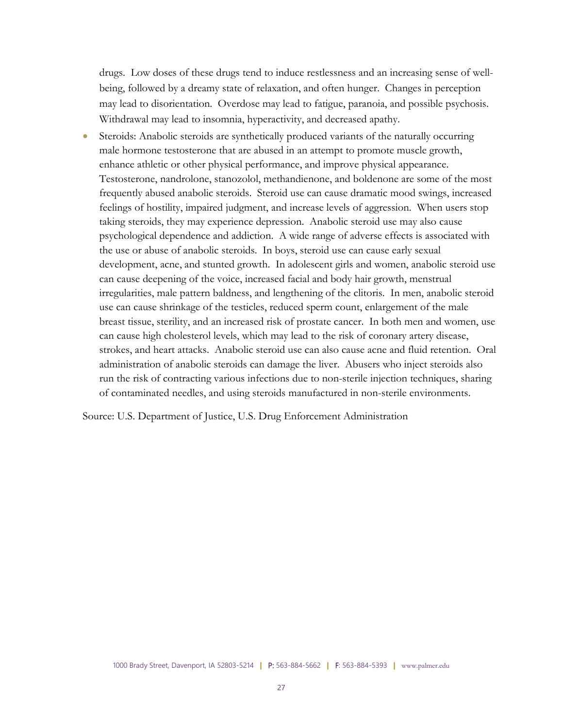drugs. Low doses of these drugs tend to induce restlessness and an increasing sense of well-being, followed by a dreamy state of relaxation, and often hunger. Changes in perception may lead to disorientation. Overdose may lead to fatigue, paranoia, and possible psychosis. Withdrawal may lead to insomnia, hyperactivity, and decreased apathy.

- Steroids: Anabolic steroids are synthetically produced variants of the naturally occurring male hormone testosterone that are abused in an attempt to promote muscle growth, enhance athletic or other physical performance, and improve physical appearance. Testosterone, nandrolone, stanozolol, methandienone, and boldenone are some of the most frequently abused anabolic steroids. Steroid use can cause dramatic mood swings, increased feelings of hostility, impaired judgment, and increase levels of aggression. When users stop taking steroids, they may experience depression. Anabolic steroid use may also cause psychological dependence and addiction. A wide range of adverse effects is associated with the use or abuse of anabolic steroids. In boys, steroid use can cause early sexual development, acne, and stunted growth. In adolescent girls and women, anabolic steroid use can cause deepening of the voice, increased facial and body hair growth, menstrual irregularities, male pattern baldness, and lengthening of the clitoris. In men, anabolic steroid use can cause shrinkage of the testicles, reduced sperm count, enlargement of the male breast tissue, sterility, and an increased risk of prostate cancer. In both men and women, use can cause high cholesterol levels, which may lead to the risk of coronary artery disease, strokes, and heart attacks. Anabolic steroid use can also cause acne and fluid retention. Oral administration of anabolic steroids can damage the liver. Abusers who inject steroids also run the risk of contracting various infections due to non-sterile injection techniques, sharing of contaminated needles, and using steroids manufactured in non-sterile environments.

Source: U.S. Department of Justice, U.S. Drug Enforcement Administration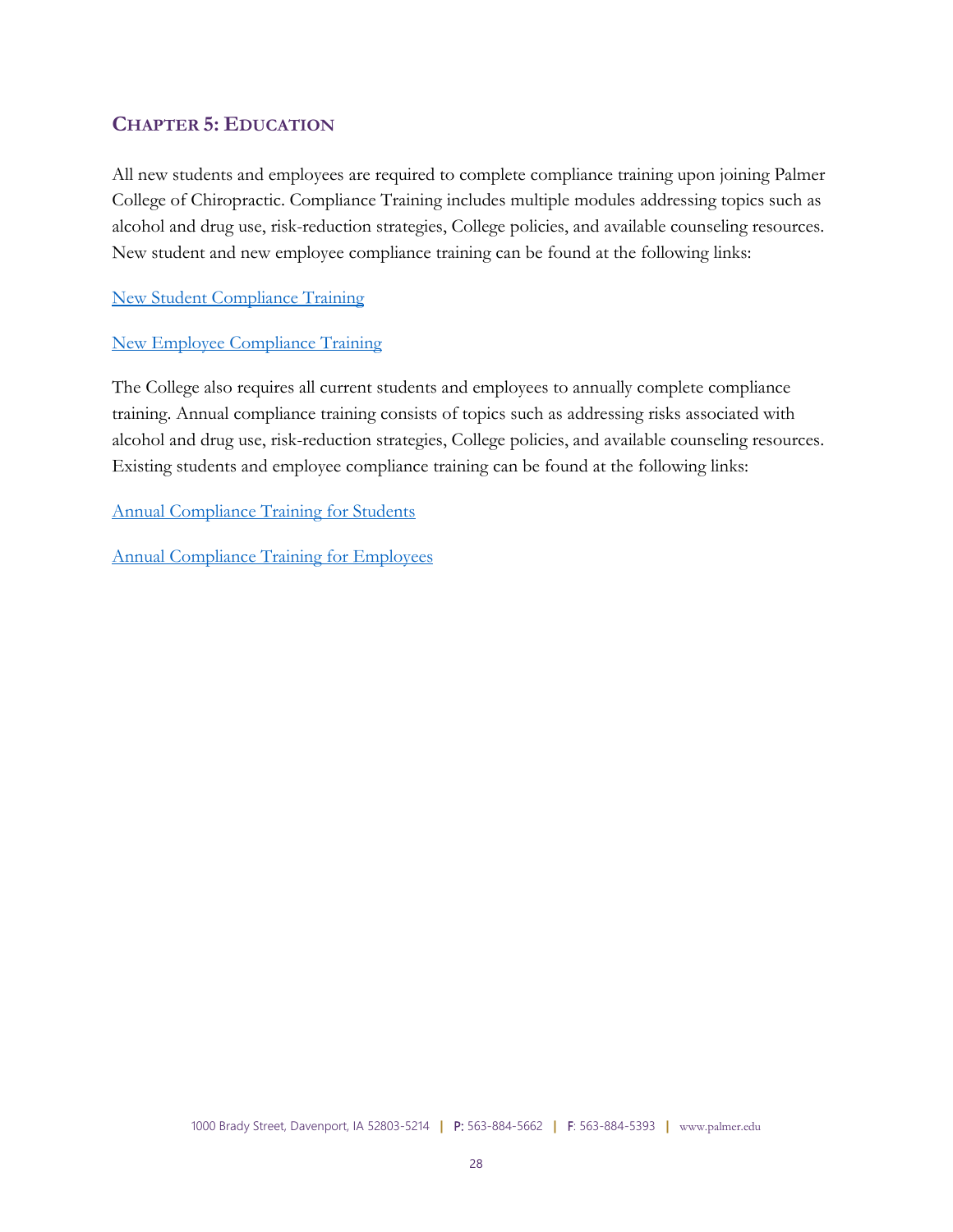## Chapter 5: Education

All new students and employees are required to complete compliance training upon joining Palmer College of Chiropractic. Compliance Training includes multiple modules addressing topics such as alcohol and drug use, risk-reduction strategies, College policies, and available counseling resources. New student and new employee compliance training can be found at the following links:

New Student Compliance Training

New Employee Compliance Training

The College also requires all current students and employees to annually complete compliance training. Annual compliance training consists of topics such as addressing risks associated with alcohol and drug use, risk-reduction strategies, College policies, and available counseling resources. Existing students and employee compliance training can be found at the following links:

Annual Compliance Training for Students

Annual Compliance Training for Employees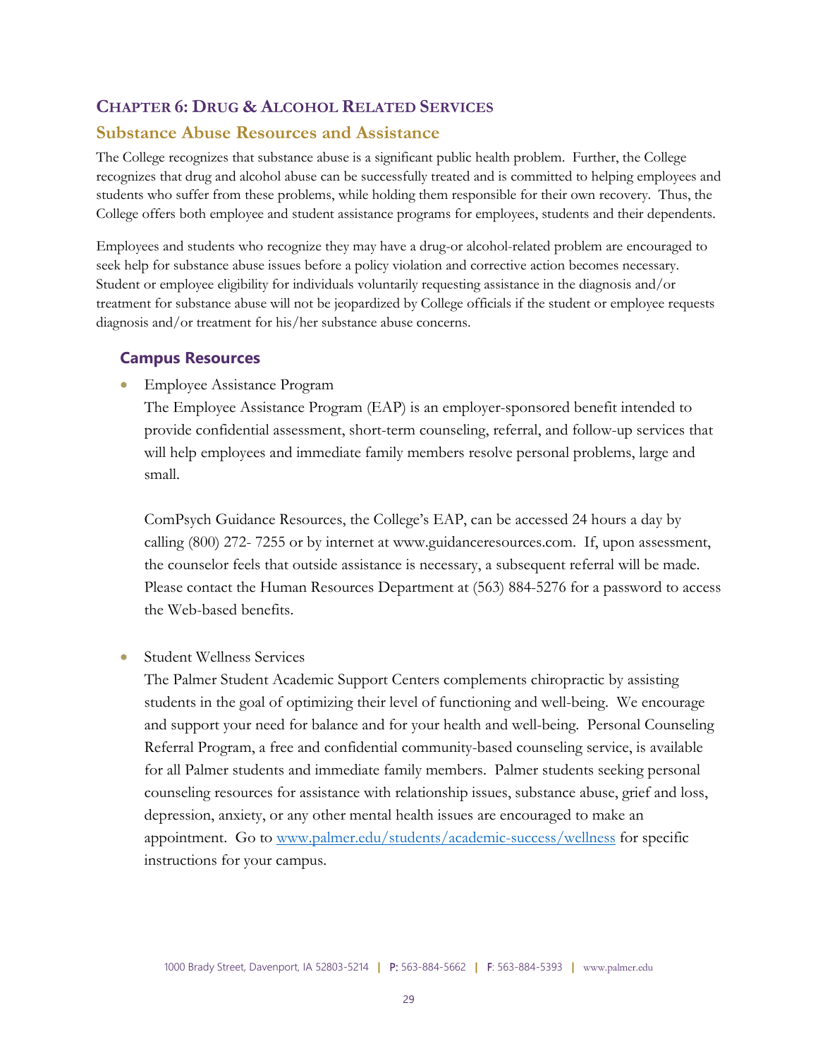# Chapter 6: Drug & Alcohol Related Services

## Substance Abuse Resources and Assistance

The College recognizes that substance abuse is a significant public health problem. Further, the College recognizes that drug and alcohol abuse can be successfully treated and is committed to helping employees and students who suffer from these problems, while holding them responsible for their own recovery. Thus, the College offers both employee and student assistance programs for employees, students and their dependents.

Employees and students who recognize they may have a drug-or alcohol-related problem are encouraged to seek help for substance abuse issues before a policy violation and corrective action becomes necessary. Student or employee eligibility for individuals voluntarily requesting assistance in the diagnosis and/or treatment for substance abuse will not be jeopardized by College officials if the student or employee requests diagnosis and/or treatment for his/her substance abuse concerns.

### Campus Resources

- Employee Assistance Program

  The Employee Assistance Program (EAP) is an employer-sponsored benefit intended to provide confidential assessment, short-term counseling, referral, and follow-up services that will help employees and immediate family members resolve personal problems, large and small.

  ComPsych Guidance Resources, the College's EAP, can be accessed 24 hours a day by calling (800) 272- 7255 or by internet at www.guidanceresources.com. If, upon assessment, the counselor feels that outside assistance is necessary, a subsequent referral will be made. Please contact the Human Resources Department at (563) 884-5276 for a password to access the Web-based benefits.

- Student Wellness Services

  The Palmer Student Academic Support Centers complements chiropractic by assisting students in the goal of optimizing their level of functioning and well-being. We encourage and support your need for balance and for your health and well-being. Personal Counseling Referral Program, a free and confidential community-based counseling service, is available for all Palmer students and immediate family members. Palmer students seeking personal counseling resources for assistance with relationship issues, substance abuse, grief and loss, depression, anxiety, or any other mental health issues are encouraged to make an appointment. Go to [www.palmer.edu/students/academic-success/wellness](www.palmer.edu/students/academic-success/wellness) for specific instructions for your campus.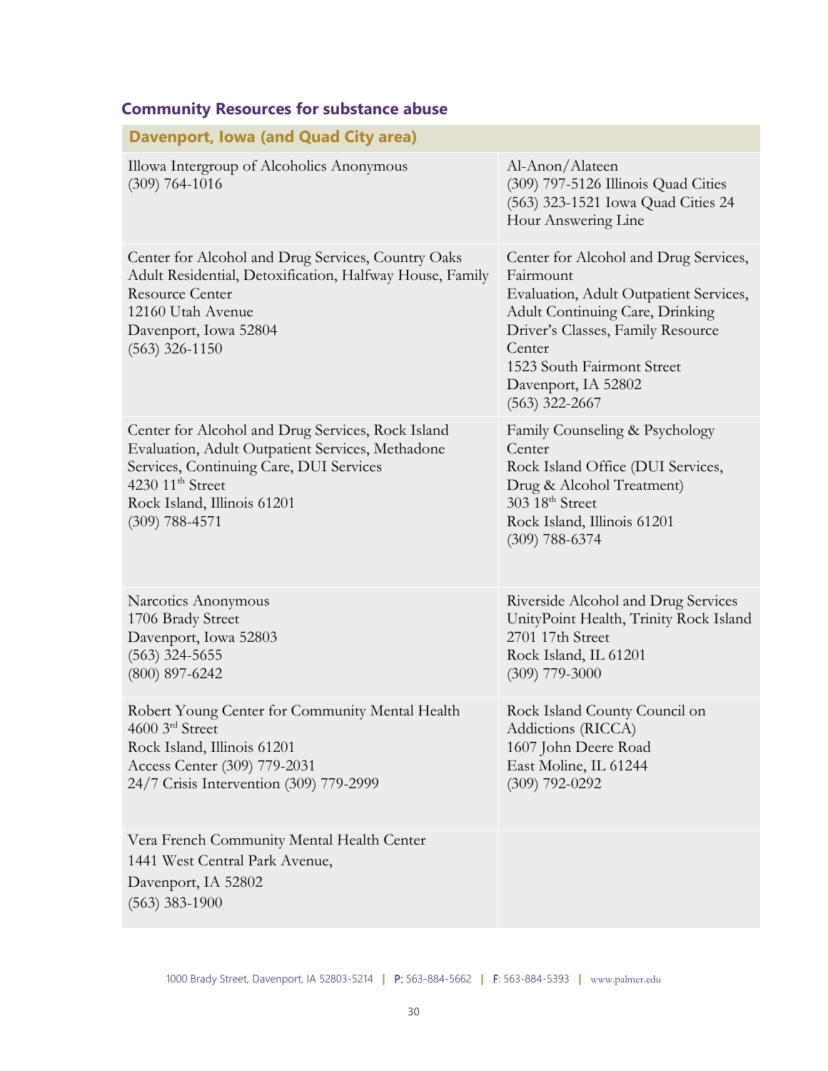## Community Resources for substance abuse

| Davenport, Iowa (and Quad City area) | |
|---|---|
| Illowa Intergroup of Alcoholics Anonymous<br>(309) 764-1016 | Al-Anon/Alateen<br>(309) 797-5126 Illinois Quad Cities<br>(563) 323-1521 Iowa Quad Cities 24 Hour Answering Line |
| Center for Alcohol and Drug Services, Country Oaks Adult Residential, Detoxification, Halfway House, Family Resource Center<br>12160 Utah Avenue<br>Davenport, Iowa 52804<br>(563) 326-1150 | Center for Alcohol and Drug Services, Fairmount<br>Evaluation, Adult Outpatient Services, Adult Continuing Care, Drinking Driver's Classes, Family Resource Center<br>1523 South Fairmont Street<br>Davenport, IA 52802<br>(563) 322-2667 |
| Center for Alcohol and Drug Services, Rock Island<br>Evaluation, Adult Outpatient Services, Methadone Services, Continuing Care, DUI Services<br>4230 11th Street<br>Rock Island, Illinois 61201<br>(309) 788-4571 | Family Counseling & Psychology Center<br>Rock Island Office (DUI Services, Drug & Alcohol Treatment)<br>303 18th Street<br>Rock Island, Illinois 61201<br>(309) 788-6374 |
| Narcotics Anonymous<br>1706 Brady Street<br>Davenport, Iowa 52803<br>(563) 324-5655<br>(800) 897-6242 | Riverside Alcohol and Drug Services<br>UnityPoint Health, Trinity Rock Island<br>2701 17th Street<br>Rock Island, IL 61201<br>(309) 779-3000 |
| Robert Young Center for Community Mental Health<br>4600 3rd Street<br>Rock Island, Illinois 61201<br>Access Center (309) 779-2031<br>24/7 Crisis Intervention (309) 779-2999 | Rock Island County Council on Addictions (RICCA)<br>1607 John Deere Road<br>East Moline, IL 61244<br>(309) 792-0292 |
| Vera French Community Mental Health Center<br>1441 West Central Park Avenue,<br>Davenport, IA 52802<br>(563) 383-1900 | |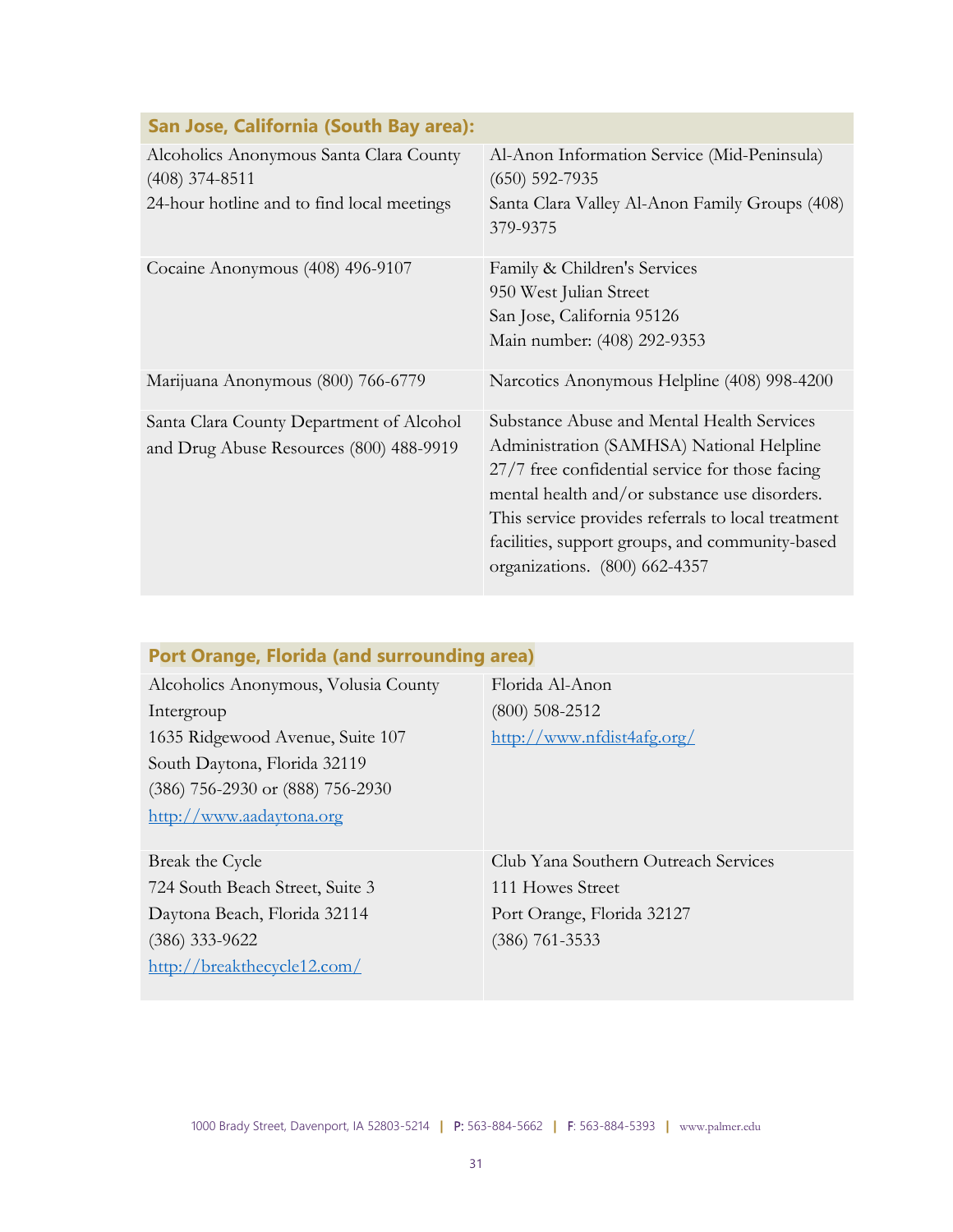| San Jose, California (South Bay area): | |
|---|---|
| Alcoholics Anonymous Santa Clara County (408) 374-8511<br>24-hour hotline and to find local meetings | Al-Anon Information Service (Mid-Peninsula) (650) 592-7935<br>Santa Clara Valley Al-Anon Family Groups (408) 379-9375 |
| Cocaine Anonymous (408) 496-9107 | Family & Children's Services<br>950 West Julian Street<br>San Jose, California 95126<br>Main number: (408) 292-9353 |
| Marijuana Anonymous (800) 766-6779 | Narcotics Anonymous Helpline (408) 998-4200 |
| Santa Clara County Department of Alcohol and Drug Abuse Resources (800) 488-9919 | Substance Abuse and Mental Health Services Administration (SAMHSA) National Helpline 27/7 free confidential service for those facing mental health and/or substance use disorders. This service provides referrals to local treatment facilities, support groups, and community-based organizations. (800) 662-4357 |

| Port Orange, Florida (and surrounding area) | |
|---|---|
| Alcoholics Anonymous, Volusia County Intergroup<br>1635 Ridgewood Avenue, Suite 107<br>South Daytona, Florida 32119<br>(386) 756-2930 or (888) 756-2930<br>http://www.aadaytona.org | Florida Al-Anon<br>(800) 508-2512<br>http://www.nfdist4afg.org/ |
| Break the Cycle<br>724 South Beach Street, Suite 3<br>Daytona Beach, Florida 32114<br>(386) 333-9622<br>http://breakthecycle12.com/ | Club Yana Southern Outreach Services<br>111 Howes Street<br>Port Orange, Florida 32127<br>(386) 761-3533 |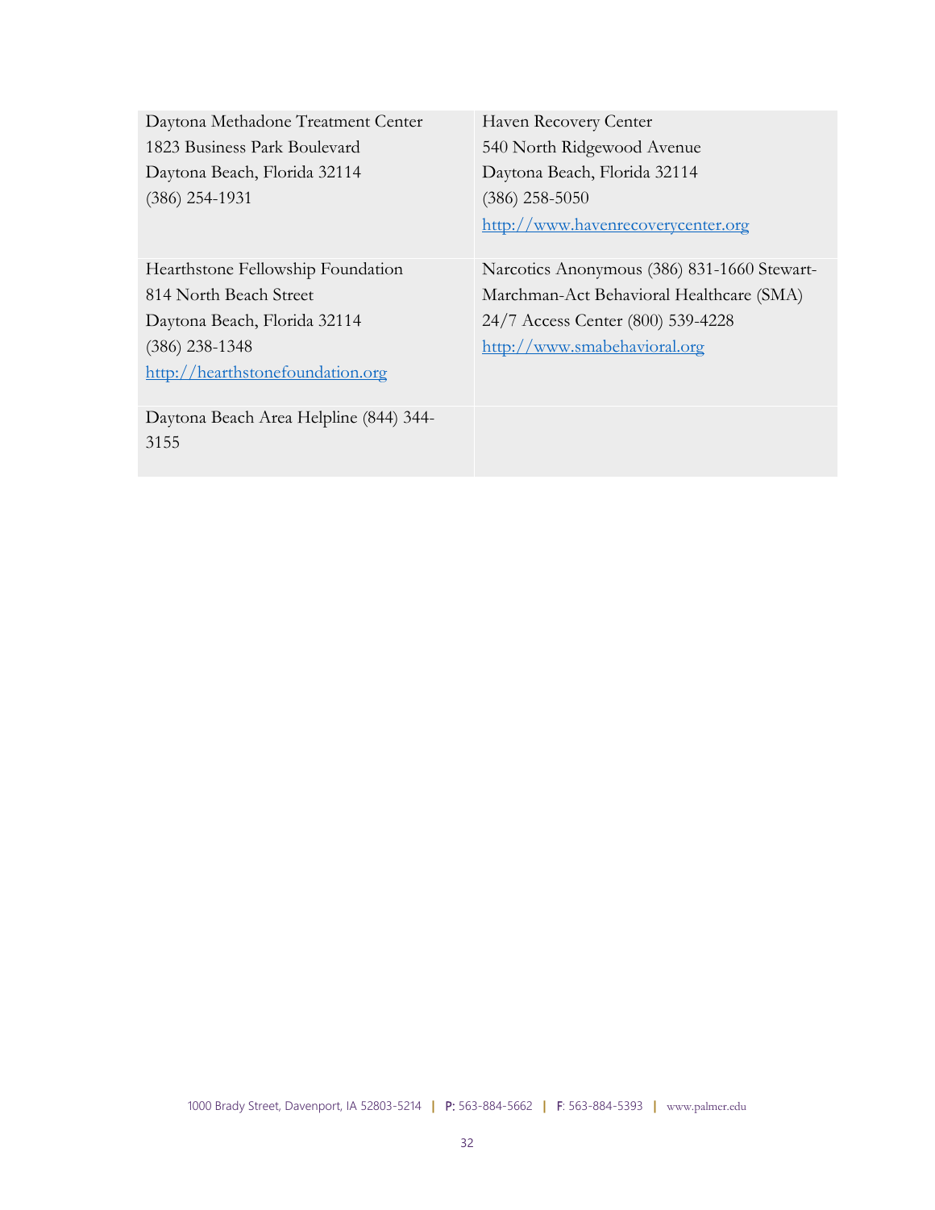| | |
|---|---|
| Daytona Methadone Treatment Center<br>1823 Business Park Boulevard<br>Daytona Beach, Florida 32114<br>(386) 254-1931 | Haven Recovery Center<br>540 North Ridgewood Avenue<br>Daytona Beach, Florida 32114<br>(386) 258-5050<br>http://www.havenrecoverycenter.org |
| Hearthstone Fellowship Foundation<br>814 North Beach Street<br>Daytona Beach, Florida 32114<br>(386) 238-1348<br>http://hearthstonefoundation.org | Narcotics Anonymous (386) 831-1660 Stewart-Marchman-Act Behavioral Healthcare (SMA) 24/7 Access Center (800) 539-4228<br>http://www.smabehavioral.org |
| Daytona Beach Area Helpline (844) 344-3155 | |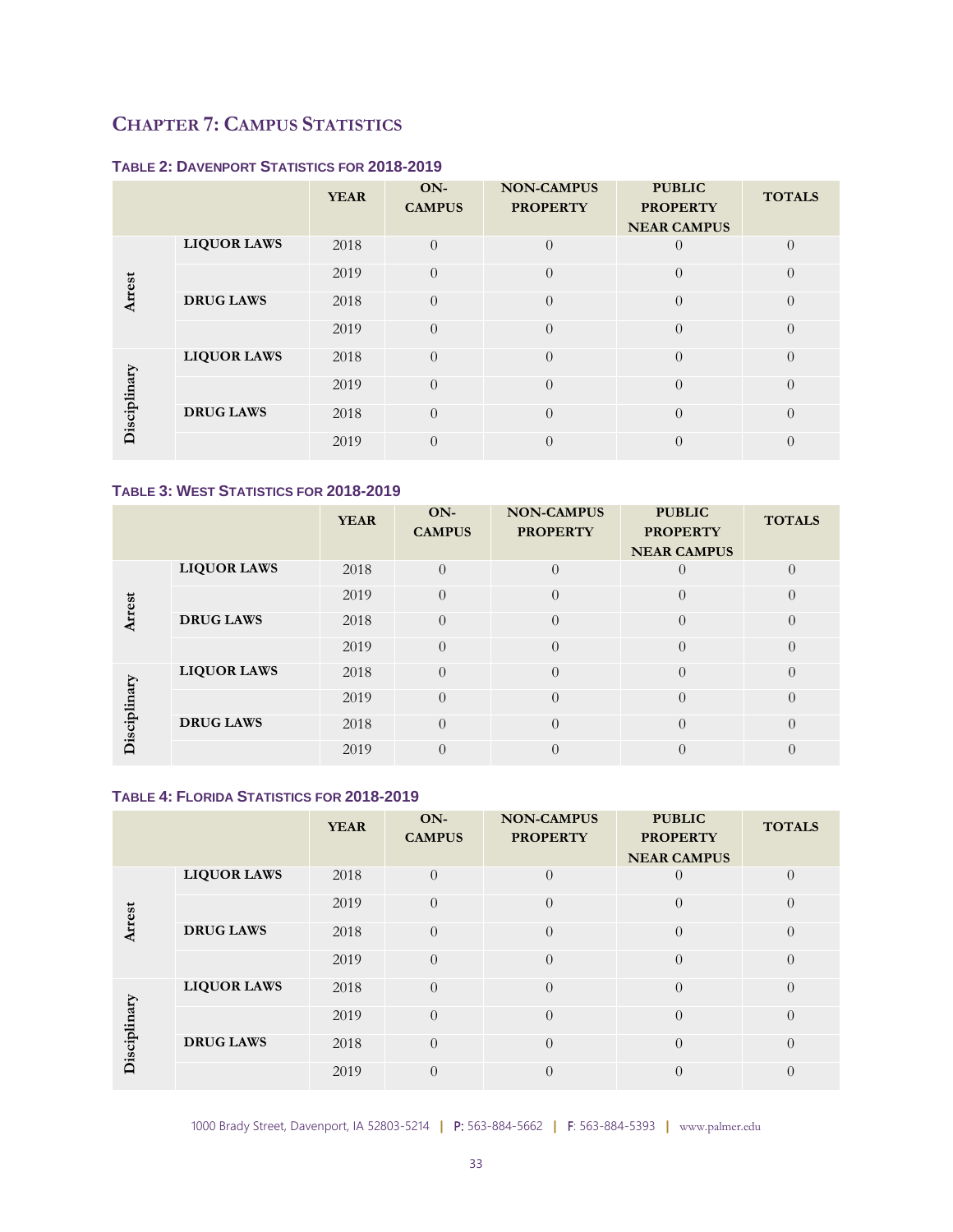# Chapter 7: Campus Statistics

### Table 2: Davenport Statistics for 2018-2019

| | | YEAR | ON-CAMPUS | NON-CAMPUS PROPERTY | PUBLIC PROPERTY NEAR CAMPUS | TOTALS |
|---|---|---|---|---|---|---|
| Arrest | LIQUOR LAWS | 2018 | 0 | 0 | 0 | 0 |
| | | 2019 | 0 | 0 | 0 | 0 |
| | DRUG LAWS | 2018 | 0 | 0 | 0 | 0 |
| | | 2019 | 0 | 0 | 0 | 0 |
| Disciplinary | LIQUOR LAWS | 2018 | 0 | 0 | 0 | 0 |
| | | 2019 | 0 | 0 | 0 | 0 |
| | DRUG LAWS | 2018 | 0 | 0 | 0 | 0 |
| | | 2019 | 0 | 0 | 0 | 0 |

### Table 3: West Statistics for 2018-2019

| | | YEAR | ON-CAMPUS | NON-CAMPUS PROPERTY | PUBLIC PROPERTY NEAR CAMPUS | TOTALS |
|---|---|---|---|---|---|---|
| Arrest | LIQUOR LAWS | 2018 | 0 | 0 | 0 | 0 |
| | | 2019 | 0 | 0 | 0 | 0 |
| | DRUG LAWS | 2018 | 0 | 0 | 0 | 0 |
| | | 2019 | 0 | 0 | 0 | 0 |
| Disciplinary | LIQUOR LAWS | 2018 | 0 | 0 | 0 | 0 |
| | | 2019 | 0 | 0 | 0 | 0 |
| | DRUG LAWS | 2018 | 0 | 0 | 0 | 0 |
| | | 2019 | 0 | 0 | 0 | 0 |

### Table 4: Florida Statistics for 2018-2019

| | | YEAR | ON-CAMPUS | NON-CAMPUS PROPERTY | PUBLIC PROPERTY NEAR CAMPUS | TOTALS |
|---|---|---|---|---|---|---|
| Arrest | LIQUOR LAWS | 2018 | 0 | 0 | 0 | 0 |
| | | 2019 | 0 | 0 | 0 | 0 |
| | DRUG LAWS | 2018 | 0 | 0 | 0 | 0 |
| | | 2019 | 0 | 0 | 0 | 0 |
| Disciplinary | LIQUOR LAWS | 2018 | 0 | 0 | 0 | 0 |
| | | 2019 | 0 | 0 | 0 | 0 |
| | DRUG LAWS | 2018 | 0 | 0 | 0 | 0 |
| | | 2019 | 0 | 0 | 0 | 0 |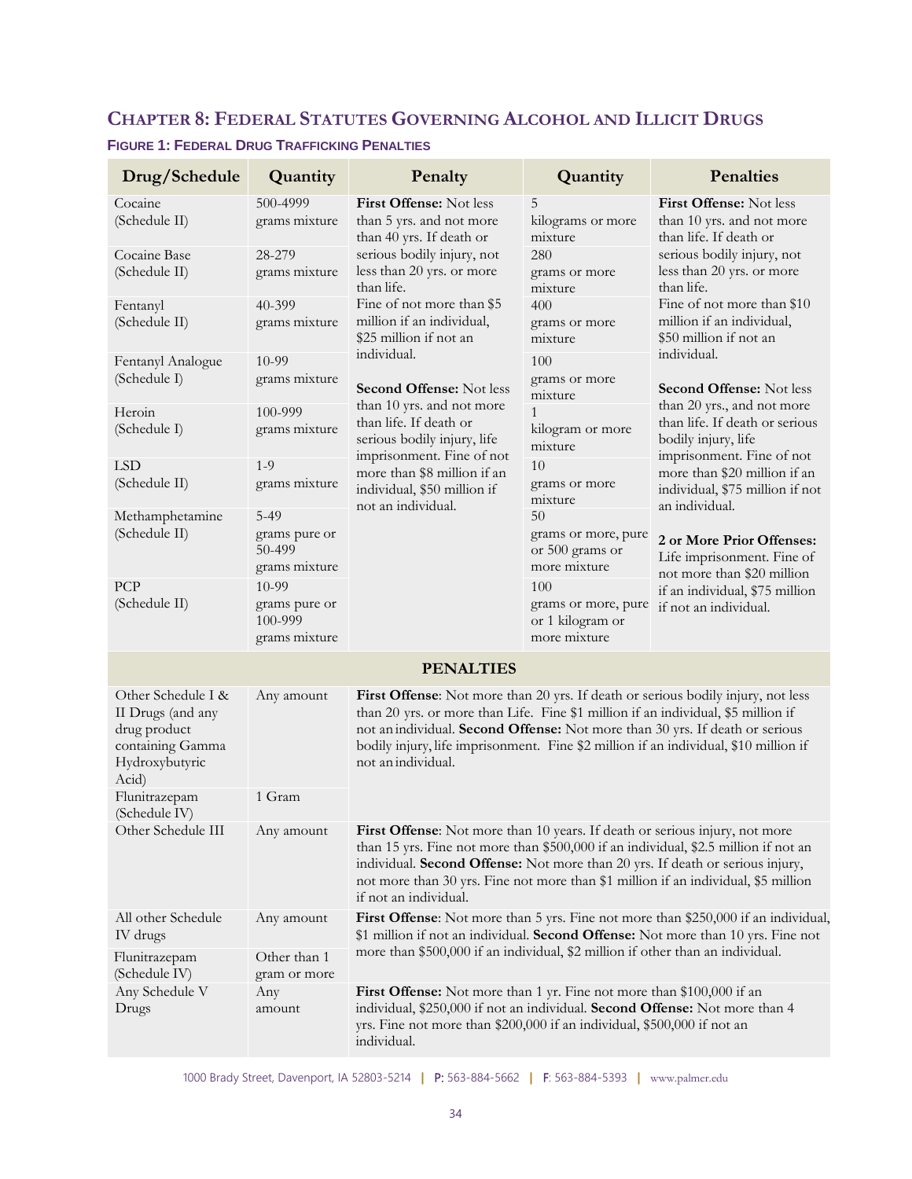## Chapter 8: Federal Statutes Governing Alcohol and Illicit Drugs

### Figure 1: Federal Drug Trafficking Penalties

| Drug/Schedule | Quantity | Penalty | Quantity | Penalties |
|---|---|---|---|---|
| Cocaine (Schedule II) | 500-4999 grams mixture | **First Offense:** Not less than 5 yrs. and not more than 40 yrs. If death or serious bodily injury, not less than 20 yrs. or more than life. Fine of not more than $5 million if an individual, $25 million if not an individual. **Second Offense:** Not less than 10 yrs. and not more than life. If death or serious bodily injury, life imprisonment. Fine of not more than $8 million if an individual, $50 million if not an individual. | 5 kilograms or more mixture | **First Offense:** Not less than 10 yrs. and not more than life. If death or serious bodily injury, not less than 20 yrs. or more than life. Fine of not more than $10 million if an individual, $50 million if not an individual. **Second Offense:** Not less than 20 yrs., and not more than life. If death or serious bodily injury, life imprisonment. Fine of not more than $20 million if an individual, $75 million if not an individual. **2 or More Prior Offenses:** Life imprisonment. Fine of not more than $20 million if an individual, $75 million if not an individual. |
| Cocaine Base (Schedule II) | 28-279 grams mixture | | 280 grams or more mixture | |
| Fentanyl (Schedule II) | 40-399 grams mixture | | 400 grams or more mixture | |
| Fentanyl Analogue (Schedule I) | 10-99 grams mixture | | 100 grams or more mixture | |
| Heroin (Schedule I) | 100-999 grams mixture | | 1 kilogram or more mixture | |
| LSD (Schedule II) | 1-9 grams mixture | | 10 grams or more mixture | |
| Methamphetamine (Schedule II) | 5-49 grams pure or 50-499 grams mixture | | 50 grams or more, pure or 500 grams or more mixture | |
| PCP (Schedule II) | 10-99 grams pure or 100-999 grams mixture | | 100 grams or more, pure or 1 kilogram or more mixture | |

| Drug/Schedule | Quantity | PENALTIES |
|---|---|---|
| Other Schedule I & II Drugs (and any drug product containing Gamma Hydroxybutyric Acid) | Any amount | **First Offense**: Not more than 20 yrs. If death or serious bodily injury, not less than 20 yrs. or more than Life. Fine $1 million if an individual, $5 million if not an individual. **Second Offense:** Not more than 30 yrs. If death or serious bodily injury, life imprisonment. Fine $2 million if an individual, $10 million if not an individual. |
| Flunitrazepam (Schedule IV) | 1 Gram | |
| Other Schedule III | Any amount | **First Offense**: Not more than 10 years. If death or serious injury, not more than 15 yrs. Fine not more than $500,000 if an individual, $2.5 million if not an individual. **Second Offense:** Not more than 20 yrs. If death or serious injury, not more than 30 yrs. Fine not more than $1 million if an individual, $5 million if not an individual. |
| All other Schedule IV drugs | Any amount | **First Offense**: Not more than 5 yrs. Fine not more than $250,000 if an individual, $1 million if not an individual. **Second Offense:** Not more than 10 yrs. Fine not more than $500,000 if an individual, $2 million if other than an individual. |
| Flunitrazepam (Schedule IV) | Other than 1 gram or more | |
| Any Schedule V Drugs | Any amount | **First Offense:** Not more than 1 yr. Fine not more than $100,000 if an individual, $250,000 if not an individual. **Second Offense:** Not more than 4 yrs. Fine not more than $200,000 if an individual, $500,000 if not an individual. |

1000 Brady Street, Davenport, IA 52803-5214 | P: 563-884-5662 | F: 563-884-5393 | www.palmer.edu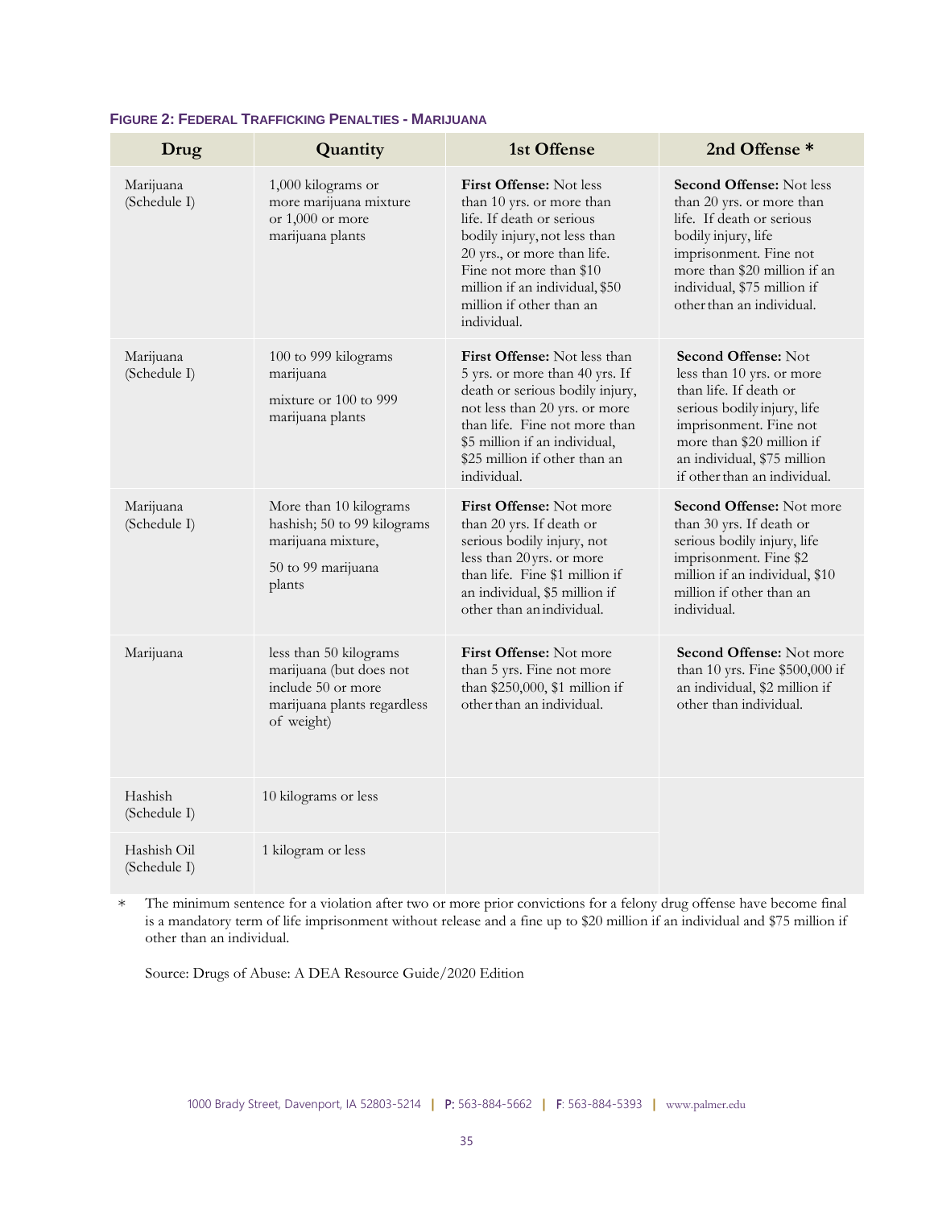**FIGURE 2: FEDERAL TRAFFICKING PENALTIES - MARIJUANA**

| Drug | Quantity | 1st Offense | 2nd Offense * |
|---|---|---|---|
| Marijuana (Schedule I) | 1,000 kilograms or more marijuana mixture or 1,000 or more marijuana plants | **First Offense:** Not less than 10 yrs. or more than life. If death or serious bodily injury, not less than 20 yrs., or more than life. Fine not more than $10 million if an individual, $50 million if other than an individual. | **Second Offense:** Not less than 20 yrs. or more than life. If death or serious bodily injury, life imprisonment. Fine not more than $20 million if an individual, $75 million if other than an individual. |
| Marijuana (Schedule I) | 100 to 999 kilograms marijuana mixture or 100 to 999 marijuana plants | **First Offense:** Not less than 5 yrs. or more than 40 yrs. If death or serious bodily injury, not less than 20 yrs. or more than life. Fine not more than $5 million if an individual, $25 million if other than an individual. | **Second Offense:** Not less than 10 yrs. or more than life. If death or serious bodily injury, life imprisonment. Fine not more than $20 million if an individual, $75 million if other than an individual. |
| Marijuana (Schedule I) | More than 10 kilograms hashish; 50 to 99 kilograms marijuana mixture, 50 to 99 marijuana plants | **First Offense:** Not more than 20 yrs. If death or serious bodily injury, not less than 20 yrs. or more than life. Fine $1 million if an individual, $5 million if other than an individual. | **Second Offense:** Not more than 30 yrs. If death or serious bodily injury, life imprisonment. Fine $2 million if an individual, $10 million if other than an individual. |
| Marijuana | less than 50 kilograms marijuana (but does not include 50 or more marijuana plants regardless of weight) | **First Offense:** Not more than 5 yrs. Fine not more than $250,000, $1 million if other than an individual. | **Second Offense:** Not more than 10 yrs. Fine $500,000 if an individual, $2 million if other than individual. |
| Hashish (Schedule I) | 10 kilograms or less | | |
| Hashish Oil (Schedule I) | 1 kilogram or less | | |

\* The minimum sentence for a violation after two or more prior convictions for a felony drug offense have become final is a mandatory term of life imprisonment without release and a fine up to $20 million if an individual and $75 million if other than an individual.

Source: Drugs of Abuse: A DEA Resource Guide/2020 Edition

1000 Brady Street, Davenport, IA 52803-5214 | P: 563-884-5662 | F: 563-884-5393 | www.palmer.edu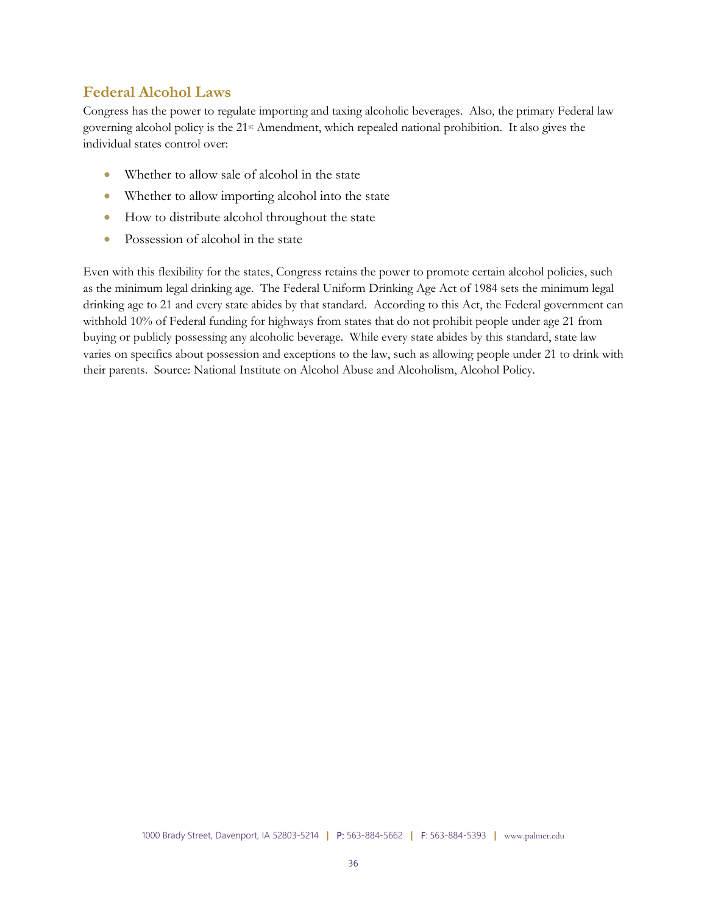## Federal Alcohol Laws

Congress has the power to regulate importing and taxing alcoholic beverages. Also, the primary Federal law governing alcohol policy is the 21st Amendment, which repealed national prohibition. It also gives the individual states control over:

- Whether to allow sale of alcohol in the state
- Whether to allow importing alcohol into the state
- How to distribute alcohol throughout the state
- Possession of alcohol in the state

Even with this flexibility for the states, Congress retains the power to promote certain alcohol policies, such as the minimum legal drinking age. The Federal Uniform Drinking Age Act of 1984 sets the minimum legal drinking age to 21 and every state abides by that standard. According to this Act, the Federal government can withhold 10% of Federal funding for highways from states that do not prohibit people under age 21 from buying or publicly possessing any alcoholic beverage. While every state abides by this standard, state law varies on specifics about possession and exceptions to the law, such as allowing people under 21 to drink with their parents. Source: National Institute on Alcohol Abuse and Alcoholism, Alcohol Policy.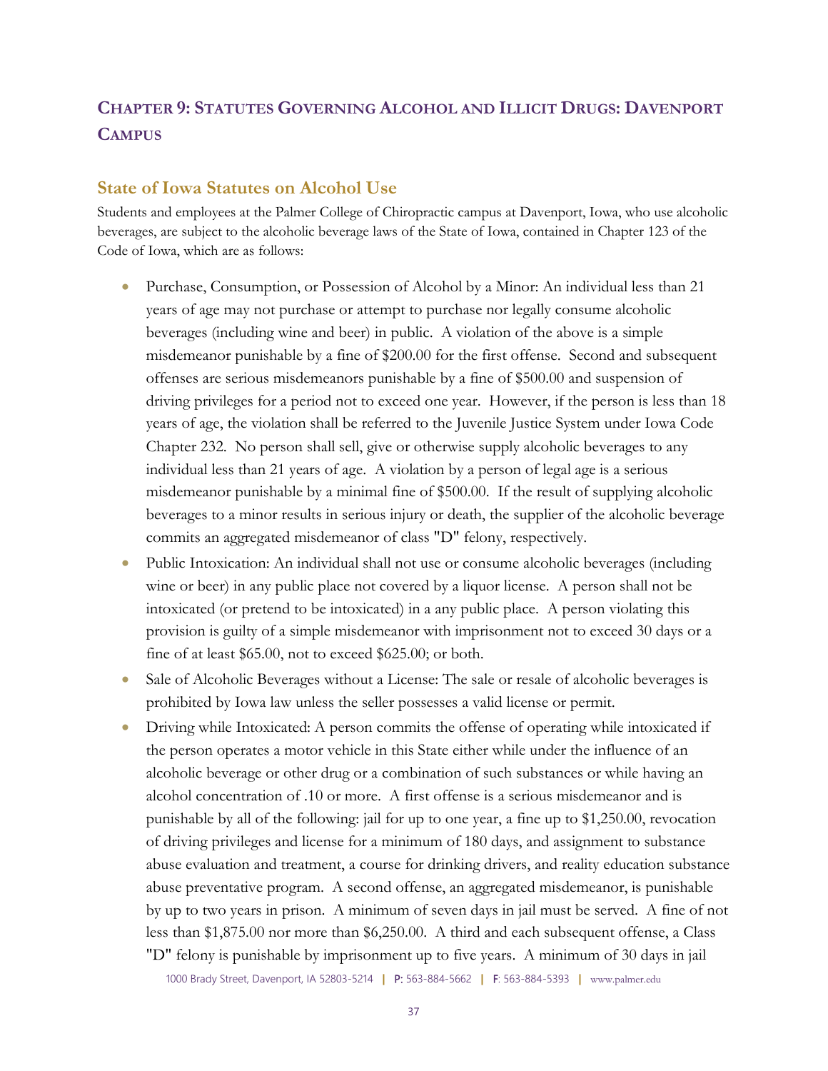## CHAPTER 9: STATUTES GOVERNING ALCOHOL AND ILLICIT DRUGS: DAVENPORT CAMPUS

### State of Iowa Statutes on Alcohol Use

Students and employees at the Palmer College of Chiropractic campus at Davenport, Iowa, who use alcoholic beverages, are subject to the alcoholic beverage laws of the State of Iowa, contained in Chapter 123 of the Code of Iowa, which are as follows:

- Purchase, Consumption, or Possession of Alcohol by a Minor: An individual less than 21 years of age may not purchase or attempt to purchase nor legally consume alcoholic beverages (including wine and beer) in public. A violation of the above is a simple misdemeanor punishable by a fine of $200.00 for the first offense. Second and subsequent offenses are serious misdemeanors punishable by a fine of $500.00 and suspension of driving privileges for a period not to exceed one year. However, if the person is less than 18 years of age, the violation shall be referred to the Juvenile Justice System under Iowa Code Chapter 232. No person shall sell, give or otherwise supply alcoholic beverages to any individual less than 21 years of age. A violation by a person of legal age is a serious misdemeanor punishable by a minimal fine of $500.00. If the result of supplying alcoholic beverages to a minor results in serious injury or death, the supplier of the alcoholic beverage commits an aggregated misdemeanor of class "D" felony, respectively.
- Public Intoxication: An individual shall not use or consume alcoholic beverages (including wine or beer) in any public place not covered by a liquor license. A person shall not be intoxicated (or pretend to be intoxicated) in a any public place. A person violating this provision is guilty of a simple misdemeanor with imprisonment not to exceed 30 days or a fine of at least $65.00, not to exceed $625.00; or both.
- Sale of Alcoholic Beverages without a License: The sale or resale of alcoholic beverages is prohibited by Iowa law unless the seller possesses a valid license or permit.
- Driving while Intoxicated: A person commits the offense of operating while intoxicated if the person operates a motor vehicle in this State either while under the influence of an alcoholic beverage or other drug or a combination of such substances or while having an alcohol concentration of .10 or more. A first offense is a serious misdemeanor and is punishable by all of the following: jail for up to one year, a fine up to $1,250.00, revocation of driving privileges and license for a minimum of 180 days, and assignment to substance abuse evaluation and treatment, a course for drinking drivers, and reality education substance abuse preventative program. A second offense, an aggregated misdemeanor, is punishable by up to two years in prison. A minimum of seven days in jail must be served. A fine of not less than $1,875.00 nor more than $6,250.00. A third and each subsequent offense, a Class "D" felony is punishable by imprisonment up to five years. A minimum of 30 days in jail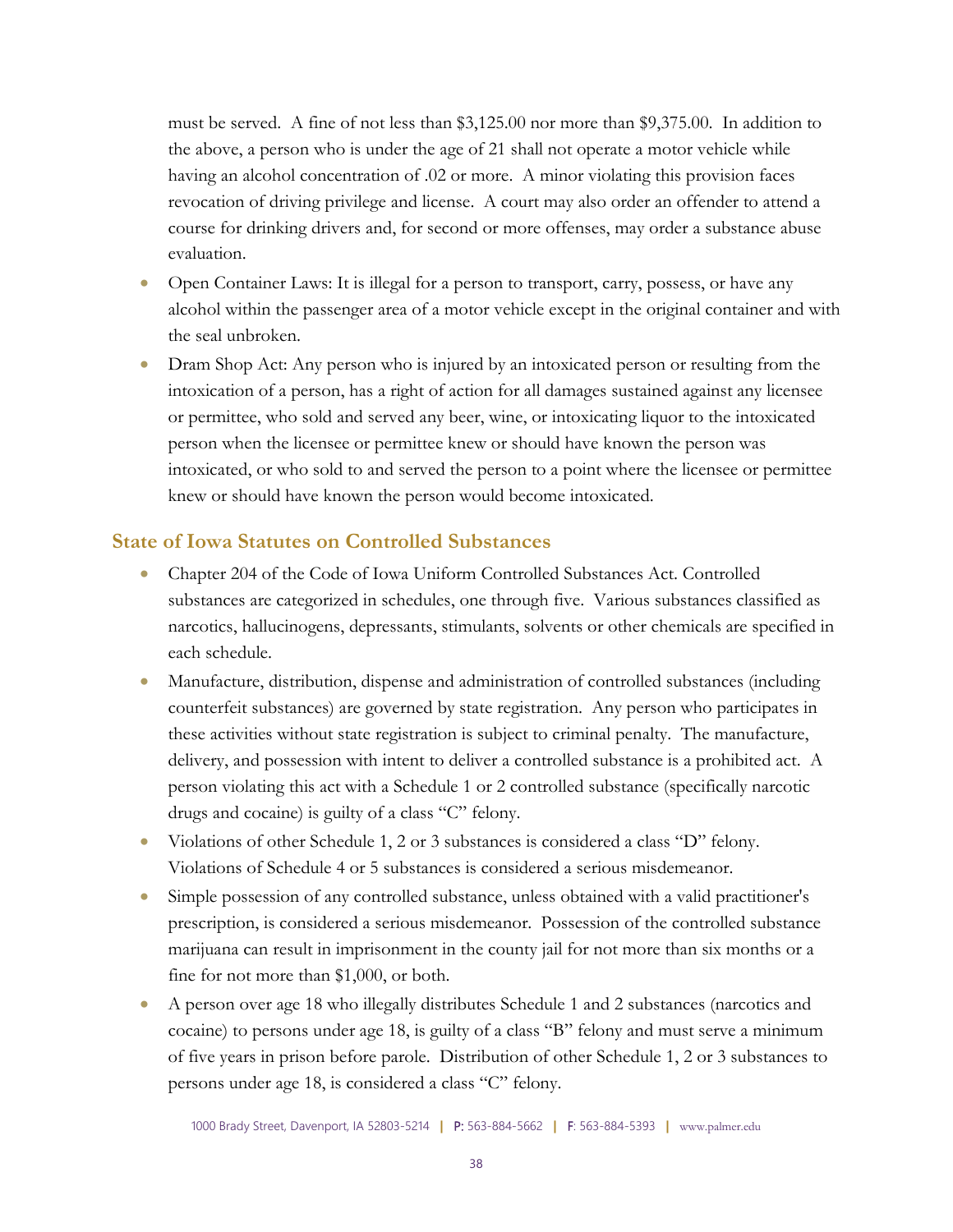must be served. A fine of not less than $3,125.00 nor more than $9,375.00. In addition to the above, a person who is under the age of 21 shall not operate a motor vehicle while having an alcohol concentration of .02 or more. A minor violating this provision faces revocation of driving privilege and license. A court may also order an offender to attend a course for drinking drivers and, for second or more offenses, may order a substance abuse evaluation.

- Open Container Laws: It is illegal for a person to transport, carry, possess, or have any alcohol within the passenger area of a motor vehicle except in the original container and with the seal unbroken.
- Dram Shop Act: Any person who is injured by an intoxicated person or resulting from the intoxication of a person, has a right of action for all damages sustained against any licensee or permittee, who sold and served any beer, wine, or intoxicating liquor to the intoxicated person when the licensee or permittee knew or should have known the person was intoxicated, or who sold to and served the person to a point where the licensee or permittee knew or should have known the person would become intoxicated.

## State of Iowa Statutes on Controlled Substances

- Chapter 204 of the Code of Iowa Uniform Controlled Substances Act. Controlled substances are categorized in schedules, one through five. Various substances classified as narcotics, hallucinogens, depressants, stimulants, solvents or other chemicals are specified in each schedule.
- Manufacture, distribution, dispense and administration of controlled substances (including counterfeit substances) are governed by state registration. Any person who participates in these activities without state registration is subject to criminal penalty. The manufacture, delivery, and possession with intent to deliver a controlled substance is a prohibited act. A person violating this act with a Schedule 1 or 2 controlled substance (specifically narcotic drugs and cocaine) is guilty of a class "C" felony.
- Violations of other Schedule 1, 2 or 3 substances is considered a class "D" felony. Violations of Schedule 4 or 5 substances is considered a serious misdemeanor.
- Simple possession of any controlled substance, unless obtained with a valid practitioner's prescription, is considered a serious misdemeanor. Possession of the controlled substance marijuana can result in imprisonment in the county jail for not more than six months or a fine for not more than $1,000, or both.
- A person over age 18 who illegally distributes Schedule 1 and 2 substances (narcotics and cocaine) to persons under age 18, is guilty of a class "B" felony and must serve a minimum of five years in prison before parole. Distribution of other Schedule 1, 2 or 3 substances to persons under age 18, is considered a class "C" felony.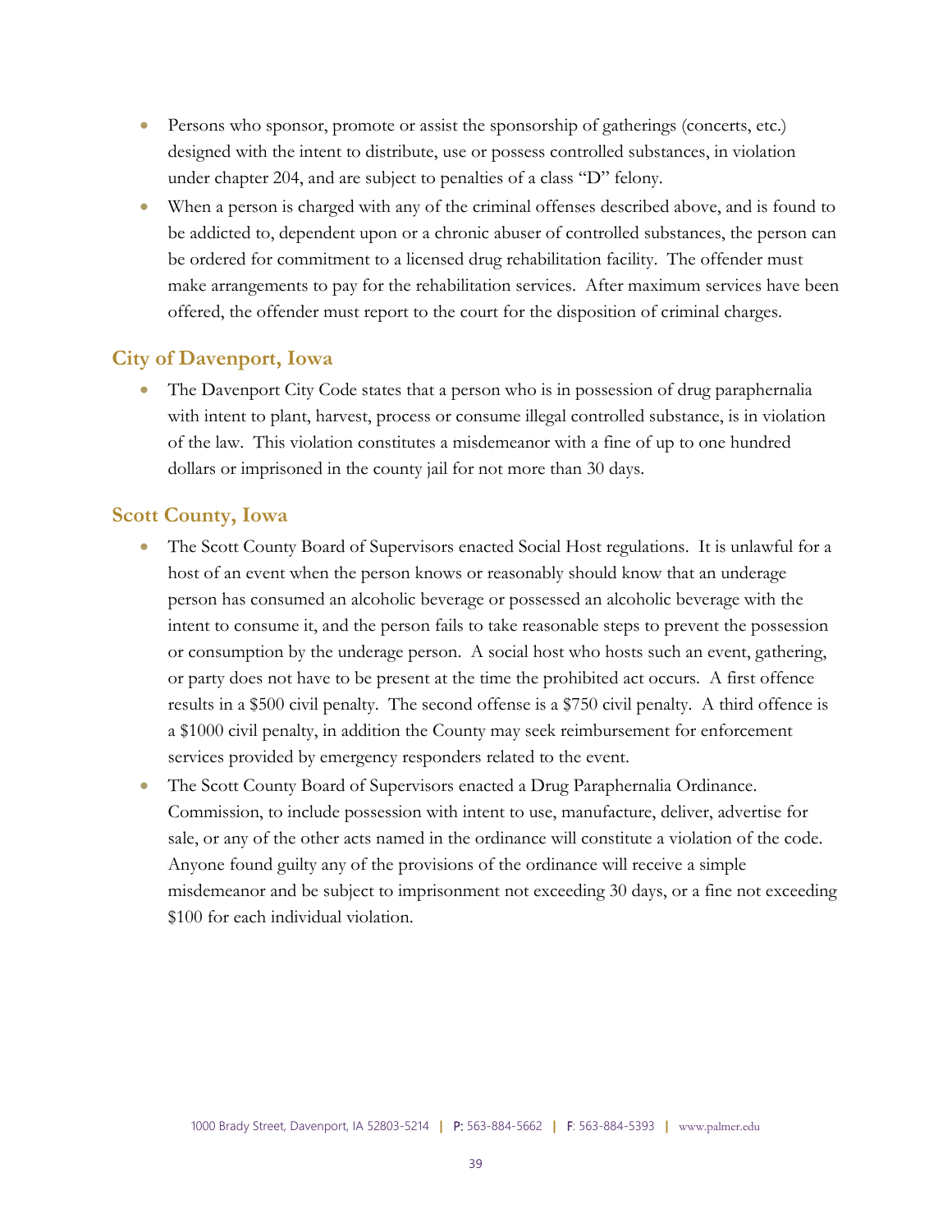- Persons who sponsor, promote or assist the sponsorship of gatherings (concerts, etc.) designed with the intent to distribute, use or possess controlled substances, in violation under chapter 204, and are subject to penalties of a class "D" felony.
- When a person is charged with any of the criminal offenses described above, and is found to be addicted to, dependent upon or a chronic abuser of controlled substances, the person can be ordered for commitment to a licensed drug rehabilitation facility. The offender must make arrangements to pay for the rehabilitation services. After maximum services have been offered, the offender must report to the court for the disposition of criminal charges.

## City of Davenport, Iowa

- The Davenport City Code states that a person who is in possession of drug paraphernalia with intent to plant, harvest, process or consume illegal controlled substance, is in violation of the law. This violation constitutes a misdemeanor with a fine of up to one hundred dollars or imprisoned in the county jail for not more than 30 days.

## Scott County, Iowa

- The Scott County Board of Supervisors enacted Social Host regulations. It is unlawful for a host of an event when the person knows or reasonably should know that an underage person has consumed an alcoholic beverage or possessed an alcoholic beverage with the intent to consume it, and the person fails to take reasonable steps to prevent the possession or consumption by the underage person. A social host who hosts such an event, gathering, or party does not have to be present at the time the prohibited act occurs. A first offence results in a $500 civil penalty. The second offense is a $750 civil penalty. A third offence is a $1000 civil penalty, in addition the County may seek reimbursement for enforcement services provided by emergency responders related to the event.
- The Scott County Board of Supervisors enacted a Drug Paraphernalia Ordinance. Commission, to include possession with intent to use, manufacture, deliver, advertise for sale, or any of the other acts named in the ordinance will constitute a violation of the code. Anyone found guilty any of the provisions of the ordinance will receive a simple misdemeanor and be subject to imprisonment not exceeding 30 days, or a fine not exceeding $100 for each individual violation.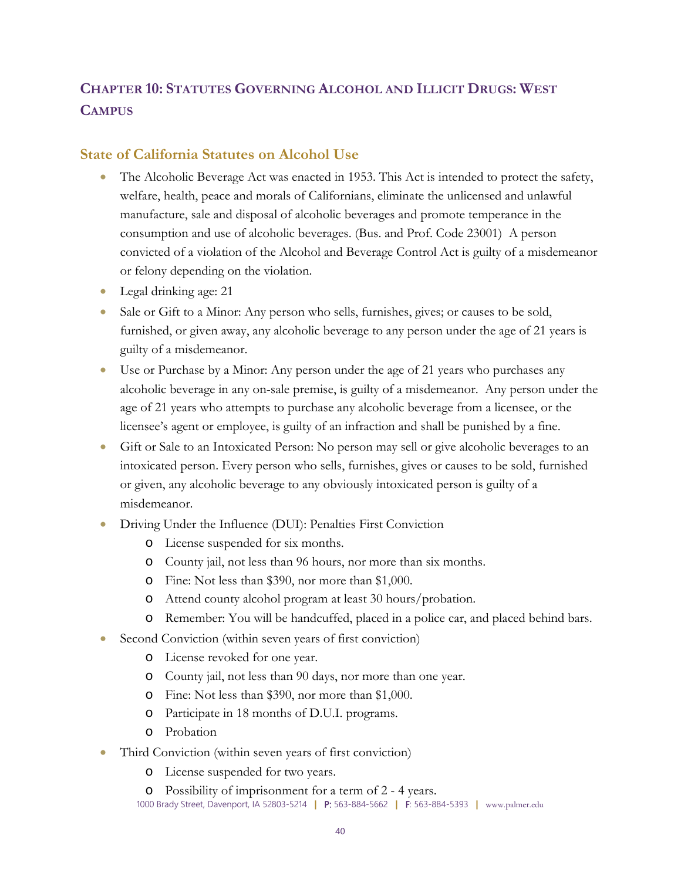## Chapter 10: Statutes Governing Alcohol and Illicit Drugs: West Campus

### State of California Statutes on Alcohol Use

- The Alcoholic Beverage Act was enacted in 1953. This Act is intended to protect the safety, welfare, health, peace and morals of Californians, eliminate the unlicensed and unlawful manufacture, sale and disposal of alcoholic beverages and promote temperance in the consumption and use of alcoholic beverages. (Bus. and Prof. Code 23001) A person convicted of a violation of the Alcohol and Beverage Control Act is guilty of a misdemeanor or felony depending on the violation.
- Legal drinking age: 21
- Sale or Gift to a Minor: Any person who sells, furnishes, gives; or causes to be sold, furnished, or given away, any alcoholic beverage to any person under the age of 21 years is guilty of a misdemeanor.
- Use or Purchase by a Minor: Any person under the age of 21 years who purchases any alcoholic beverage in any on-sale premise, is guilty of a misdemeanor. Any person under the age of 21 years who attempts to purchase any alcoholic beverage from a licensee, or the licensee's agent or employee, is guilty of an infraction and shall be punished by a fine.
- Gift or Sale to an Intoxicated Person: No person may sell or give alcoholic beverages to an intoxicated person. Every person who sells, furnishes, gives or causes to be sold, furnished or given, any alcoholic beverage to any obviously intoxicated person is guilty of a misdemeanor.
- Driving Under the Influence (DUI): Penalties First Conviction
  - License suspended for six months.
  - County jail, not less than 96 hours, nor more than six months.
  - Fine: Not less than $390, nor more than $1,000.
  - Attend county alcohol program at least 30 hours/probation.
  - Remember: You will be handcuffed, placed in a police car, and placed behind bars.
- Second Conviction (within seven years of first conviction)
  - License revoked for one year.
  - County jail, not less than 90 days, nor more than one year.
  - Fine: Not less than $390, nor more than $1,000.
  - Participate in 18 months of D.U.I. programs.
  - Probation
- Third Conviction (within seven years of first conviction)
  - License suspended for two years.
  - Possibility of imprisonment for a term of 2 - 4 years.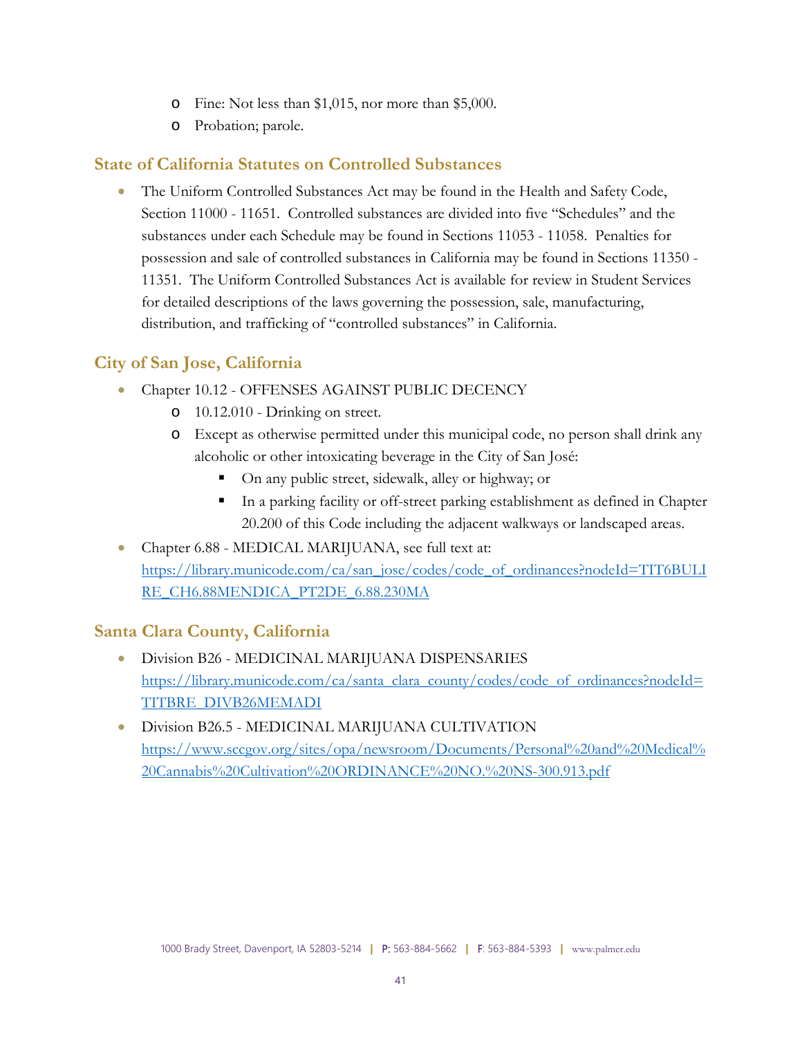- Fine: Not less than $1,015, nor more than $5,000.
- Probation; parole.

## State of California Statutes on Controlled Substances

- The Uniform Controlled Substances Act may be found in the Health and Safety Code, Section 11000 - 11651. Controlled substances are divided into five "Schedules" and the substances under each Schedule may be found in Sections 11053 - 11058. Penalties for possession and sale of controlled substances in California may be found in Sections 11350 - 11351. The Uniform Controlled Substances Act is available for review in Student Services for detailed descriptions of the laws governing the possession, sale, manufacturing, distribution, and trafficking of "controlled substances" in California.

## City of San Jose, California

- Chapter 10.12 - OFFENSES AGAINST PUBLIC DECENCY
  - 10.12.010 - Drinking on street.
  - Except as otherwise permitted under this municipal code, no person shall drink any alcoholic or other intoxicating beverage in the City of San José:
    - On any public street, sidewalk, alley or highway; or
    - In a parking facility or off-street parking establishment as defined in Chapter 20.200 of this Code including the adjacent walkways or landscaped areas.
- Chapter 6.88 - MEDICAL MARIJUANA, see full text at: [https://library.municode.com/ca/san_jose/codes/code_of_ordinances?nodeId=TIT6BULIRE_CH6.88MENDICA_PT2DE_6.88.230MA](https://library.municode.com/ca/san_jose/codes/code_of_ordinances?nodeId=TIT6BULIRE_CH6.88MENDICA_PT2DE_6.88.230MA)

## Santa Clara County, California

- Division B26 - MEDICINAL MARIJUANA DISPENSARIES [https://library.municode.com/ca/santa_clara_county/codes/code_of_ordinances?nodeId=TITBRE_DIVB26MEMADI](https://library.municode.com/ca/santa_clara_county/codes/code_of_ordinances?nodeId=TITBRE_DIVB26MEMADI)
- Division B26.5 - MEDICINAL MARIJUANA CULTIVATION [https://www.sccgov.org/sites/opa/newsroom/Documents/Personal%20and%20Medical%20Cannabis%20Cultivation%20ORDINANCE%20NO.%20NS-300.913.pdf](https://www.sccgov.org/sites/opa/newsroom/Documents/Personal%20and%20Medical%20Cannabis%20Cultivation%20ORDINANCE%20NO.%20NS-300.913.pdf)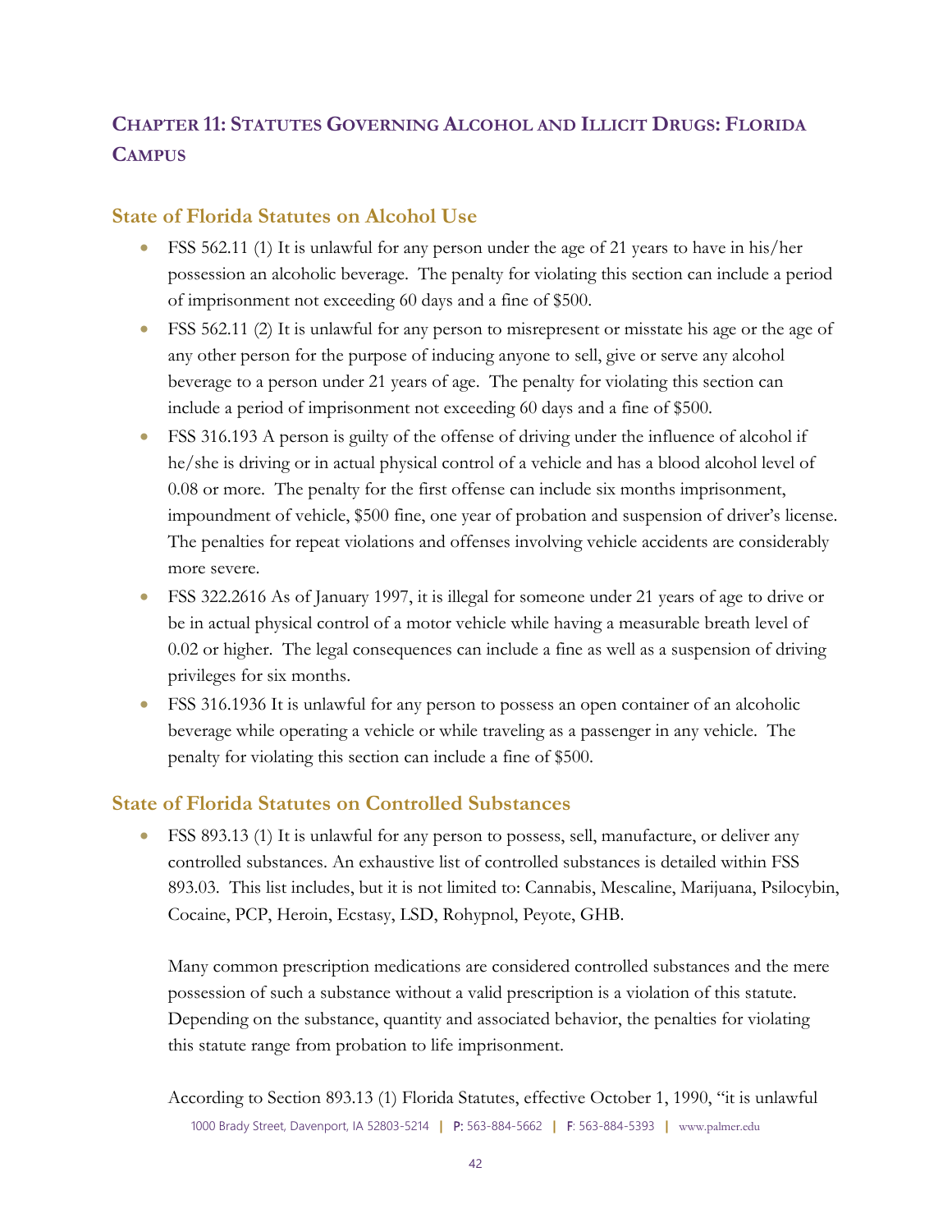## Chapter 11: Statutes Governing Alcohol and Illicit Drugs: Florida Campus

### State of Florida Statutes on Alcohol Use

- FSS 562.11 (1) It is unlawful for any person under the age of 21 years to have in his/her possession an alcoholic beverage. The penalty for violating this section can include a period of imprisonment not exceeding 60 days and a fine of $500.
- FSS 562.11 (2) It is unlawful for any person to misrepresent or misstate his age or the age of any other person for the purpose of inducing anyone to sell, give or serve any alcohol beverage to a person under 21 years of age. The penalty for violating this section can include a period of imprisonment not exceeding 60 days and a fine of $500.
- FSS 316.193 A person is guilty of the offense of driving under the influence of alcohol if he/she is driving or in actual physical control of a vehicle and has a blood alcohol level of 0.08 or more. The penalty for the first offense can include six months imprisonment, impoundment of vehicle, $500 fine, one year of probation and suspension of driver's license. The penalties for repeat violations and offenses involving vehicle accidents are considerably more severe.
- FSS 322.2616 As of January 1997, it is illegal for someone under 21 years of age to drive or be in actual physical control of a motor vehicle while having a measurable breath level of 0.02 or higher. The legal consequences can include a fine as well as a suspension of driving privileges for six months.
- FSS 316.1936 It is unlawful for any person to possess an open container of an alcoholic beverage while operating a vehicle or while traveling as a passenger in any vehicle. The penalty for violating this section can include a fine of $500.

### State of Florida Statutes on Controlled Substances

- FSS 893.13 (1) It is unlawful for any person to possess, sell, manufacture, or deliver any controlled substances. An exhaustive list of controlled substances is detailed within FSS 893.03. This list includes, but it is not limited to: Cannabis, Mescaline, Marijuana, Psilocybin, Cocaine, PCP, Heroin, Ecstasy, LSD, Rohypnol, Peyote, GHB.

  Many common prescription medications are considered controlled substances and the mere possession of such a substance without a valid prescription is a violation of this statute. Depending on the substance, quantity and associated behavior, the penalties for violating this statute range from probation to life imprisonment.

  According to Section 893.13 (1) Florida Statutes, effective October 1, 1990, "it is unlawful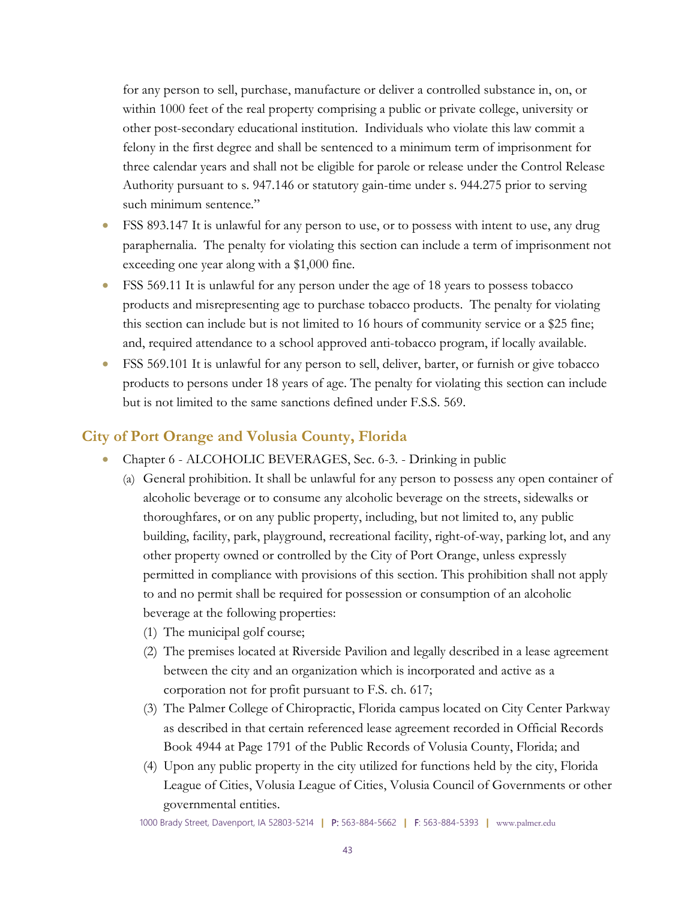for any person to sell, purchase, manufacture or deliver a controlled substance in, on, or within 1000 feet of the real property comprising a public or private college, university or other post-secondary educational institution. Individuals who violate this law commit a felony in the first degree and shall be sentenced to a minimum term of imprisonment for three calendar years and shall not be eligible for parole or release under the Control Release Authority pursuant to s. 947.146 or statutory gain-time under s. 944.275 prior to serving such minimum sentence."

- FSS 893.147 It is unlawful for any person to use, or to possess with intent to use, any drug paraphernalia. The penalty for violating this section can include a term of imprisonment not exceeding one year along with a $1,000 fine.
- FSS 569.11 It is unlawful for any person under the age of 18 years to possess tobacco products and misrepresenting age to purchase tobacco products. The penalty for violating this section can include but is not limited to 16 hours of community service or a $25 fine; and, required attendance to a school approved anti-tobacco program, if locally available.
- FSS 569.101 It is unlawful for any person to sell, deliver, barter, or furnish or give tobacco products to persons under 18 years of age. The penalty for violating this section can include but is not limited to the same sanctions defined under F.S.S. 569.

## City of Port Orange and Volusia County, Florida

- Chapter 6 - ALCOHOLIC BEVERAGES, Sec. 6-3. - Drinking in public
  (a) General prohibition. It shall be unlawful for any person to possess any open container of alcoholic beverage or to consume any alcoholic beverage on the streets, sidewalks or thoroughfares, or on any public property, including, but not limited to, any public building, facility, park, playground, recreational facility, right-of-way, parking lot, and any other property owned or controlled by the City of Port Orange, unless expressly permitted in compliance with provisions of this section. This prohibition shall not apply to and no permit shall be required for possession or consumption of an alcoholic beverage at the following properties:
    (1) The municipal golf course;
    (2) The premises located at Riverside Pavilion and legally described in a lease agreement between the city and an organization which is incorporated and active as a corporation not for profit pursuant to F.S. ch. 617;
    (3) The Palmer College of Chiropractic, Florida campus located on City Center Parkway as described in that certain referenced lease agreement recorded in Official Records Book 4944 at Page 1791 of the Public Records of Volusia County, Florida; and
    (4) Upon any public property in the city utilized for functions held by the city, Florida League of Cities, Volusia League of Cities, Volusia Council of Governments or other governmental entities.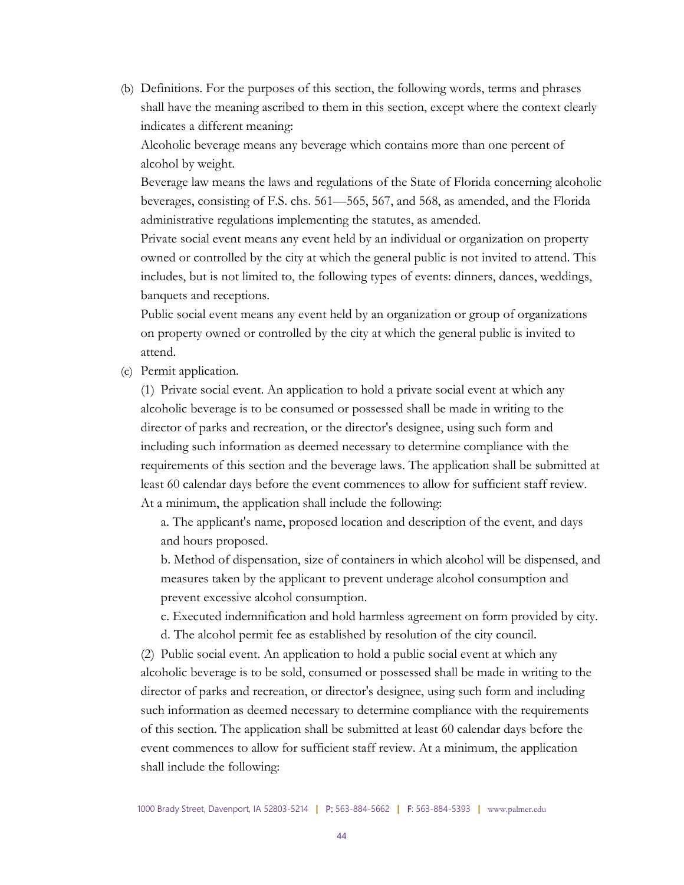(b) Definitions. For the purposes of this section, the following words, terms and phrases shall have the meaning ascribed to them in this section, except where the context clearly indicates a different meaning:

Alcoholic beverage means any beverage which contains more than one percent of alcohol by weight.

Beverage law means the laws and regulations of the State of Florida concerning alcoholic beverages, consisting of F.S. chs. 561—565, 567, and 568, as amended, and the Florida administrative regulations implementing the statutes, as amended.

Private social event means any event held by an individual or organization on property owned or controlled by the city at which the general public is not invited to attend. This includes, but is not limited to, the following types of events: dinners, dances, weddings, banquets and receptions.

Public social event means any event held by an organization or group of organizations on property owned or controlled by the city at which the general public is invited to attend.

(c) Permit application.

(1) Private social event. An application to hold a private social event at which any alcoholic beverage is to be consumed or possessed shall be made in writing to the director of parks and recreation, or the director's designee, using such form and including such information as deemed necessary to determine compliance with the requirements of this section and the beverage laws. The application shall be submitted at least 60 calendar days before the event commences to allow for sufficient staff review. At a minimum, the application shall include the following:

a. The applicant's name, proposed location and description of the event, and days and hours proposed.

b. Method of dispensation, size of containers in which alcohol will be dispensed, and measures taken by the applicant to prevent underage alcohol consumption and prevent excessive alcohol consumption.

c. Executed indemnification and hold harmless agreement on form provided by city.

d. The alcohol permit fee as established by resolution of the city council.

(2) Public social event. An application to hold a public social event at which any alcoholic beverage is to be sold, consumed or possessed shall be made in writing to the director of parks and recreation, or director's designee, using such form and including such information as deemed necessary to determine compliance with the requirements of this section. The application shall be submitted at least 60 calendar days before the event commences to allow for sufficient staff review. At a minimum, the application shall include the following: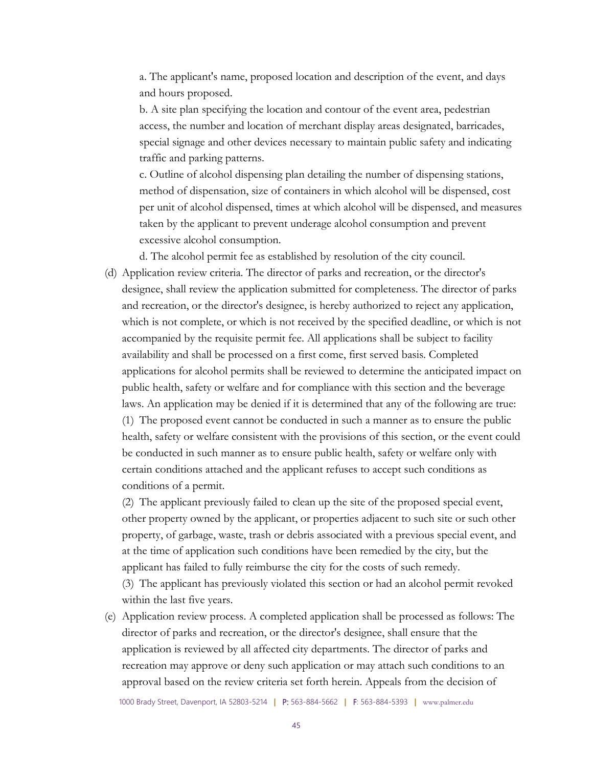a. The applicant's name, proposed location and description of the event, and days and hours proposed.

b. A site plan specifying the location and contour of the event area, pedestrian access, the number and location of merchant display areas designated, barricades, special signage and other devices necessary to maintain public safety and indicating traffic and parking patterns.

c. Outline of alcohol dispensing plan detailing the number of dispensing stations, method of dispensation, size of containers in which alcohol will be dispensed, cost per unit of alcohol dispensed, times at which alcohol will be dispensed, and measures taken by the applicant to prevent underage alcohol consumption and prevent excessive alcohol consumption.

d. The alcohol permit fee as established by resolution of the city council.

(d) Application review criteria. The director of parks and recreation, or the director's designee, shall review the application submitted for completeness. The director of parks and recreation, or the director's designee, is hereby authorized to reject any application, which is not complete, or which is not received by the specified deadline, or which is not accompanied by the requisite permit fee. All applications shall be subject to facility availability and shall be processed on a first come, first served basis. Completed applications for alcohol permits shall be reviewed to determine the anticipated impact on public health, safety or welfare and for compliance with this section and the beverage laws. An application may be denied if it is determined that any of the following are true:

(1) The proposed event cannot be conducted in such a manner as to ensure the public health, safety or welfare consistent with the provisions of this section, or the event could be conducted in such manner as to ensure public health, safety or welfare only with certain conditions attached and the applicant refuses to accept such conditions as conditions of a permit.

(2) The applicant previously failed to clean up the site of the proposed special event, other property owned by the applicant, or properties adjacent to such site or such other property, of garbage, waste, trash or debris associated with a previous special event, and at the time of application such conditions have been remedied by the city, but the applicant has failed to fully reimburse the city for the costs of such remedy.

(3) The applicant has previously violated this section or had an alcohol permit revoked within the last five years.

(e) Application review process. A completed application shall be processed as follows: The director of parks and recreation, or the director's designee, shall ensure that the application is reviewed by all affected city departments. The director of parks and recreation may approve or deny such application or may attach such conditions to an approval based on the review criteria set forth herein. Appeals from the decision of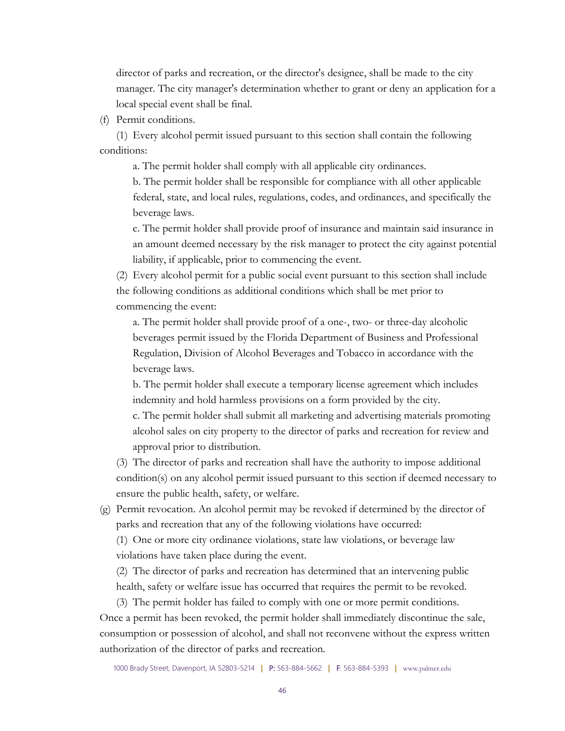director of parks and recreation, or the director's designee, shall be made to the city manager. The city manager's determination whether to grant or deny an application for a local special event shall be final.

(f) Permit conditions.

(1) Every alcohol permit issued pursuant to this section shall contain the following conditions:

a. The permit holder shall comply with all applicable city ordinances.

b. The permit holder shall be responsible for compliance with all other applicable federal, state, and local rules, regulations, codes, and ordinances, and specifically the beverage laws.

c. The permit holder shall provide proof of insurance and maintain said insurance in an amount deemed necessary by the risk manager to protect the city against potential liability, if applicable, prior to commencing the event.

(2) Every alcohol permit for a public social event pursuant to this section shall include the following conditions as additional conditions which shall be met prior to commencing the event:

a. The permit holder shall provide proof of a one-, two- or three-day alcoholic beverages permit issued by the Florida Department of Business and Professional Regulation, Division of Alcohol Beverages and Tobacco in accordance with the beverage laws.

b. The permit holder shall execute a temporary license agreement which includes indemnity and hold harmless provisions on a form provided by the city.

c. The permit holder shall submit all marketing and advertising materials promoting alcohol sales on city property to the director of parks and recreation for review and approval prior to distribution.

(3) The director of parks and recreation shall have the authority to impose additional condition(s) on any alcohol permit issued pursuant to this section if deemed necessary to ensure the public health, safety, or welfare.

(g) Permit revocation. An alcohol permit may be revoked if determined by the director of parks and recreation that any of the following violations have occurred:

(1) One or more city ordinance violations, state law violations, or beverage law violations have taken place during the event.

(2) The director of parks and recreation has determined that an intervening public health, safety or welfare issue has occurred that requires the permit to be revoked.

(3) The permit holder has failed to comply with one or more permit conditions.

Once a permit has been revoked, the permit holder shall immediately discontinue the sale, consumption or possession of alcohol, and shall not reconvene without the express written authorization of the director of parks and recreation.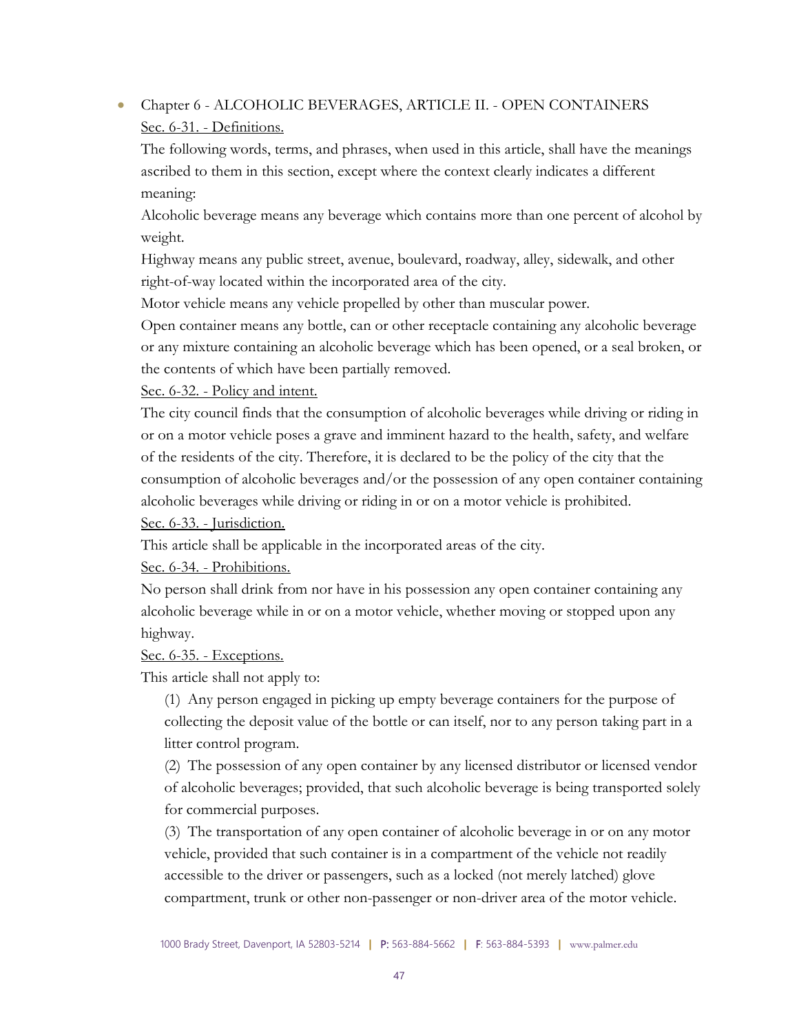- Chapter 6 - ALCOHOLIC BEVERAGES, ARTICLE II. - OPEN CONTAINERS

  <u>Sec. 6-31. - Definitions.</u>

  The following words, terms, and phrases, when used in this article, shall have the meanings ascribed to them in this section, except where the context clearly indicates a different meaning:

  Alcoholic beverage means any beverage which contains more than one percent of alcohol by weight.

  Highway means any public street, avenue, boulevard, roadway, alley, sidewalk, and other right-of-way located within the incorporated area of the city.

  Motor vehicle means any vehicle propelled by other than muscular power.

  Open container means any bottle, can or other receptacle containing any alcoholic beverage or any mixture containing an alcoholic beverage which has been opened, or a seal broken, or the contents of which have been partially removed.

  <u>Sec. 6-32. - Policy and intent.</u>

  The city council finds that the consumption of alcoholic beverages while driving or riding in or on a motor vehicle poses a grave and imminent hazard to the health, safety, and welfare of the residents of the city. Therefore, it is declared to be the policy of the city that the consumption of alcoholic beverages and/or the possession of any open container containing alcoholic beverages while driving or riding in or on a motor vehicle is prohibited.

  <u>Sec. 6-33. - Jurisdiction.</u>

  This article shall be applicable in the incorporated areas of the city.

  <u>Sec. 6-34. - Prohibitions.</u>

  No person shall drink from nor have in his possession any open container containing any alcoholic beverage while in or on a motor vehicle, whether moving or stopped upon any highway.

  <u>Sec. 6-35. - Exceptions.</u>

  This article shall not apply to:

  (1) Any person engaged in picking up empty beverage containers for the purpose of collecting the deposit value of the bottle or can itself, nor to any person taking part in a litter control program.

  (2) The possession of any open container by any licensed distributor or licensed vendor of alcoholic beverages; provided, that such alcoholic beverage is being transported solely for commercial purposes.

  (3) The transportation of any open container of alcoholic beverage in or on any motor vehicle, provided that such container is in a compartment of the vehicle not readily accessible to the driver or passengers, such as a locked (not merely latched) glove compartment, trunk or other non-passenger or non-driver area of the motor vehicle.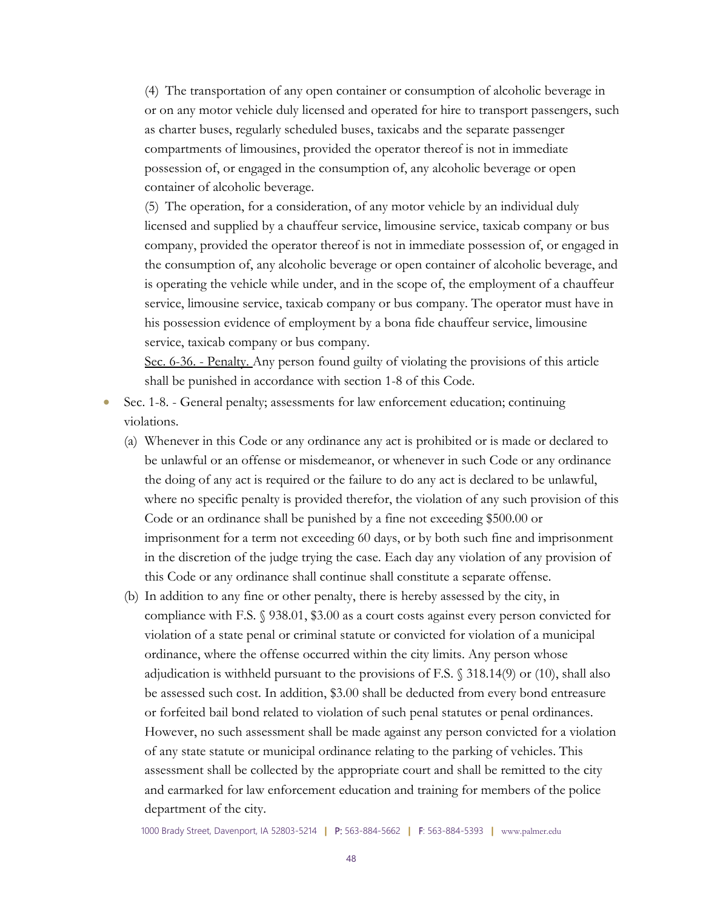(4) The transportation of any open container or consumption of alcoholic beverage in or on any motor vehicle duly licensed and operated for hire to transport passengers, such as charter buses, regularly scheduled buses, taxicabs and the separate passenger compartments of limousines, provided the operator thereof is not in immediate possession of, or engaged in the consumption of, any alcoholic beverage or open container of alcoholic beverage.

(5) The operation, for a consideration, of any motor vehicle by an individual duly licensed and supplied by a chauffeur service, limousine service, taxicab company or bus company, provided the operator thereof is not in immediate possession of, or engaged in the consumption of, any alcoholic beverage or open container of alcoholic beverage, and is operating the vehicle while under, and in the scope of, the employment of a chauffeur service, limousine service, taxicab company or bus company. The operator must have in his possession evidence of employment by a bona fide chauffeur service, limousine service, taxicab company or bus company.

<u>Sec. 6-36. - Penalty.</u> Any person found guilty of violating the provisions of this article shall be punished in accordance with section 1-8 of this Code.

- Sec. 1-8. - General penalty; assessments for law enforcement education; continuing violations.
  - (a) Whenever in this Code or any ordinance any act is prohibited or is made or declared to be unlawful or an offense or misdemeanor, or whenever in such Code or any ordinance the doing of any act is required or the failure to do any act is declared to be unlawful, where no specific penalty is provided therefor, the violation of any such provision of this Code or an ordinance shall be punished by a fine not exceeding $500.00 or imprisonment for a term not exceeding 60 days, or by both such fine and imprisonment in the discretion of the judge trying the case. Each day any violation of any provision of this Code or any ordinance shall continue shall constitute a separate offense.
  - (b) In addition to any fine or other penalty, there is hereby assessed by the city, in compliance with F.S. § 938.01, $3.00 as a court costs against every person convicted for violation of a state penal or criminal statute or convicted for violation of a municipal ordinance, where the offense occurred within the city limits. Any person whose adjudication is withheld pursuant to the provisions of F.S. § 318.14(9) or (10), shall also be assessed such cost. In addition, $3.00 shall be deducted from every bond entreasure or forfeited bail bond related to violation of such penal statutes or penal ordinances. However, no such assessment shall be made against any person convicted for a violation of any state statute or municipal ordinance relating to the parking of vehicles. This assessment shall be collected by the appropriate court and shall be remitted to the city and earmarked for law enforcement education and training for members of the police department of the city.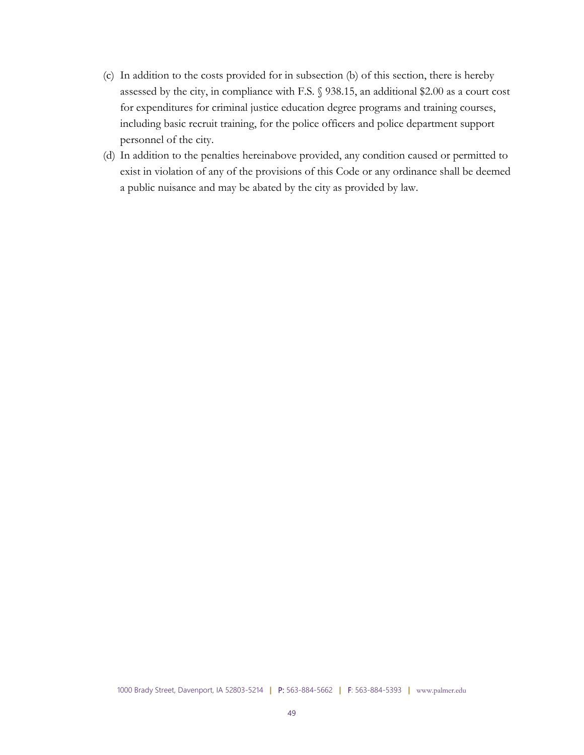(c) In addition to the costs provided for in subsection (b) of this section, there is hereby assessed by the city, in compliance with F.S. § 938.15, an additional $2.00 as a court cost for expenditures for criminal justice education degree programs and training courses, including basic recruit training, for the police officers and police department support personnel of the city.

(d) In addition to the penalties hereinabove provided, any condition caused or permitted to exist in violation of any of the provisions of this Code or any ordinance shall be deemed a public nuisance and may be abated by the city as provided by law.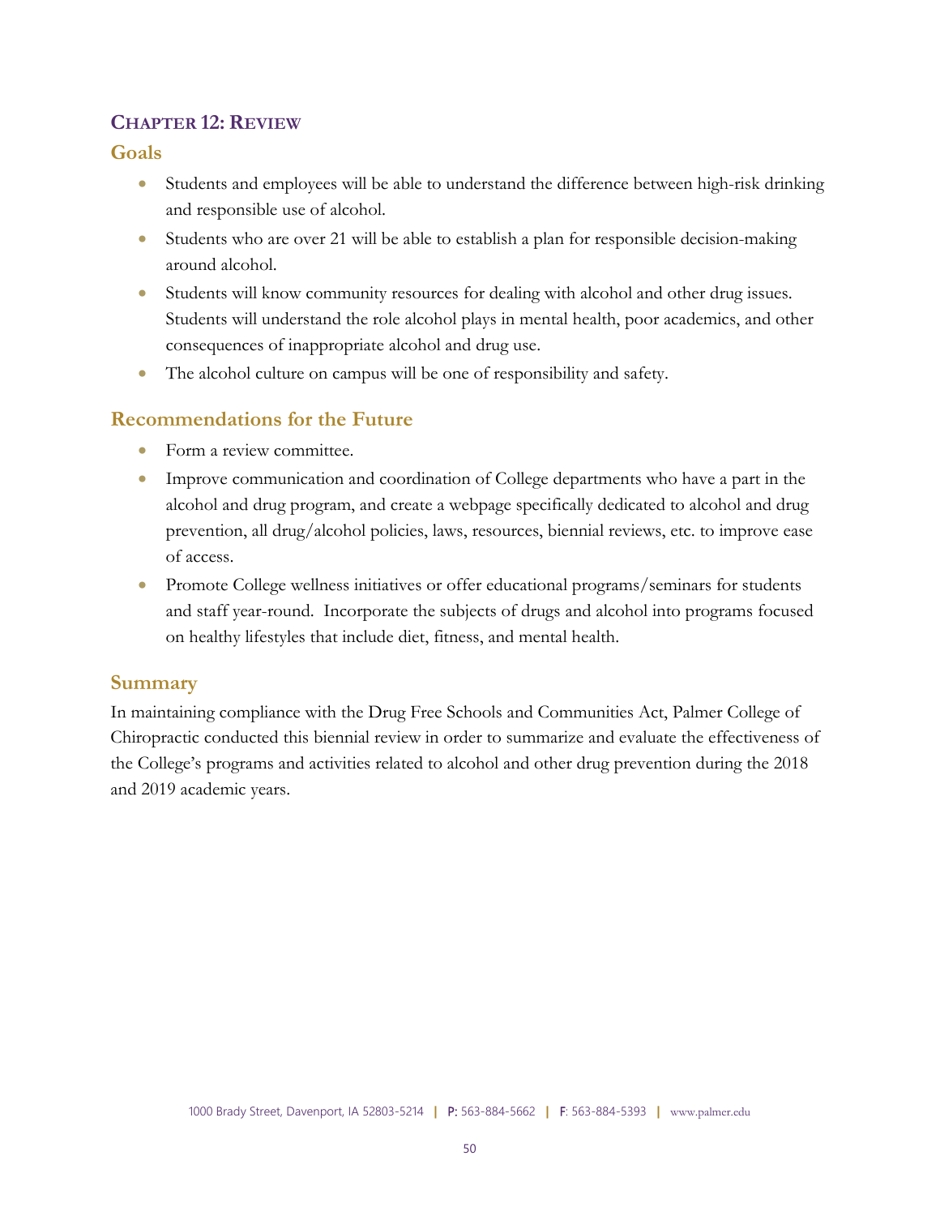## Chapter 12: Review

### Goals

- Students and employees will be able to understand the difference between high-risk drinking and responsible use of alcohol.
- Students who are over 21 will be able to establish a plan for responsible decision-making around alcohol.
- Students will know community resources for dealing with alcohol and other drug issues. Students will understand the role alcohol plays in mental health, poor academics, and other consequences of inappropriate alcohol and drug use.
- The alcohol culture on campus will be one of responsibility and safety.

### Recommendations for the Future

- Form a review committee.
- Improve communication and coordination of College departments who have a part in the alcohol and drug program, and create a webpage specifically dedicated to alcohol and drug prevention, all drug/alcohol policies, laws, resources, biennial reviews, etc. to improve ease of access.
- Promote College wellness initiatives or offer educational programs/seminars for students and staff year-round. Incorporate the subjects of drugs and alcohol into programs focused on healthy lifestyles that include diet, fitness, and mental health.

### Summary

In maintaining compliance with the Drug Free Schools and Communities Act, Palmer College of Chiropractic conducted this biennial review in order to summarize and evaluate the effectiveness of the College's programs and activities related to alcohol and other drug prevention during the 2018 and 2019 academic years.